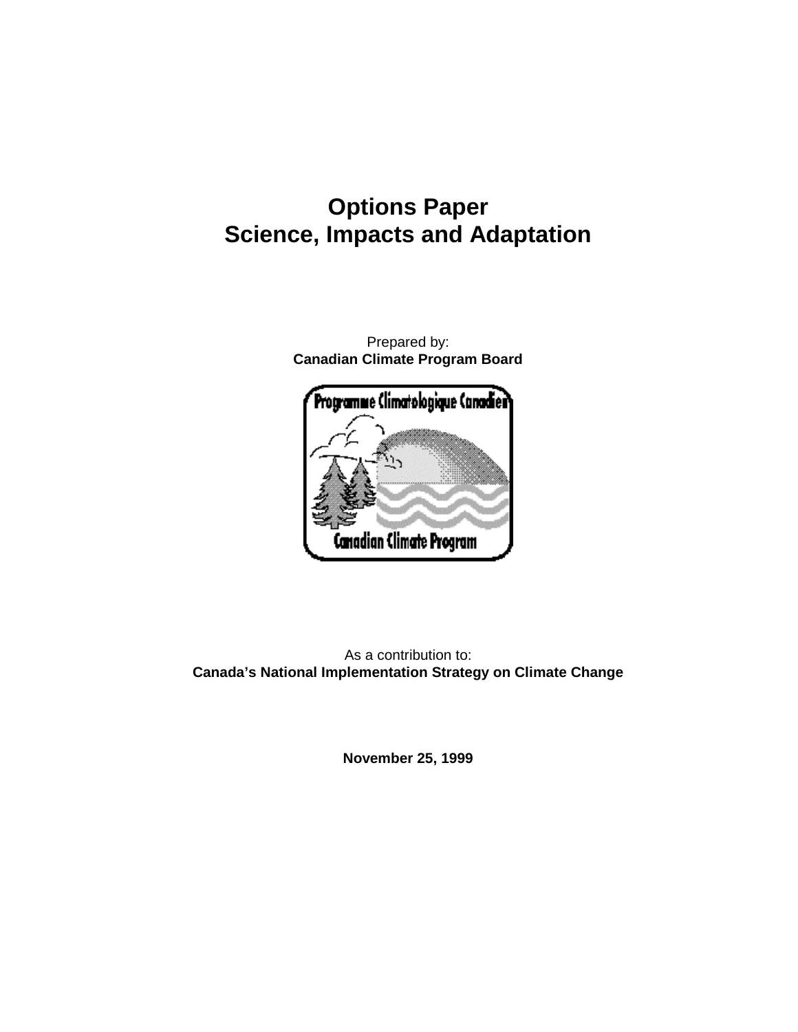# Options Paper
# Science, Impacts and Adaptation

Prepared by:
**Canadian Climate Program Board**

As a contribution to:
**Canada's National Implementation Strategy on Climate Change**

**November 25, 1999**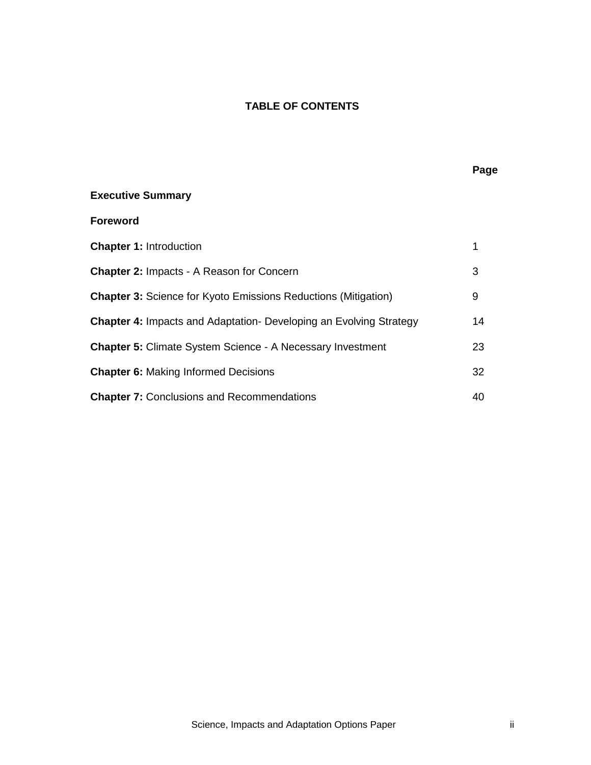# TABLE OF CONTENTS

| | Page |
|---|---|
| **Executive Summary** | |
| **Foreword** | |
| **Chapter 1:** Introduction | 1 |
| **Chapter 2:** Impacts - A Reason for Concern | 3 |
| **Chapter 3:** Science for Kyoto Emissions Reductions (Mitigation) | 9 |
| **Chapter 4:** Impacts and Adaptation- Developing an Evolving Strategy | 14 |
| **Chapter 5:** Climate System Science - A Necessary Investment | 23 |
| **Chapter 6:** Making Informed Decisions | 32 |
| **Chapter 7:** Conclusions and Recommendations | 40 |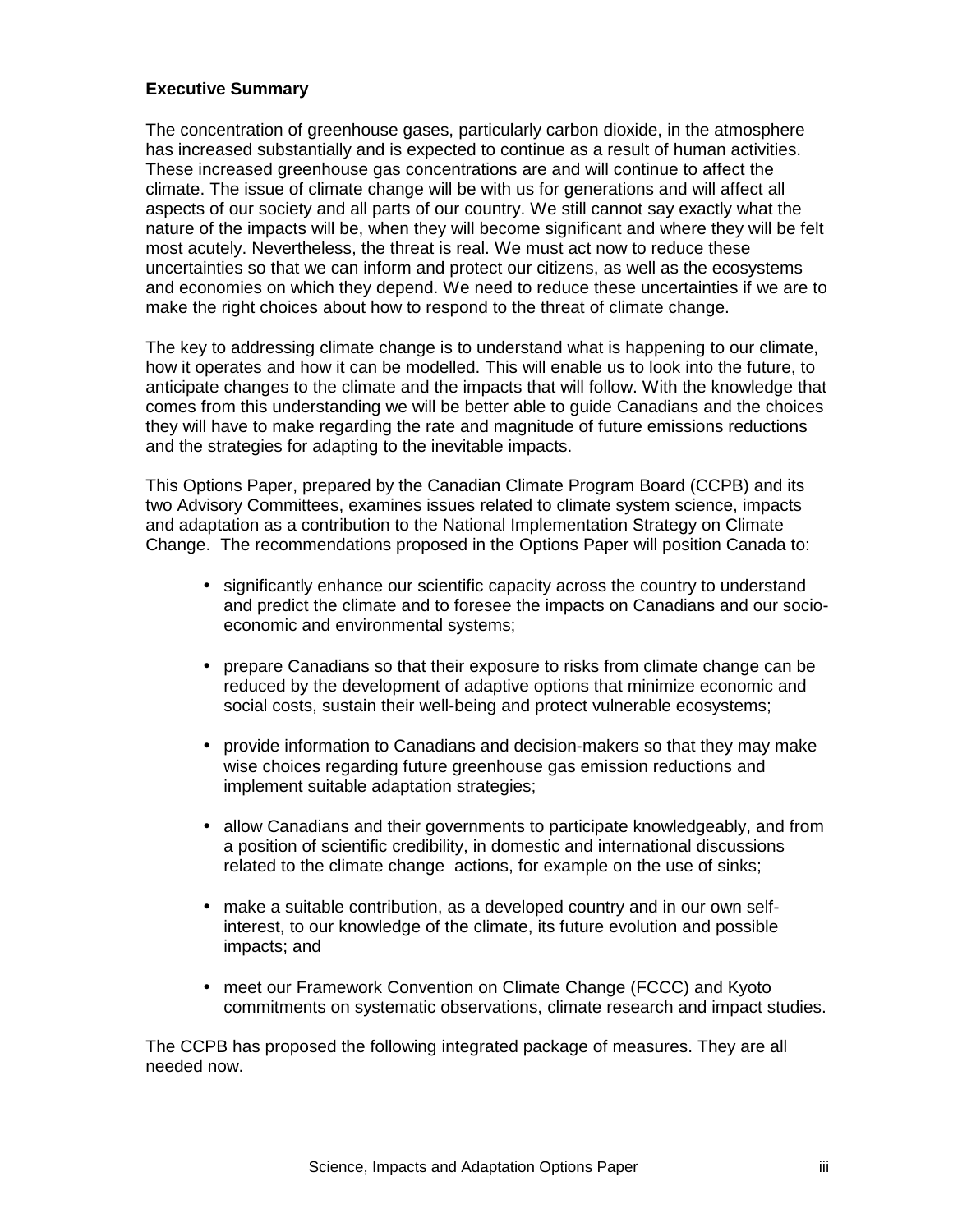**Executive Summary**

The concentration of greenhouse gases, particularly carbon dioxide, in the atmosphere has increased substantially and is expected to continue as a result of human activities. These increased greenhouse gas concentrations are and will continue to affect the climate. The issue of climate change will be with us for generations and will affect all aspects of our society and all parts of our country. We still cannot say exactly what the nature of the impacts will be, when they will become significant and where they will be felt most acutely. Nevertheless, the threat is real. We must act now to reduce these uncertainties so that we can inform and protect our citizens, as well as the ecosystems and economies on which they depend. We need to reduce these uncertainties if we are to make the right choices about how to respond to the threat of climate change.

The key to addressing climate change is to understand what is happening to our climate, how it operates and how it can be modelled. This will enable us to look into the future, to anticipate changes to the climate and the impacts that will follow. With the knowledge that comes from this understanding we will be better able to guide Canadians and the choices they will have to make regarding the rate and magnitude of future emissions reductions and the strategies for adapting to the inevitable impacts.

This Options Paper, prepared by the Canadian Climate Program Board (CCPB) and its two Advisory Committees, examines issues related to climate system science, impacts and adaptation as a contribution to the National Implementation Strategy on Climate Change. The recommendations proposed in the Options Paper will position Canada to:

- significantly enhance our scientific capacity across the country to understand and predict the climate and to foresee the impacts on Canadians and our socio-economic and environmental systems;
- prepare Canadians so that their exposure to risks from climate change can be reduced by the development of adaptive options that minimize economic and social costs, sustain their well-being and protect vulnerable ecosystems;
- provide information to Canadians and decision-makers so that they may make wise choices regarding future greenhouse gas emission reductions and implement suitable adaptation strategies;
- allow Canadians and their governments to participate knowledgeably, and from a position of scientific credibility, in domestic and international discussions related to the climate change actions, for example on the use of sinks;
- make a suitable contribution, as a developed country and in our own self-interest, to our knowledge of the climate, its future evolution and possible impacts; and
- meet our Framework Convention on Climate Change (FCCC) and Kyoto commitments on systematic observations, climate research and impact studies.

The CCPB has proposed the following integrated package of measures. They are all needed now.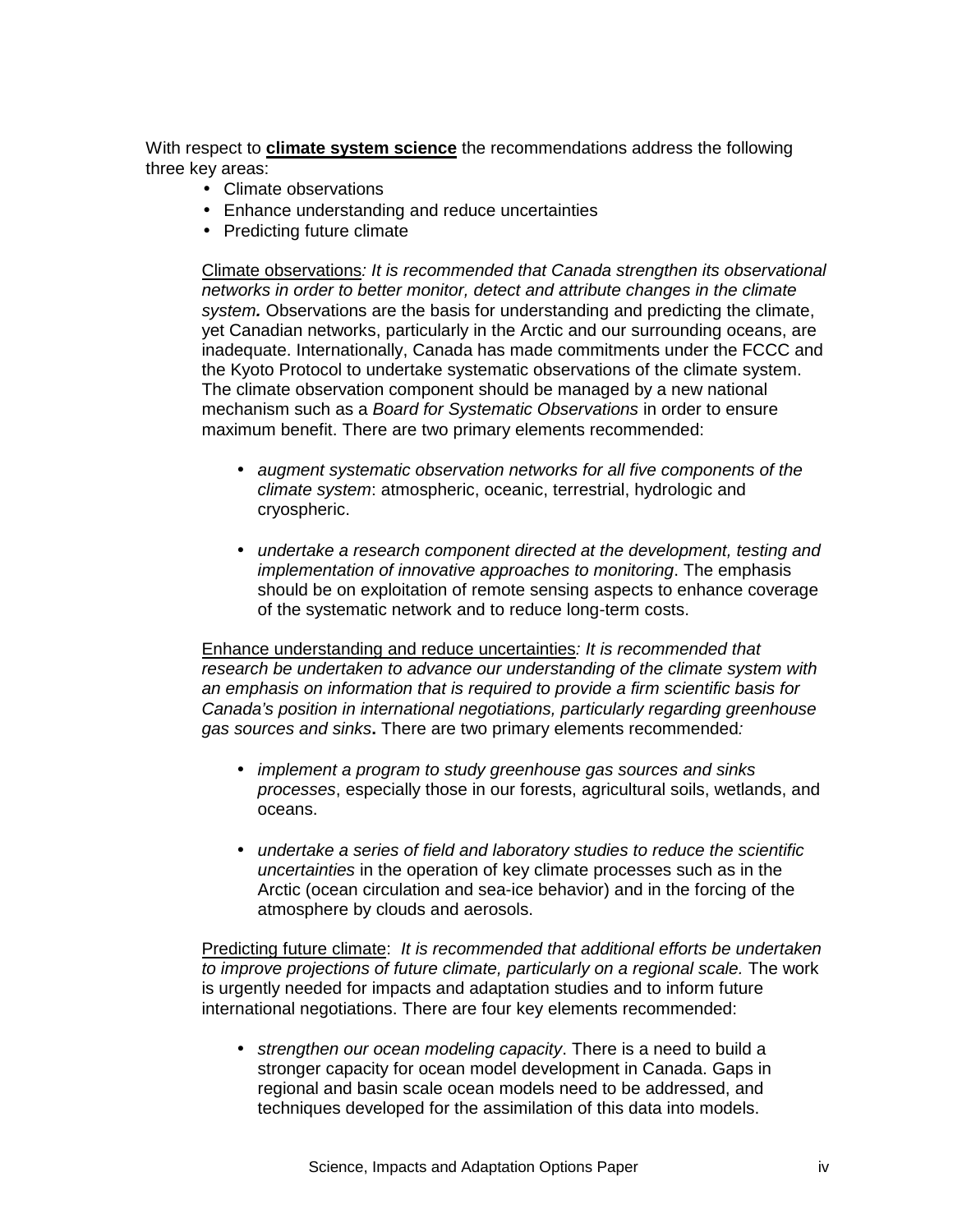With respect to **climate system science** the recommendations address the following three key areas:

- Climate observations
- Enhance understanding and reduce uncertainties
- Predicting future climate

Climate observations*: It is recommended that Canada strengthen its observational networks in order to better monitor, detect and attribute changes in the climate system.* Observations are the basis for understanding and predicting the climate, yet Canadian networks, particularly in the Arctic and our surrounding oceans, are inadequate. Internationally, Canada has made commitments under the FCCC and the Kyoto Protocol to undertake systematic observations of the climate system. The climate observation component should be managed by a new national mechanism such as a *Board for Systematic Observations* in order to ensure maximum benefit. There are two primary elements recommended:

- *augment systematic observation networks for all five components of the climate system*: atmospheric, oceanic, terrestrial, hydrologic and cryospheric.

- *undertake a research component directed at the development, testing and implementation of innovative approaches to monitoring*. The emphasis should be on exploitation of remote sensing aspects to enhance coverage of the systematic network and to reduce long-term costs.

Enhance understanding and reduce uncertainties*: It is recommended that research be undertaken to advance our understanding of the climate system with an emphasis on information that is required to provide a firm scientific basis for Canada's position in international negotiations, particularly regarding greenhouse gas sources and sinks***.** There are two primary elements recommended*:*

- *implement a program to study greenhouse gas sources and sinks processes*, especially those in our forests, agricultural soils, wetlands, and oceans.

- *undertake a series of field and laboratory studies to reduce the scientific uncertainties* in the operation of key climate processes such as in the Arctic (ocean circulation and sea-ice behavior) and in the forcing of the atmosphere by clouds and aerosols.

Predicting future climate: *It is recommended that additional efforts be undertaken to improve projections of future climate, particularly on a regional scale.* The work is urgently needed for impacts and adaptation studies and to inform future international negotiations. There are four key elements recommended:

- *strengthen our ocean modeling capacity*. There is a need to build a stronger capacity for ocean model development in Canada. Gaps in regional and basin scale ocean models need to be addressed, and techniques developed for the assimilation of this data into models.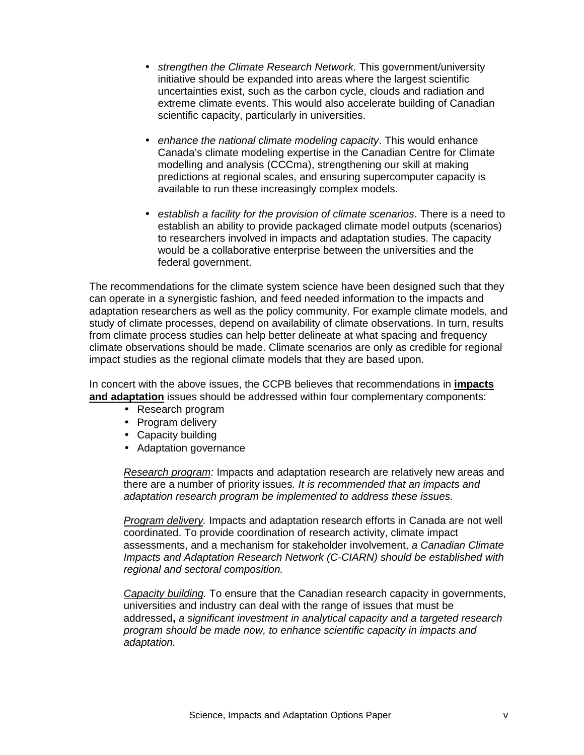- *strengthen the Climate Research Network.* This government/university initiative should be expanded into areas where the largest scientific uncertainties exist, such as the carbon cycle, clouds and radiation and extreme climate events. This would also accelerate building of Canadian scientific capacity, particularly in universities.

- *enhance the national climate modeling capacity*. This would enhance Canada's climate modeling expertise in the Canadian Centre for Climate modelling and analysis (CCCma), strengthening our skill at making predictions at regional scales, and ensuring supercomputer capacity is available to run these increasingly complex models.

- *establish a facility for the provision of climate scenarios*. There is a need to establish an ability to provide packaged climate model outputs (scenarios) to researchers involved in impacts and adaptation studies. The capacity would be a collaborative enterprise between the universities and the federal government.

The recommendations for the climate system science have been designed such that they can operate in a synergistic fashion, and feed needed information to the impacts and adaptation researchers as well as the policy community. For example climate models, and study of climate processes, depend on availability of climate observations. In turn, results from climate process studies can help better delineate at what spacing and frequency climate observations should be made. Climate scenarios are only as credible for regional impact studies as the regional climate models that they are based upon.

In concert with the above issues, the CCPB believes that recommendations in **impacts and adaptation** issues should be addressed within four complementary components:

- Research program
- Program delivery
- Capacity building
- Adaptation governance

*Research program:* Impacts and adaptation research are relatively new areas and there are a number of priority issues*. It is recommended that an impacts and adaptation research program be implemented to address these issues.*

*Program delivery.* Impacts and adaptation research efforts in Canada are not well coordinated. To provide coordination of research activity, climate impact assessments, and a mechanism for stakeholder involvement, *a Canadian Climate Impacts and Adaptation Research Network (C-CIARN) should be established with regional and sectoral composition.*

*Capacity building.* To ensure that the Canadian research capacity in governments, universities and industry can deal with the range of issues that must be addressed**,** *a significant investment in analytical capacity and a targeted research program should be made now, to enhance scientific capacity in impacts and adaptation.*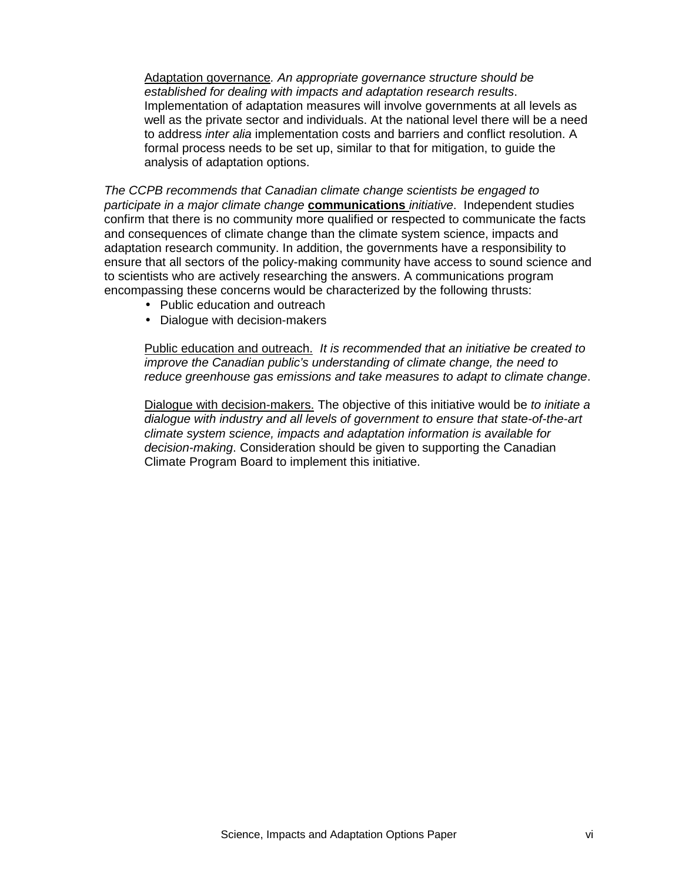Adaptation governance*. An appropriate governance structure should be established for dealing with impacts and adaptation research results*. Implementation of adaptation measures will involve governments at all levels as well as the private sector and individuals. At the national level there will be a need to address *inter alia* implementation costs and barriers and conflict resolution. A formal process needs to be set up, similar to that for mitigation, to guide the analysis of adaptation options.

*The CCPB recommends that Canadian climate change scientists be engaged to participate in a major climate change* **communications** *initiative*. Independent studies confirm that there is no community more qualified or respected to communicate the facts and consequences of climate change than the climate system science, impacts and adaptation research community. In addition, the governments have a responsibility to ensure that all sectors of the policy-making community have access to sound science and to scientists who are actively researching the answers. A communications program encompassing these concerns would be characterized by the following thrusts:

- Public education and outreach
- Dialogue with decision-makers

Public education and outreach. *It is recommended that an initiative be created to improve the Canadian public's understanding of climate change, the need to reduce greenhouse gas emissions and take measures to adapt to climate change*.

Dialogue with decision-makers. The objective of this initiative would be *to initiate a dialogue with industry and all levels of government to ensure that state-of-the-art climate system science, impacts and adaptation information is available for decision-making*. Consideration should be given to supporting the Canadian Climate Program Board to implement this initiative.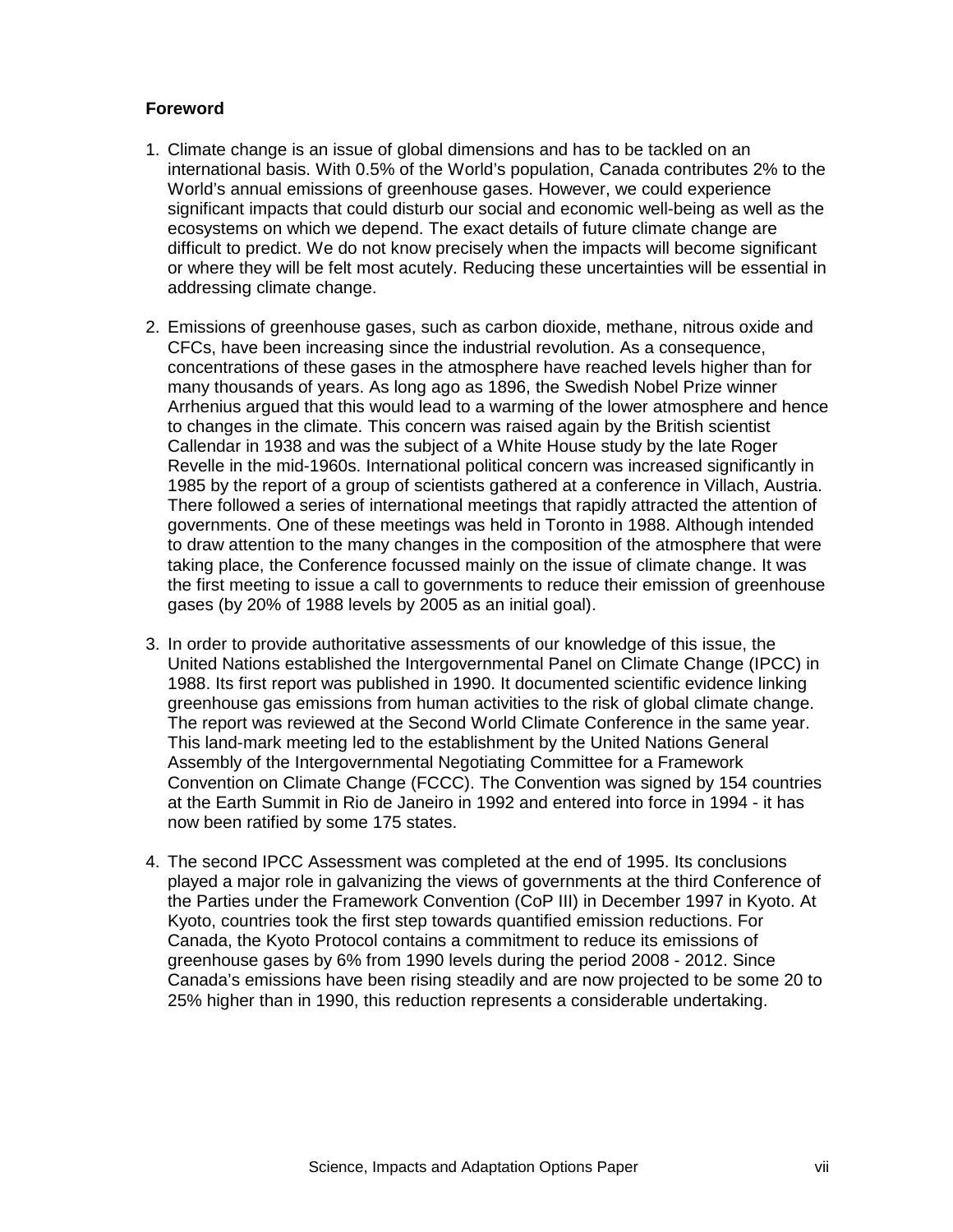**Foreword**

1. Climate change is an issue of global dimensions and has to be tackled on an international basis. With 0.5% of the World's population, Canada contributes 2% to the World's annual emissions of greenhouse gases. However, we could experience significant impacts that could disturb our social and economic well-being as well as the ecosystems on which we depend. The exact details of future climate change are difficult to predict. We do not know precisely when the impacts will become significant or where they will be felt most acutely. Reducing these uncertainties will be essential in addressing climate change.

2. Emissions of greenhouse gases, such as carbon dioxide, methane, nitrous oxide and CFCs, have been increasing since the industrial revolution. As a consequence, concentrations of these gases in the atmosphere have reached levels higher than for many thousands of years. As long ago as 1896, the Swedish Nobel Prize winner Arrhenius argued that this would lead to a warming of the lower atmosphere and hence to changes in the climate. This concern was raised again by the British scientist Callendar in 1938 and was the subject of a White House study by the late Roger Revelle in the mid-1960s. International political concern was increased significantly in 1985 by the report of a group of scientists gathered at a conference in Villach, Austria. There followed a series of international meetings that rapidly attracted the attention of governments. One of these meetings was held in Toronto in 1988. Although intended to draw attention to the many changes in the composition of the atmosphere that were taking place, the Conference focussed mainly on the issue of climate change. It was the first meeting to issue a call to governments to reduce their emission of greenhouse gases (by 20% of 1988 levels by 2005 as an initial goal).

3. In order to provide authoritative assessments of our knowledge of this issue, the United Nations established the Intergovernmental Panel on Climate Change (IPCC) in 1988. Its first report was published in 1990. It documented scientific evidence linking greenhouse gas emissions from human activities to the risk of global climate change. The report was reviewed at the Second World Climate Conference in the same year. This land-mark meeting led to the establishment by the United Nations General Assembly of the Intergovernmental Negotiating Committee for a Framework Convention on Climate Change (FCCC). The Convention was signed by 154 countries at the Earth Summit in Rio de Janeiro in 1992 and entered into force in 1994 - it has now been ratified by some 175 states.

4. The second IPCC Assessment was completed at the end of 1995. Its conclusions played a major role in galvanizing the views of governments at the third Conference of the Parties under the Framework Convention (CoP III) in December 1997 in Kyoto. At Kyoto, countries took the first step towards quantified emission reductions. For Canada, the Kyoto Protocol contains a commitment to reduce its emissions of greenhouse gases by 6% from 1990 levels during the period 2008 - 2012. Since Canada's emissions have been rising steadily and are now projected to be some 20 to 25% higher than in 1990, this reduction represents a considerable undertaking.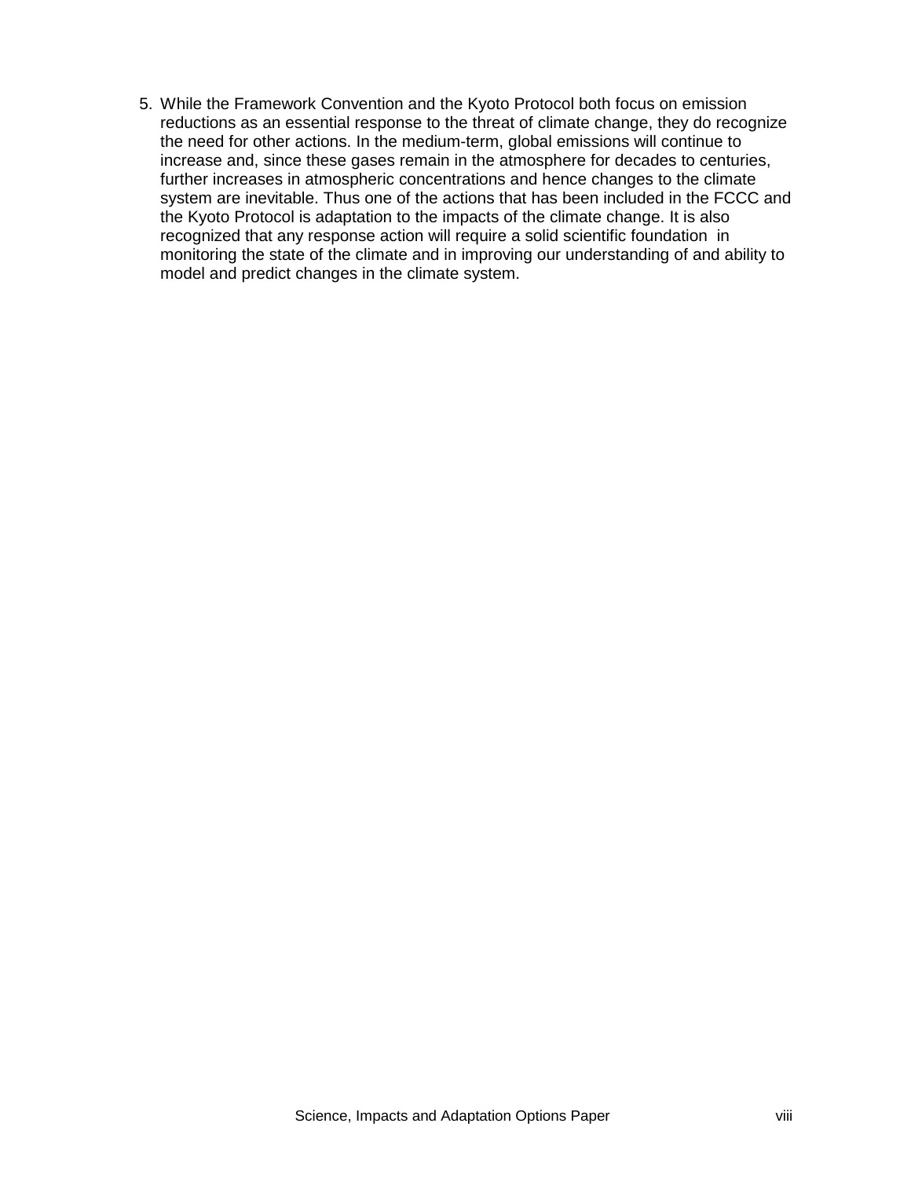5. While the Framework Convention and the Kyoto Protocol both focus on emission reductions as an essential response to the threat of climate change, they do recognize the need for other actions. In the medium-term, global emissions will continue to increase and, since these gases remain in the atmosphere for decades to centuries, further increases in atmospheric concentrations and hence changes to the climate system are inevitable. Thus one of the actions that has been included in the FCCC and the Kyoto Protocol is adaptation to the impacts of the climate change. It is also recognized that any response action will require a solid scientific foundation in monitoring the state of the climate and in improving our understanding of and ability to model and predict changes in the climate system.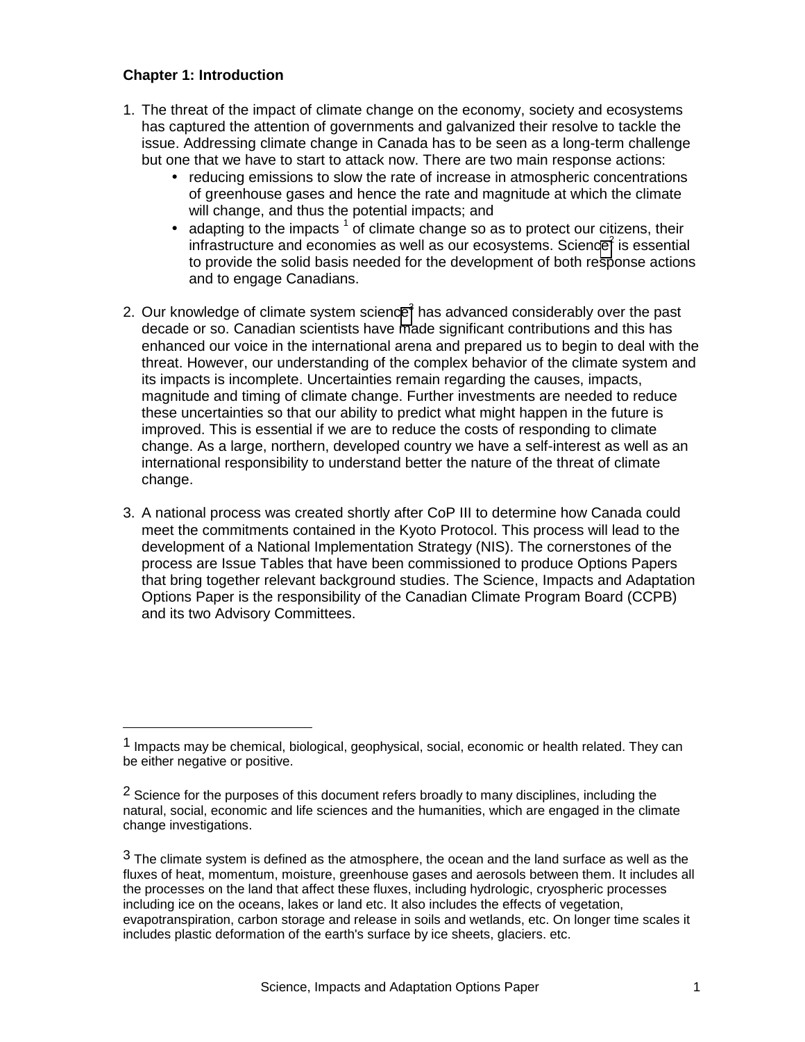**Chapter 1: Introduction**

1. The threat of the impact of climate change on the economy, society and ecosystems has captured the attention of governments and galvanized their resolve to tackle the issue. Addressing climate change in Canada has to be seen as a long-term challenge but one that we have to start to attack now. There are two main response actions:
    - reducing emissions to slow the rate of increase in atmospheric concentrations of greenhouse gases and hence the rate and magnitude at which the climate will change, and thus the potential impacts; and
    - adapting to the impacts [1] of climate change so as to protect our citizens, their infrastructure and economies as well as our ecosystems. Science[2] is essential to provide the solid basis needed for the development of both response actions and to engage Canadians.

2. Our knowledge of climate system science[3] has advanced considerably over the past decade or so. Canadian scientists have made significant contributions and this has enhanced our voice in the international arena and prepared us to begin to deal with the threat. However, our understanding of the complex behavior of the climate system and its impacts is incomplete. Uncertainties remain regarding the causes, impacts, magnitude and timing of climate change. Further investments are needed to reduce these uncertainties so that our ability to predict what might happen in the future is improved. This is essential if we are to reduce the costs of responding to climate change. As a large, northern, developed country we have a self-interest as well as an international responsibility to understand better the nature of the threat of climate change.

3. A national process was created shortly after CoP III to determine how Canada could meet the commitments contained in the Kyoto Protocol. This process will lead to the development of a National Implementation Strategy (NIS). The cornerstones of the process are Issue Tables that have been commissioned to produce Options Papers that bring together relevant background studies. The Science, Impacts and Adaptation Options Paper is the responsibility of the Canadian Climate Program Board (CCPB) and its two Advisory Committees.

---

[1] Impacts may be chemical, biological, geophysical, social, economic or health related. They can be either negative or positive.

[2] Science for the purposes of this document refers broadly to many disciplines, including the natural, social, economic and life sciences and the humanities, which are engaged in the climate change investigations.

[3] The climate system is defined as the atmosphere, the ocean and the land surface as well as the fluxes of heat, momentum, moisture, greenhouse gases and aerosols between them. It includes all the processes on the land that affect these fluxes, including hydrologic, cryospheric processes including ice on the oceans, lakes or land etc. It also includes the effects of vegetation, evapotranspiration, carbon storage and release in soils and wetlands, etc. On longer time scales it includes plastic deformation of the earth's surface by ice sheets, glaciers. etc.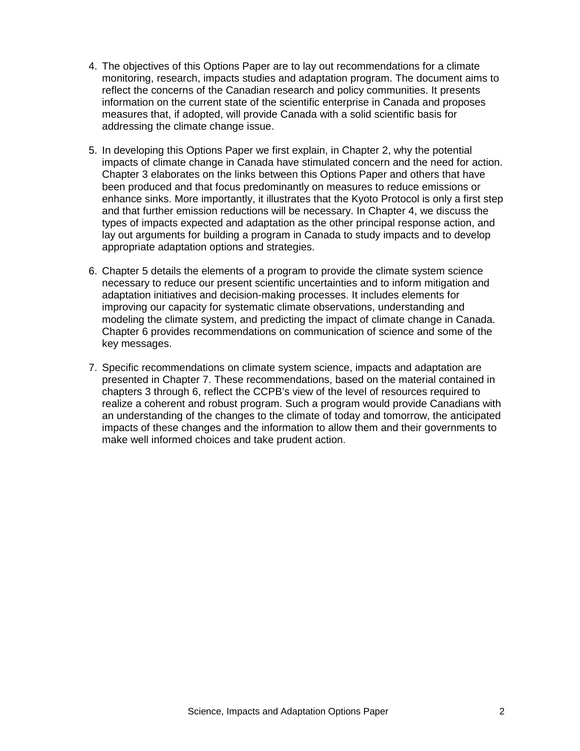4. The objectives of this Options Paper are to lay out recommendations for a climate monitoring, research, impacts studies and adaptation program. The document aims to reflect the concerns of the Canadian research and policy communities. It presents information on the current state of the scientific enterprise in Canada and proposes measures that, if adopted, will provide Canada with a solid scientific basis for addressing the climate change issue.

5. In developing this Options Paper we first explain, in Chapter 2, why the potential impacts of climate change in Canada have stimulated concern and the need for action. Chapter 3 elaborates on the links between this Options Paper and others that have been produced and that focus predominantly on measures to reduce emissions or enhance sinks. More importantly, it illustrates that the Kyoto Protocol is only a first step and that further emission reductions will be necessary. In Chapter 4, we discuss the types of impacts expected and adaptation as the other principal response action, and lay out arguments for building a program in Canada to study impacts and to develop appropriate adaptation options and strategies.

6. Chapter 5 details the elements of a program to provide the climate system science necessary to reduce our present scientific uncertainties and to inform mitigation and adaptation initiatives and decision-making processes. It includes elements for improving our capacity for systematic climate observations, understanding and modeling the climate system, and predicting the impact of climate change in Canada. Chapter 6 provides recommendations on communication of science and some of the key messages.

7. Specific recommendations on climate system science, impacts and adaptation are presented in Chapter 7. These recommendations, based on the material contained in chapters 3 through 6, reflect the CCPB's view of the level of resources required to realize a coherent and robust program. Such a program would provide Canadians with an understanding of the changes to the climate of today and tomorrow, the anticipated impacts of these changes and the information to allow them and their governments to make well informed choices and take prudent action.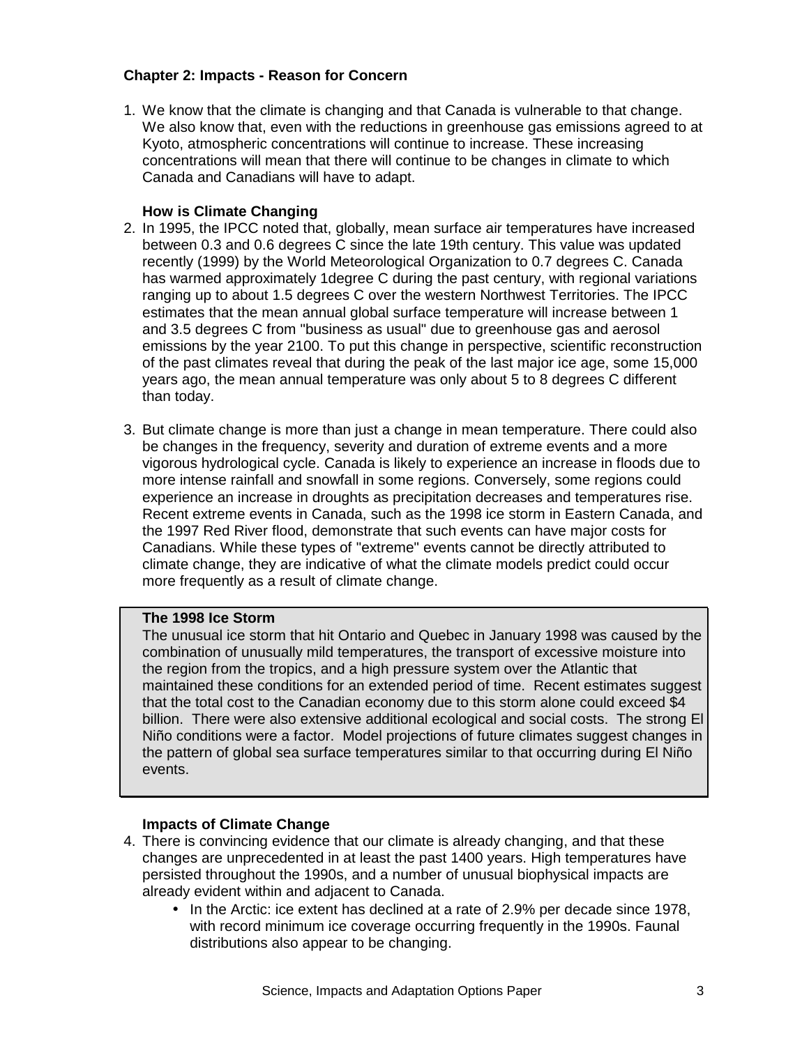## Chapter 2: Impacts - Reason for Concern

1. We know that the climate is changing and that Canada is vulnerable to that change. We also know that, even with the reductions in greenhouse gas emissions agreed to at Kyoto, atmospheric concentrations will continue to increase. These increasing concentrations will mean that there will continue to be changes in climate to which Canada and Canadians will have to adapt.

### How is Climate Changing

2. In 1995, the IPCC noted that, globally, mean surface air temperatures have increased between 0.3 and 0.6 degrees C since the late 19th century. This value was updated recently (1999) by the World Meteorological Organization to 0.7 degrees C. Canada has warmed approximately 1degree C during the past century, with regional variations ranging up to about 1.5 degrees C over the western Northwest Territories. The IPCC estimates that the mean annual global surface temperature will increase between 1 and 3.5 degrees C from "business as usual" due to greenhouse gas and aerosol emissions by the year 2100. To put this change in perspective, scientific reconstruction of the past climates reveal that during the peak of the last major ice age, some 15,000 years ago, the mean annual temperature was only about 5 to 8 degrees C different than today.

3. But climate change is more than just a change in mean temperature. There could also be changes in the frequency, severity and duration of extreme events and a more vigorous hydrological cycle. Canada is likely to experience an increase in floods due to more intense rainfall and snowfall in some regions. Conversely, some regions could experience an increase in droughts as precipitation decreases and temperatures rise. Recent extreme events in Canada, such as the 1998 ice storm in Eastern Canada, and the 1997 Red River flood, demonstrate that such events can have major costs for Canadians. While these types of "extreme" events cannot be directly attributed to climate change, they are indicative of what the climate models predict could occur more frequently as a result of climate change.

> **The 1998 Ice Storm**
>
> The unusual ice storm that hit Ontario and Quebec in January 1998 was caused by the combination of unusually mild temperatures, the transport of excessive moisture into the region from the tropics, and a high pressure system over the Atlantic that maintained these conditions for an extended period of time. Recent estimates suggest that the total cost to the Canadian economy due to this storm alone could exceed $4 billion. There were also extensive additional ecological and social costs. The strong El Niño conditions were a factor. Model projections of future climates suggest changes in the pattern of global sea surface temperatures similar to that occurring during El Niño events.

### Impacts of Climate Change

4. There is convincing evidence that our climate is already changing, and that these changes are unprecedented in at least the past 1400 years. High temperatures have persisted throughout the 1990s, and a number of unusual biophysical impacts are already evident within and adjacent to Canada.
   - In the Arctic: ice extent has declined at a rate of 2.9% per decade since 1978, with record minimum ice coverage occurring frequently in the 1990s. Faunal distributions also appear to be changing.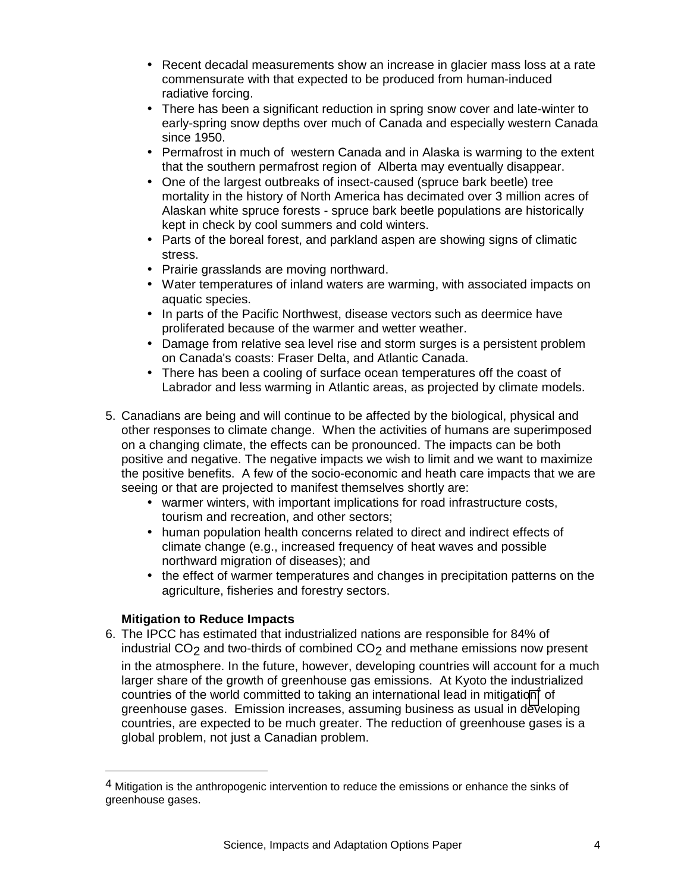- Recent decadal measurements show an increase in glacier mass loss at a rate commensurate with that expected to be produced from human-induced radiative forcing.
- There has been a significant reduction in spring snow cover and late-winter to early-spring snow depths over much of Canada and especially western Canada since 1950.
- Permafrost in much of western Canada and in Alaska is warming to the extent that the southern permafrost region of Alberta may eventually disappear.
- One of the largest outbreaks of insect-caused (spruce bark beetle) tree mortality in the history of North America has decimated over 3 million acres of Alaskan white spruce forests - spruce bark beetle populations are historically kept in check by cool summers and cold winters.
- Parts of the boreal forest, and parkland aspen are showing signs of climatic stress.
- Prairie grasslands are moving northward.
- Water temperatures of inland waters are warming, with associated impacts on aquatic species.
- In parts of the Pacific Northwest, disease vectors such as deermice have proliferated because of the warmer and wetter weather.
- Damage from relative sea level rise and storm surges is a persistent problem on Canada's coasts: Fraser Delta, and Atlantic Canada.
- There has been a cooling of surface ocean temperatures off the coast of Labrador and less warming in Atlantic areas, as projected by climate models.

5. Canadians are being and will continue to be affected by the biological, physical and other responses to climate change. When the activities of humans are superimposed on a changing climate, the effects can be pronounced. The impacts can be both positive and negative. The negative impacts we wish to limit and we want to maximize the positive benefits. A few of the socio-economic and heath care impacts that we are seeing or that are projected to manifest themselves shortly are:
   - warmer winters, with important implications for road infrastructure costs, tourism and recreation, and other sectors;
   - human population health concerns related to direct and indirect effects of climate change (e.g., increased frequency of heat waves and possible northward migration of diseases); and
   - the effect of warmer temperatures and changes in precipitation patterns on the agriculture, fisheries and forestry sectors.

**Mitigation to Reduce Impacts**

6. The IPCC has estimated that industrialized nations are responsible for 84% of industrial $CO_2$ and two-thirds of combined $CO_2$ and methane emissions now present in the atmosphere. In the future, however, developing countries will account for a much larger share of the growth of greenhouse gas emissions. At Kyoto the industrialized countries of the world committed to taking an international lead in mitigation[4] of greenhouse gases. Emission increases, assuming business as usual in developing countries, are expected to be much greater. The reduction of greenhouse gases is a global problem, not just a Canadian problem.

---

[4] Mitigation is the anthropogenic intervention to reduce the emissions or enhance the sinks of greenhouse gases.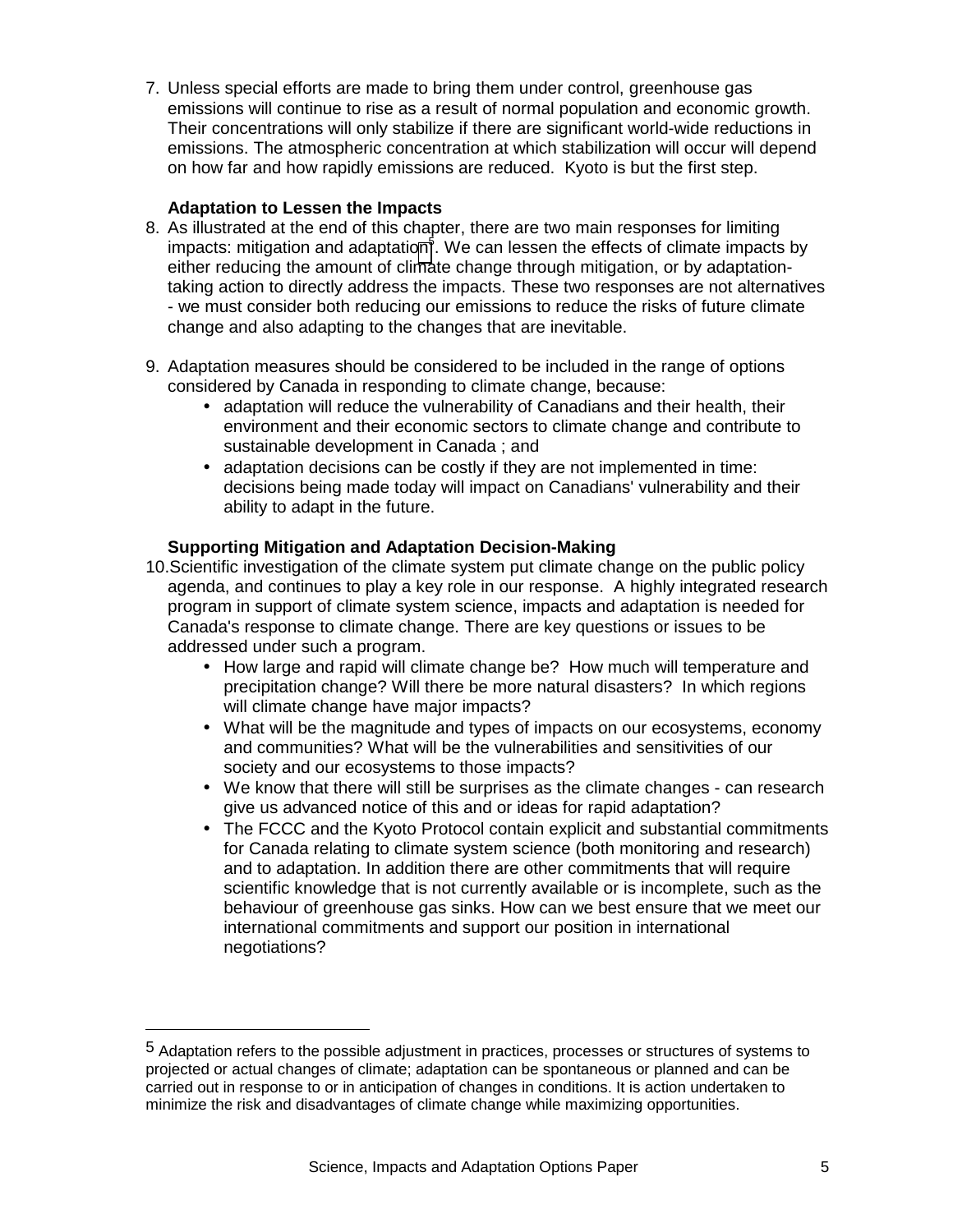7. Unless special efforts are made to bring them under control, greenhouse gas emissions will continue to rise as a result of normal population and economic growth. Their concentrations will only stabilize if there are significant world-wide reductions in emissions. The atmospheric concentration at which stabilization will occur will depend on how far and how rapidly emissions are reduced. Kyoto is but the first step.

**Adaptation to Lessen the Impacts**

8. As illustrated at the end of this chapter, there are two main responses for limiting impacts: mitigation and adaptation[5]. We can lessen the effects of climate impacts by either reducing the amount of climate change through mitigation, or by adaptation- taking action to directly address the impacts. These two responses are not alternatives - we must consider both reducing our emissions to reduce the risks of future climate change and also adapting to the changes that are inevitable.

9. Adaptation measures should be considered to be included in the range of options considered by Canada in responding to climate change, because:
   - adaptation will reduce the vulnerability of Canadians and their health, their environment and their economic sectors to climate change and contribute to sustainable development in Canada ; and
   - adaptation decisions can be costly if they are not implemented in time: decisions being made today will impact on Canadians' vulnerability and their ability to adapt in the future.

**Supporting Mitigation and Adaptation Decision-Making**

10. Scientific investigation of the climate system put climate change on the public policy agenda, and continues to play a key role in our response. A highly integrated research program in support of climate system science, impacts and adaptation is needed for Canada's response to climate change. There are key questions or issues to be addressed under such a program.
    - How large and rapid will climate change be? How much will temperature and precipitation change? Will there be more natural disasters? In which regions will climate change have major impacts?
    - What will be the magnitude and types of impacts on our ecosystems, economy and communities? What will be the vulnerabilities and sensitivities of our society and our ecosystems to those impacts?
    - We know that there will still be surprises as the climate changes - can research give us advanced notice of this and or ideas for rapid adaptation?
    - The FCCC and the Kyoto Protocol contain explicit and substantial commitments for Canada relating to climate system science (both monitoring and research) and to adaptation. In addition there are other commitments that will require scientific knowledge that is not currently available or is incomplete, such as the behaviour of greenhouse gas sinks. How can we best ensure that we meet our international commitments and support our position in international negotiations?

---

[5] Adaptation refers to the possible adjustment in practices, processes or structures of systems to projected or actual changes of climate; adaptation can be spontaneous or planned and can be carried out in response to or in anticipation of changes in conditions. It is action undertaken to minimize the risk and disadvantages of climate change while maximizing opportunities.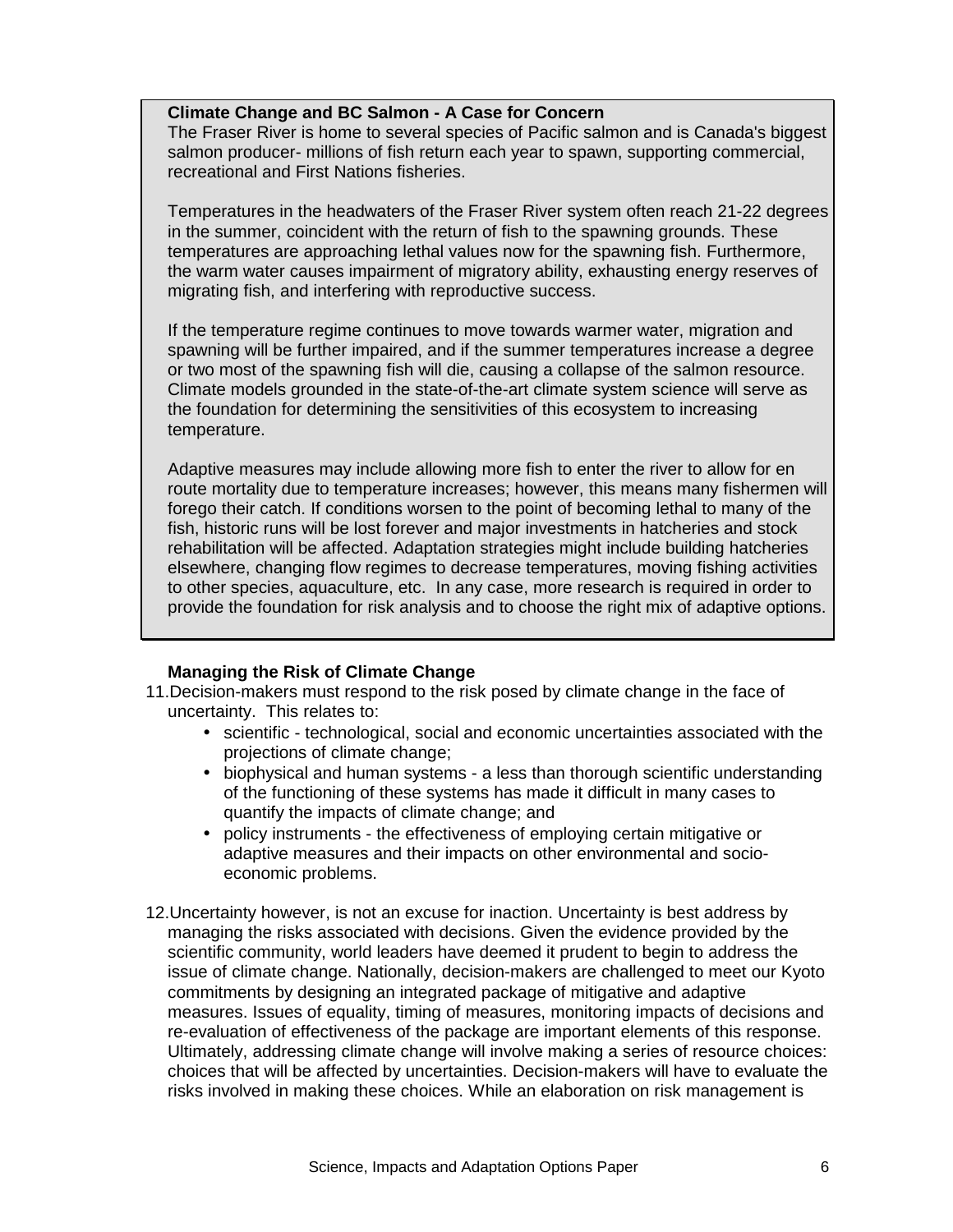**Climate Change and BC Salmon - A Case for Concern**

The Fraser River is home to several species of Pacific salmon and is Canada's biggest salmon producer- millions of fish return each year to spawn, supporting commercial, recreational and First Nations fisheries.

Temperatures in the headwaters of the Fraser River system often reach 21-22 degrees in the summer, coincident with the return of fish to the spawning grounds. These temperatures are approaching lethal values now for the spawning fish. Furthermore, the warm water causes impairment of migratory ability, exhausting energy reserves of migrating fish, and interfering with reproductive success.

If the temperature regime continues to move towards warmer water, migration and spawning will be further impaired, and if the summer temperatures increase a degree or two most of the spawning fish will die, causing a collapse of the salmon resource. Climate models grounded in the state-of-the-art climate system science will serve as the foundation for determining the sensitivities of this ecosystem to increasing temperature.

Adaptive measures may include allowing more fish to enter the river to allow for en route mortality due to temperature increases; however, this means many fishermen will forego their catch. If conditions worsen to the point of becoming lethal to many of the fish, historic runs will be lost forever and major investments in hatcheries and stock rehabilitation will be affected. Adaptation strategies might include building hatcheries elsewhere, changing flow regimes to decrease temperatures, moving fishing activities to other species, aquaculture, etc. In any case, more research is required in order to provide the foundation for risk analysis and to choose the right mix of adaptive options.

**Managing the Risk of Climate Change**

11. Decision-makers must respond to the risk posed by climate change in the face of uncertainty. This relates to:
    - scientific - technological, social and economic uncertainties associated with the projections of climate change;
    - biophysical and human systems - a less than thorough scientific understanding of the functioning of these systems has made it difficult in many cases to quantify the impacts of climate change; and
    - policy instruments - the effectiveness of employing certain mitigative or adaptive measures and their impacts on other environmental and socio-economic problems.

12. Uncertainty however, is not an excuse for inaction. Uncertainty is best address by managing the risks associated with decisions. Given the evidence provided by the scientific community, world leaders have deemed it prudent to begin to address the issue of climate change. Nationally, decision-makers are challenged to meet our Kyoto commitments by designing an integrated package of mitigative and adaptive measures. Issues of equality, timing of measures, monitoring impacts of decisions and re-evaluation of effectiveness of the package are important elements of this response. Ultimately, addressing climate change will involve making a series of resource choices: choices that will be affected by uncertainties. Decision-makers will have to evaluate the risks involved in making these choices. While an elaboration on risk management is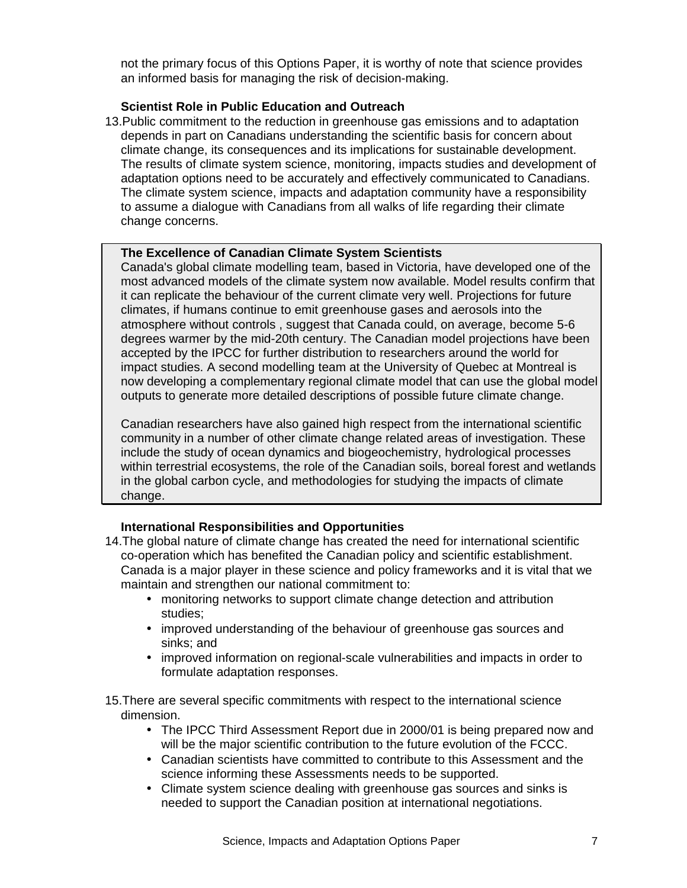not the primary focus of this Options Paper, it is worthy of note that science provides an informed basis for managing the risk of decision-making.

**Scientist Role in Public Education and Outreach**

13. Public commitment to the reduction in greenhouse gas emissions and to adaptation depends in part on Canadians understanding the scientific basis for concern about climate change, its consequences and its implications for sustainable development. The results of climate system science, monitoring, impacts studies and development of adaptation options need to be accurately and effectively communicated to Canadians. The climate system science, impacts and adaptation community have a responsibility to assume a dialogue with Canadians from all walks of life regarding their climate change concerns.

> **The Excellence of Canadian Climate System Scientists**
>
> Canada's global climate modelling team, based in Victoria, have developed one of the most advanced models of the climate system now available. Model results confirm that it can replicate the behaviour of the current climate very well. Projections for future climates, if humans continue to emit greenhouse gases and aerosols into the atmosphere without controls , suggest that Canada could, on average, become 5-6 degrees warmer by the mid-20th century. The Canadian model projections have been accepted by the IPCC for further distribution to researchers around the world for impact studies. A second modelling team at the University of Quebec at Montreal is now developing a complementary regional climate model that can use the global model outputs to generate more detailed descriptions of possible future climate change.
>
> Canadian researchers have also gained high respect from the international scientific community in a number of other climate change related areas of investigation. These include the study of ocean dynamics and biogeochemistry, hydrological processes within terrestrial ecosystems, the role of the Canadian soils, boreal forest and wetlands in the global carbon cycle, and methodologies for studying the impacts of climate change.

**International Responsibilities and Opportunities**

14. The global nature of climate change has created the need for international scientific co-operation which has benefited the Canadian policy and scientific establishment. Canada is a major player in these science and policy frameworks and it is vital that we maintain and strengthen our national commitment to:
    - monitoring networks to support climate change detection and attribution studies;
    - improved understanding of the behaviour of greenhouse gas sources and sinks; and
    - improved information on regional-scale vulnerabilities and impacts in order to formulate adaptation responses.

15. There are several specific commitments with respect to the international science dimension.
    - The IPCC Third Assessment Report due in 2000/01 is being prepared now and will be the major scientific contribution to the future evolution of the FCCC.
    - Canadian scientists have committed to contribute to this Assessment and the science informing these Assessments needs to be supported.
    - Climate system science dealing with greenhouse gas sources and sinks is needed to support the Canadian position at international negotiations.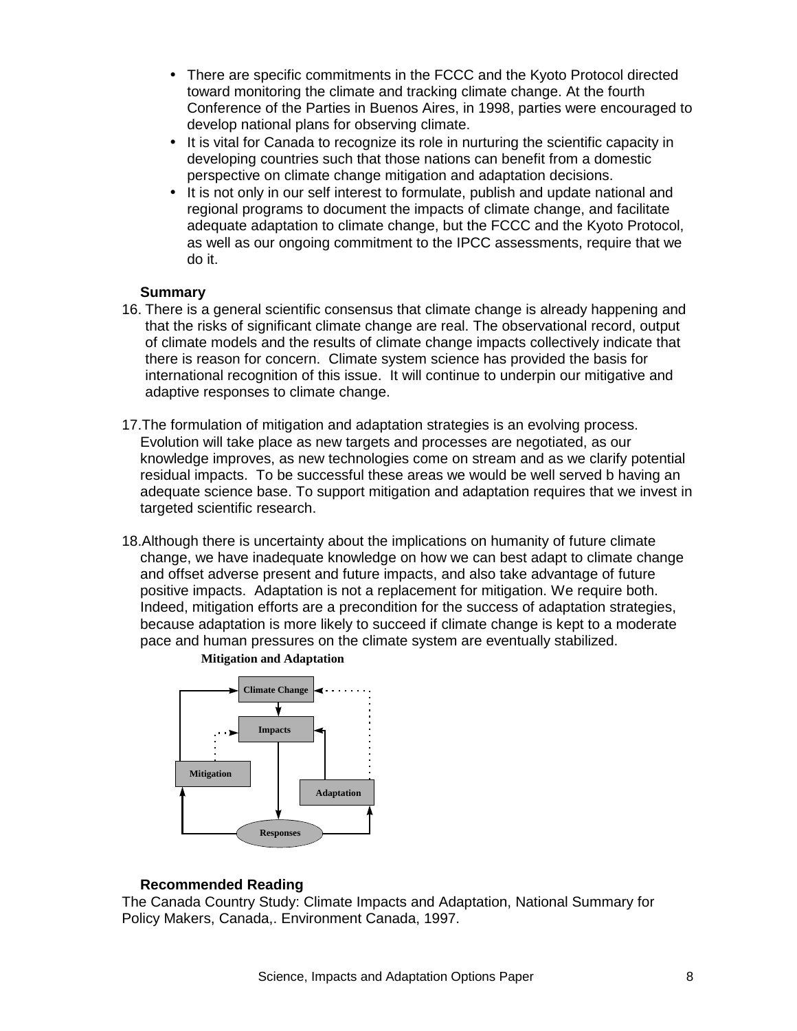- There are specific commitments in the FCCC and the Kyoto Protocol directed toward monitoring the climate and tracking climate change. At the fourth Conference of the Parties in Buenos Aires, in 1998, parties were encouraged to develop national plans for observing climate.
- It is vital for Canada to recognize its role in nurturing the scientific capacity in developing countries such that those nations can benefit from a domestic perspective on climate change mitigation and adaptation decisions.
- It is not only in our self interest to formulate, publish and update national and regional programs to document the impacts of climate change, and facilitate adequate adaptation to climate change, but the FCCC and the Kyoto Protocol, as well as our ongoing commitment to the IPCC assessments, require that we do it.

**Summary**

16. There is a general scientific consensus that climate change is already happening and that the risks of significant climate change are real. The observational record, output of climate models and the results of climate change impacts collectively indicate that there is reason for concern. Climate system science has provided the basis for international recognition of this issue. It will continue to underpin our mitigative and adaptive responses to climate change.

17. The formulation of mitigation and adaptation strategies is an evolving process. Evolution will take place as new targets and processes are negotiated, as our knowledge improves, as new technologies come on stream and as we clarify potential residual impacts. To be successful these areas we would be well served b having an adequate science base. To support mitigation and adaptation requires that we invest in targeted scientific research.

18. Although there is uncertainty about the implications on humanity of future climate change, we have inadequate knowledge on how we can best adapt to climate change and offset adverse present and future impacts, and also take advantage of future positive impacts. Adaptation is not a replacement for mitigation. We require both. Indeed, mitigation efforts are a precondition for the success of adaptation strategies, because adaptation is more likely to succeed if climate change is kept to a moderate pace and human pressures on the climate system are eventually stabilized.

**Mitigation and Adaptation**

Climate Change → Impacts → Responses → Mitigation / Adaptation

**Recommended Reading**

The Canada Country Study: Climate Impacts and Adaptation, National Summary for Policy Makers, Canada,. Environment Canada, 1997.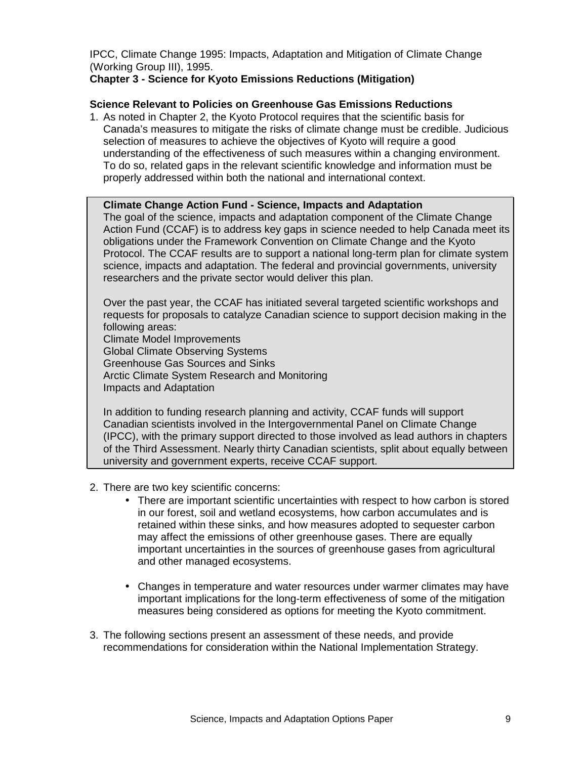IPCC, Climate Change 1995: Impacts, Adaptation and Mitigation of Climate Change (Working Group III), 1995.

## Chapter 3 - Science for Kyoto Emissions Reductions (Mitigation)

### Science Relevant to Policies on Greenhouse Gas Emissions Reductions

1. As noted in Chapter 2, the Kyoto Protocol requires that the scientific basis for Canada's measures to mitigate the risks of climate change must be credible. Judicious selection of measures to achieve the objectives of Kyoto will require a good understanding of the effectiveness of such measures within a changing environment. To do so, related gaps in the relevant scientific knowledge and information must be properly addressed within both the national and international context.

> **Climate Change Action Fund - Science, Impacts and Adaptation**
>
> The goal of the science, impacts and adaptation component of the Climate Change Action Fund (CCAF) is to address key gaps in science needed to help Canada meet its obligations under the Framework Convention on Climate Change and the Kyoto Protocol. The CCAF results are to support a national long-term plan for climate system science, impacts and adaptation. The federal and provincial governments, university researchers and the private sector would deliver this plan.
>
> Over the past year, the CCAF has initiated several targeted scientific workshops and requests for proposals to catalyze Canadian science to support decision making in the following areas:
>
> Climate Model Improvements
> Global Climate Observing Systems
> Greenhouse Gas Sources and Sinks
> Arctic Climate System Research and Monitoring
> Impacts and Adaptation
>
> In addition to funding research planning and activity, CCAF funds will support Canadian scientists involved in the Intergovernmental Panel on Climate Change (IPCC), with the primary support directed to those involved as lead authors in chapters of the Third Assessment. Nearly thirty Canadian scientists, split about equally between university and government experts, receive CCAF support.

2. There are two key scientific concerns:
   - There are important scientific uncertainties with respect to how carbon is stored in our forest, soil and wetland ecosystems, how carbon accumulates and is retained within these sinks, and how measures adopted to sequester carbon may affect the emissions of other greenhouse gases. There are equally important uncertainties in the sources of greenhouse gases from agricultural and other managed ecosystems.
   - Changes in temperature and water resources under warmer climates may have important implications for the long-term effectiveness of some of the mitigation measures being considered as options for meeting the Kyoto commitment.

3. The following sections present an assessment of these needs, and provide recommendations for consideration within the National Implementation Strategy.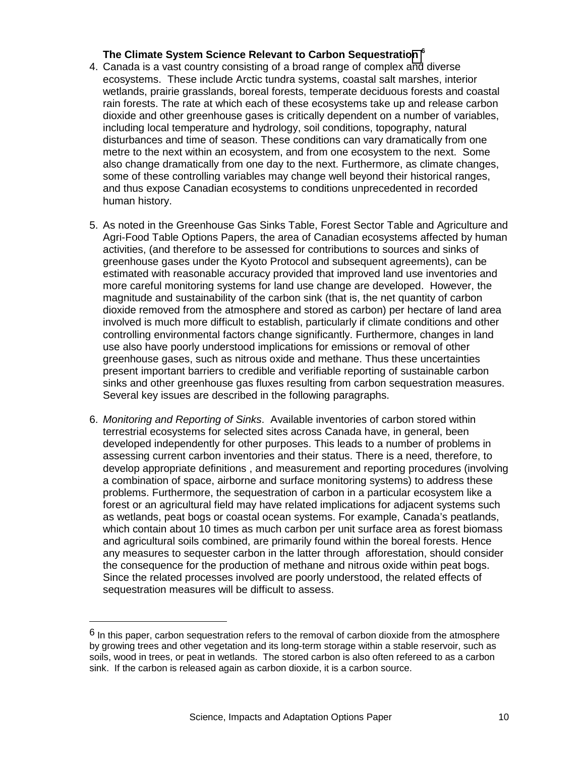### The Climate System Science Relevant to Carbon Sequestration[6]

4. Canada is a vast country consisting of a broad range of complex and diverse ecosystems. These include Arctic tundra systems, coastal salt marshes, interior wetlands, prairie grasslands, boreal forests, temperate deciduous forests and coastal rain forests. The rate at which each of these ecosystems take up and release carbon dioxide and other greenhouse gases is critically dependent on a number of variables, including local temperature and hydrology, soil conditions, topography, natural disturbances and time of season. These conditions can vary dramatically from one metre to the next within an ecosystem, and from one ecosystem to the next. Some also change dramatically from one day to the next. Furthermore, as climate changes, some of these controlling variables may change well beyond their historical ranges, and thus expose Canadian ecosystems to conditions unprecedented in recorded human history.

5. As noted in the Greenhouse Gas Sinks Table, Forest Sector Table and Agriculture and Agri-Food Table Options Papers, the area of Canadian ecosystems affected by human activities, (and therefore to be assessed for contributions to sources and sinks of greenhouse gases under the Kyoto Protocol and subsequent agreements), can be estimated with reasonable accuracy provided that improved land use inventories and more careful monitoring systems for land use change are developed. However, the magnitude and sustainability of the carbon sink (that is, the net quantity of carbon dioxide removed from the atmosphere and stored as carbon) per hectare of land area involved is much more difficult to establish, particularly if climate conditions and other controlling environmental factors change significantly. Furthermore, changes in land use also have poorly understood implications for emissions or removal of other greenhouse gases, such as nitrous oxide and methane. Thus these uncertainties present important barriers to credible and verifiable reporting of sustainable carbon sinks and other greenhouse gas fluxes resulting from carbon sequestration measures. Several key issues are described in the following paragraphs.

6. *Monitoring and Reporting of Sinks*. Available inventories of carbon stored within terrestrial ecosystems for selected sites across Canada have, in general, been developed independently for other purposes. This leads to a number of problems in assessing current carbon inventories and their status. There is a need, therefore, to develop appropriate definitions , and measurement and reporting procedures (involving a combination of space, airborne and surface monitoring systems) to address these problems. Furthermore, the sequestration of carbon in a particular ecosystem like a forest or an agricultural field may have related implications for adjacent systems such as wetlands, peat bogs or coastal ocean systems. For example, Canada's peatlands, which contain about 10 times as much carbon per unit surface area as forest biomass and agricultural soils combined, are primarily found within the boreal forests. Hence any measures to sequester carbon in the latter through afforestation, should consider the consequence for the production of methane and nitrous oxide within peat bogs. Since the related processes involved are poorly understood, the related effects of sequestration measures will be difficult to assess.

---

[6] In this paper, carbon sequestration refers to the removal of carbon dioxide from the atmosphere by growing trees and other vegetation and its long-term storage within a stable reservoir, such as soils, wood in trees, or peat in wetlands. The stored carbon is also often refereed to as a carbon sink. If the carbon is released again as carbon dioxide, it is a carbon source.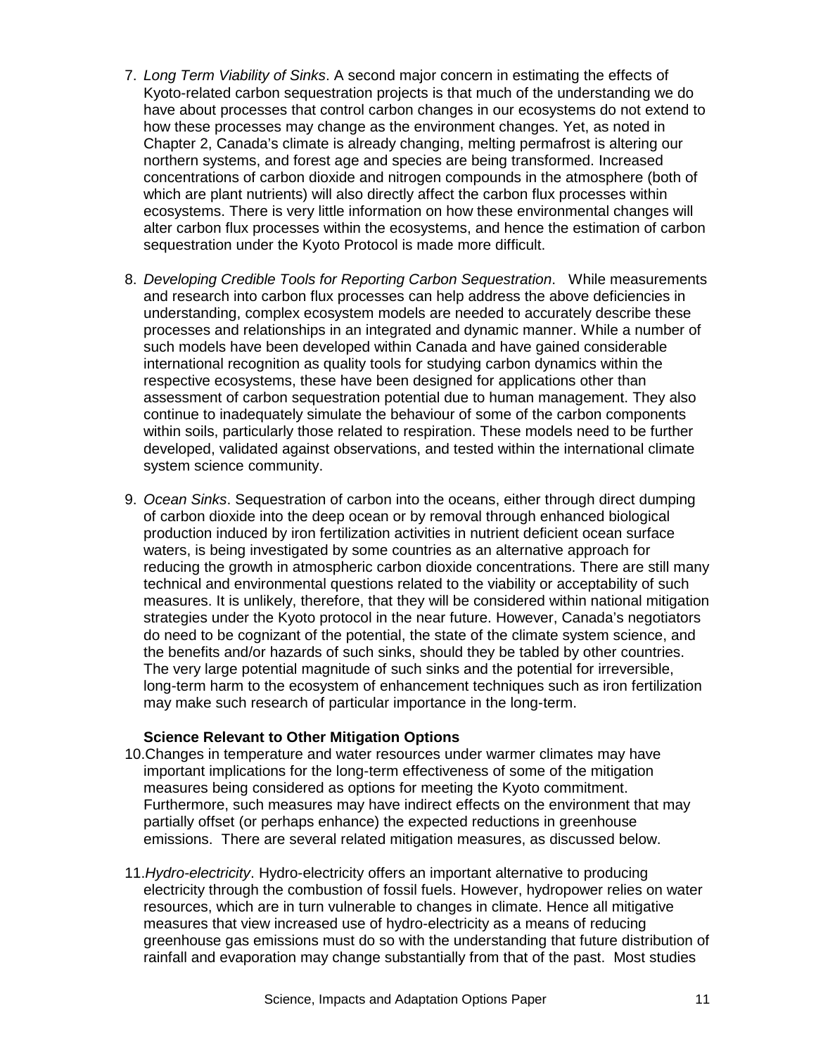7. *Long Term Viability of Sinks*. A second major concern in estimating the effects of Kyoto-related carbon sequestration projects is that much of the understanding we do have about processes that control carbon changes in our ecosystems do not extend to how these processes may change as the environment changes. Yet, as noted in Chapter 2, Canada's climate is already changing, melting permafrost is altering our northern systems, and forest age and species are being transformed. Increased concentrations of carbon dioxide and nitrogen compounds in the atmosphere (both of which are plant nutrients) will also directly affect the carbon flux processes within ecosystems. There is very little information on how these environmental changes will alter carbon flux processes within the ecosystems, and hence the estimation of carbon sequestration under the Kyoto Protocol is made more difficult.

8. *Developing Credible Tools for Reporting Carbon Sequestration*. While measurements and research into carbon flux processes can help address the above deficiencies in understanding, complex ecosystem models are needed to accurately describe these processes and relationships in an integrated and dynamic manner. While a number of such models have been developed within Canada and have gained considerable international recognition as quality tools for studying carbon dynamics within the respective ecosystems, these have been designed for applications other than assessment of carbon sequestration potential due to human management. They also continue to inadequately simulate the behaviour of some of the carbon components within soils, particularly those related to respiration. These models need to be further developed, validated against observations, and tested within the international climate system science community.

9. *Ocean Sinks*. Sequestration of carbon into the oceans, either through direct dumping of carbon dioxide into the deep ocean or by removal through enhanced biological production induced by iron fertilization activities in nutrient deficient ocean surface waters, is being investigated by some countries as an alternative approach for reducing the growth in atmospheric carbon dioxide concentrations. There are still many technical and environmental questions related to the viability or acceptability of such measures. It is unlikely, therefore, that they will be considered within national mitigation strategies under the Kyoto protocol in the near future. However, Canada's negotiators do need to be cognizant of the potential, the state of the climate system science, and the benefits and/or hazards of such sinks, should they be tabled by other countries. The very large potential magnitude of such sinks and the potential for irreversible, long-term harm to the ecosystem of enhancement techniques such as iron fertilization may make such research of particular importance in the long-term.

**Science Relevant to Other Mitigation Options**

10. Changes in temperature and water resources under warmer climates may have important implications for the long-term effectiveness of some of the mitigation measures being considered as options for meeting the Kyoto commitment. Furthermore, such measures may have indirect effects on the environment that may partially offset (or perhaps enhance) the expected reductions in greenhouse emissions. There are several related mitigation measures, as discussed below.

11. *Hydro-electricity*. Hydro-electricity offers an important alternative to producing electricity through the combustion of fossil fuels. However, hydropower relies on water resources, which are in turn vulnerable to changes in climate. Hence all mitigative measures that view increased use of hydro-electricity as a means of reducing greenhouse gas emissions must do so with the understanding that future distribution of rainfall and evaporation may change substantially from that of the past. Most studies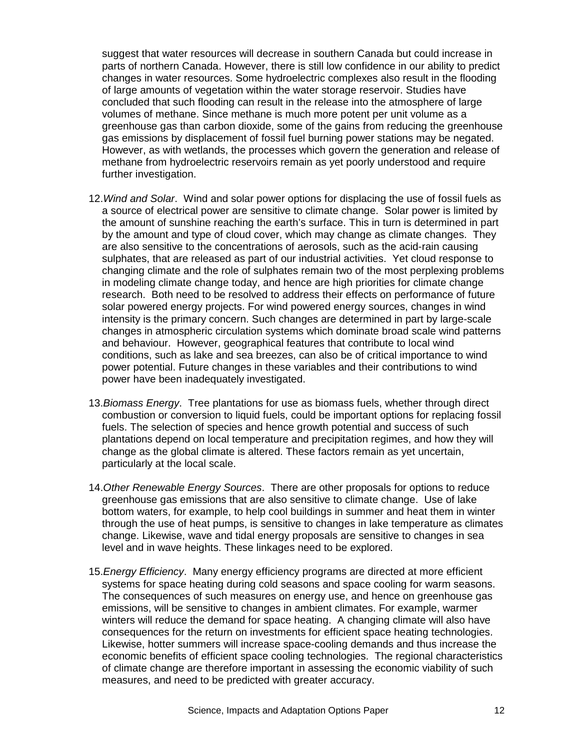suggest that water resources will decrease in southern Canada but could increase in parts of northern Canada. However, there is still low confidence in our ability to predict changes in water resources. Some hydroelectric complexes also result in the flooding of large amounts of vegetation within the water storage reservoir. Studies have concluded that such flooding can result in the release into the atmosphere of large volumes of methane. Since methane is much more potent per unit volume as a greenhouse gas than carbon dioxide, some of the gains from reducing the greenhouse gas emissions by displacement of fossil fuel burning power stations may be negated. However, as with wetlands, the processes which govern the generation and release of methane from hydroelectric reservoirs remain as yet poorly understood and require further investigation.

12. *Wind and Solar*. Wind and solar power options for displacing the use of fossil fuels as a source of electrical power are sensitive to climate change. Solar power is limited by the amount of sunshine reaching the earth's surface. This in turn is determined in part by the amount and type of cloud cover, which may change as climate changes. They are also sensitive to the concentrations of aerosols, such as the acid-rain causing sulphates, that are released as part of our industrial activities. Yet cloud response to changing climate and the role of sulphates remain two of the most perplexing problems in modeling climate change today, and hence are high priorities for climate change research. Both need to be resolved to address their effects on performance of future solar powered energy projects. For wind powered energy sources, changes in wind intensity is the primary concern. Such changes are determined in part by large-scale changes in atmospheric circulation systems which dominate broad scale wind patterns and behaviour. However, geographical features that contribute to local wind conditions, such as lake and sea breezes, can also be of critical importance to wind power potential. Future changes in these variables and their contributions to wind power have been inadequately investigated.

13. *Biomass Energy*. Tree plantations for use as biomass fuels, whether through direct combustion or conversion to liquid fuels, could be important options for replacing fossil fuels. The selection of species and hence growth potential and success of such plantations depend on local temperature and precipitation regimes, and how they will change as the global climate is altered. These factors remain as yet uncertain, particularly at the local scale.

14. *Other Renewable Energy Sources*. There are other proposals for options to reduce greenhouse gas emissions that are also sensitive to climate change. Use of lake bottom waters, for example, to help cool buildings in summer and heat them in winter through the use of heat pumps, is sensitive to changes in lake temperature as climates change. Likewise, wave and tidal energy proposals are sensitive to changes in sea level and in wave heights. These linkages need to be explored.

15. *Energy Efficiency*. Many energy efficiency programs are directed at more efficient systems for space heating during cold seasons and space cooling for warm seasons. The consequences of such measures on energy use, and hence on greenhouse gas emissions, will be sensitive to changes in ambient climates. For example, warmer winters will reduce the demand for space heating. A changing climate will also have consequences for the return on investments for efficient space heating technologies. Likewise, hotter summers will increase space-cooling demands and thus increase the economic benefits of efficient space cooling technologies. The regional characteristics of climate change are therefore important in assessing the economic viability of such measures, and need to be predicted with greater accuracy.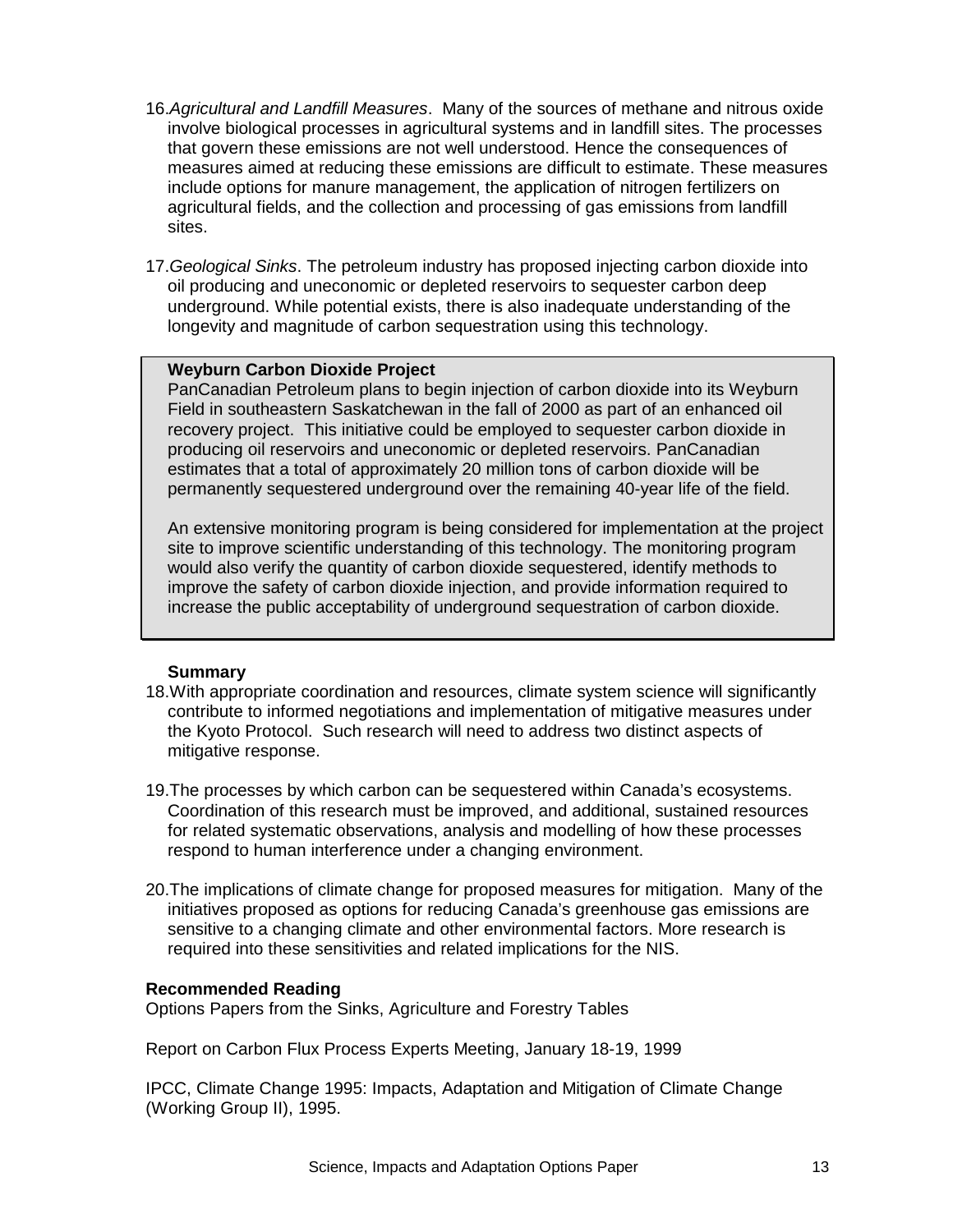16. *Agricultural and Landfill Measures*. Many of the sources of methane and nitrous oxide involve biological processes in agricultural systems and in landfill sites. The processes that govern these emissions are not well understood. Hence the consequences of measures aimed at reducing these emissions are difficult to estimate. These measures include options for manure management, the application of nitrogen fertilizers on agricultural fields, and the collection and processing of gas emissions from landfill sites.

17. *Geological Sinks*. The petroleum industry has proposed injecting carbon dioxide into oil producing and uneconomic or depleted reservoirs to sequester carbon deep underground. While potential exists, there is also inadequate understanding of the longevity and magnitude of carbon sequestration using this technology.

> **Weyburn Carbon Dioxide Project**
>
> PanCanadian Petroleum plans to begin injection of carbon dioxide into its Weyburn Field in southeastern Saskatchewan in the fall of 2000 as part of an enhanced oil recovery project. This initiative could be employed to sequester carbon dioxide in producing oil reservoirs and uneconomic or depleted reservoirs. PanCanadian estimates that a total of approximately 20 million tons of carbon dioxide will be permanently sequestered underground over the remaining 40-year life of the field.
>
> An extensive monitoring program is being considered for implementation at the project site to improve scientific understanding of this technology. The monitoring program would also verify the quantity of carbon dioxide sequestered, identify methods to improve the safety of carbon dioxide injection, and provide information required to increase the public acceptability of underground sequestration of carbon dioxide.

**Summary**

18. With appropriate coordination and resources, climate system science will significantly contribute to informed negotiations and implementation of mitigative measures under the Kyoto Protocol. Such research will need to address two distinct aspects of mitigative response.

19. The processes by which carbon can be sequestered within Canada's ecosystems. Coordination of this research must be improved, and additional, sustained resources for related systematic observations, analysis and modelling of how these processes respond to human interference under a changing environment.

20. The implications of climate change for proposed measures for mitigation. Many of the initiatives proposed as options for reducing Canada's greenhouse gas emissions are sensitive to a changing climate and other environmental factors. More research is required into these sensitivities and related implications for the NIS.

**Recommended Reading**

Options Papers from the Sinks, Agriculture and Forestry Tables

Report on Carbon Flux Process Experts Meeting, January 18-19, 1999

IPCC, Climate Change 1995: Impacts, Adaptation and Mitigation of Climate Change (Working Group II), 1995.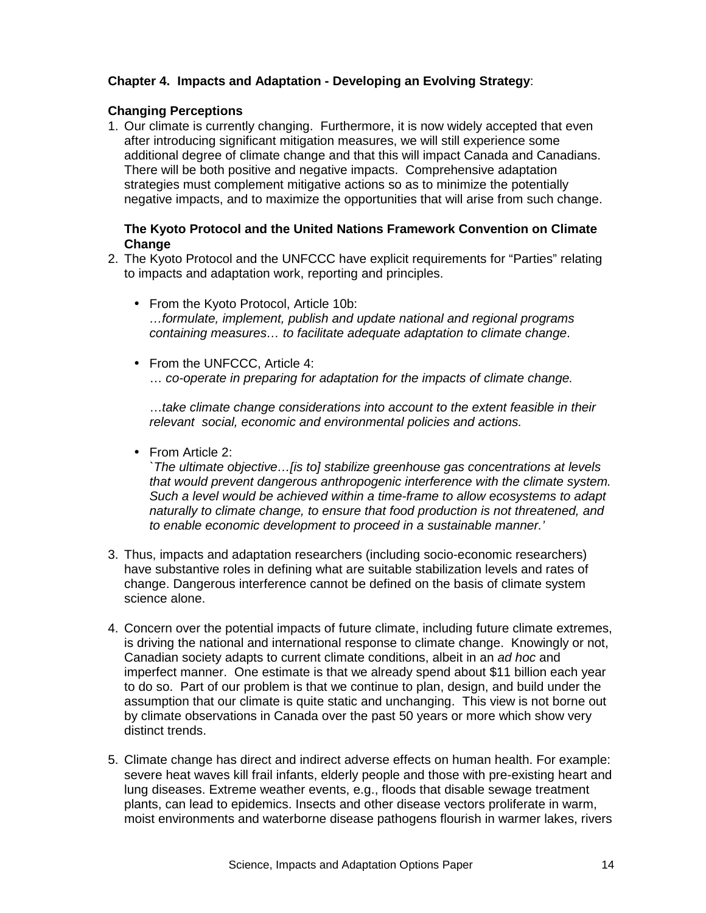**Chapter 4. Impacts and Adaptation - Developing an Evolving Strategy**:

**Changing Perceptions**

1. Our climate is currently changing. Furthermore, it is now widely accepted that even after introducing significant mitigation measures, we will still experience some additional degree of climate change and that this will impact Canada and Canadians. There will be both positive and negative impacts. Comprehensive adaptation strategies must complement mitigative actions so as to minimize the potentially negative impacts, and to maximize the opportunities that will arise from such change.

   **The Kyoto Protocol and the United Nations Framework Convention on Climate Change**

2. The Kyoto Protocol and the UNFCCC have explicit requirements for “Parties” relating to impacts and adaptation work, reporting and principles.

   - From the Kyoto Protocol, Article 10b:
     *…formulate, implement, publish and update national and regional programs containing measures… to facilitate adequate adaptation to climate change*.

   - From the UNFCCC, Article 4:
     … *co-operate in preparing for adaptation for the impacts of climate change.*

     *…take climate change considerations into account to the extent feasible in their relevant social, economic and environmental policies and actions.*

   - From Article 2:
     *`The ultimate objective…[is to] stabilize greenhouse gas concentrations at levels that would prevent dangerous anthropogenic interference with the climate system. Such a level would be achieved within a time-frame to allow ecosystems to adapt naturally to climate change, to ensure that food production is not threatened, and to enable economic development to proceed in a sustainable manner.'*

3. Thus, impacts and adaptation researchers (including socio-economic researchers) have substantive roles in defining what are suitable stabilization levels and rates of change. Dangerous interference cannot be defined on the basis of climate system science alone.

4. Concern over the potential impacts of future climate, including future climate extremes, is driving the national and international response to climate change. Knowingly or not, Canadian society adapts to current climate conditions, albeit in an *ad hoc* and imperfect manner. One estimate is that we already spend about $11 billion each year to do so. Part of our problem is that we continue to plan, design, and build under the assumption that our climate is quite static and unchanging. This view is not borne out by climate observations in Canada over the past 50 years or more which show very distinct trends.

5. Climate change has direct and indirect adverse effects on human health. For example: severe heat waves kill frail infants, elderly people and those with pre-existing heart and lung diseases. Extreme weather events, e.g., floods that disable sewage treatment plants, can lead to epidemics. Insects and other disease vectors proliferate in warm, moist environments and waterborne disease pathogens flourish in warmer lakes, rivers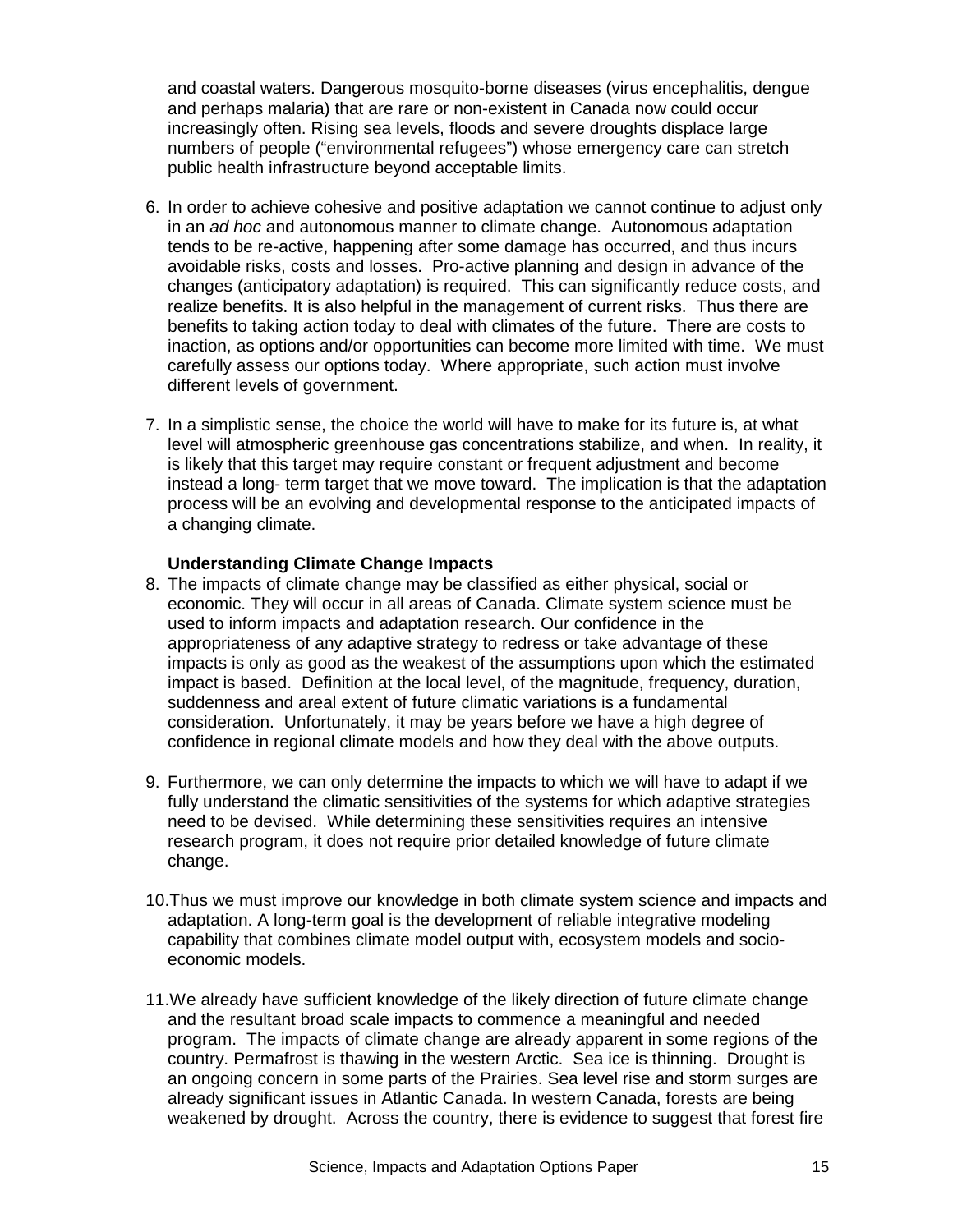and coastal waters. Dangerous mosquito-borne diseases (virus encephalitis, dengue and perhaps malaria) that are rare or non-existent in Canada now could occur increasingly often. Rising sea levels, floods and severe droughts displace large numbers of people ("environmental refugees") whose emergency care can stretch public health infrastructure beyond acceptable limits.

6. In order to achieve cohesive and positive adaptation we cannot continue to adjust only in an *ad hoc* and autonomous manner to climate change. Autonomous adaptation tends to be re-active, happening after some damage has occurred, and thus incurs avoidable risks, costs and losses. Pro-active planning and design in advance of the changes (anticipatory adaptation) is required. This can significantly reduce costs, and realize benefits. It is also helpful in the management of current risks. Thus there are benefits to taking action today to deal with climates of the future. There are costs to inaction, as options and/or opportunities can become more limited with time. We must carefully assess our options today. Where appropriate, such action must involve different levels of government.

7. In a simplistic sense, the choice the world will have to make for its future is, at what level will atmospheric greenhouse gas concentrations stabilize, and when. In reality, it is likely that this target may require constant or frequent adjustment and become instead a long- term target that we move toward. The implication is that the adaptation process will be an evolving and developmental response to the anticipated impacts of a changing climate.

**Understanding Climate Change Impacts**

8. The impacts of climate change may be classified as either physical, social or economic. They will occur in all areas of Canada. Climate system science must be used to inform impacts and adaptation research. Our confidence in the appropriateness of any adaptive strategy to redress or take advantage of these impacts is only as good as the weakest of the assumptions upon which the estimated impact is based. Definition at the local level, of the magnitude, frequency, duration, suddenness and areal extent of future climatic variations is a fundamental consideration. Unfortunately, it may be years before we have a high degree of confidence in regional climate models and how they deal with the above outputs.

9. Furthermore, we can only determine the impacts to which we will have to adapt if we fully understand the climatic sensitivities of the systems for which adaptive strategies need to be devised. While determining these sensitivities requires an intensive research program, it does not require prior detailed knowledge of future climate change.

10. Thus we must improve our knowledge in both climate system science and impacts and adaptation. A long-term goal is the development of reliable integrative modeling capability that combines climate model output with, ecosystem models and socio-economic models.

11. We already have sufficient knowledge of the likely direction of future climate change and the resultant broad scale impacts to commence a meaningful and needed program. The impacts of climate change are already apparent in some regions of the country. Permafrost is thawing in the western Arctic. Sea ice is thinning. Drought is an ongoing concern in some parts of the Prairies. Sea level rise and storm surges are already significant issues in Atlantic Canada. In western Canada, forests are being weakened by drought. Across the country, there is evidence to suggest that forest fire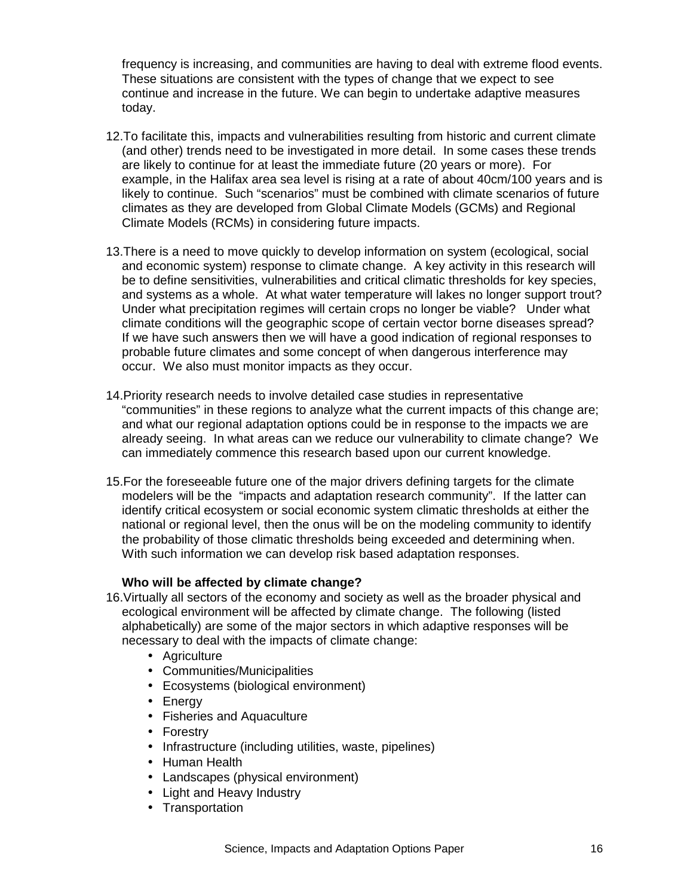frequency is increasing, and communities are having to deal with extreme flood events. These situations are consistent with the types of change that we expect to see continue and increase in the future. We can begin to undertake adaptive measures today.

12. To facilitate this, impacts and vulnerabilities resulting from historic and current climate (and other) trends need to be investigated in more detail. In some cases these trends are likely to continue for at least the immediate future (20 years or more). For example, in the Halifax area sea level is rising at a rate of about 40cm/100 years and is likely to continue. Such "scenarios" must be combined with climate scenarios of future climates as they are developed from Global Climate Models (GCMs) and Regional Climate Models (RCMs) in considering future impacts.

13. There is a need to move quickly to develop information on system (ecological, social and economic system) response to climate change. A key activity in this research will be to define sensitivities, vulnerabilities and critical climatic thresholds for key species, and systems as a whole. At what water temperature will lakes no longer support trout? Under what precipitation regimes will certain crops no longer be viable? Under what climate conditions will the geographic scope of certain vector borne diseases spread? If we have such answers then we will have a good indication of regional responses to probable future climates and some concept of when dangerous interference may occur. We also must monitor impacts as they occur.

14. Priority research needs to involve detailed case studies in representative "communities" in these regions to analyze what the current impacts of this change are; and what our regional adaptation options could be in response to the impacts we are already seeing. In what areas can we reduce our vulnerability to climate change? We can immediately commence this research based upon our current knowledge.

15. For the foreseeable future one of the major drivers defining targets for the climate modelers will be the "impacts and adaptation research community". If the latter can identify critical ecosystem or social economic system climatic thresholds at either the national or regional level, then the onus will be on the modeling community to identify the probability of those climatic thresholds being exceeded and determining when. With such information we can develop risk based adaptation responses.

**Who will be affected by climate change?**

16. Virtually all sectors of the economy and society as well as the broader physical and ecological environment will be affected by climate change. The following (listed alphabetically) are some of the major sectors in which adaptive responses will be necessary to deal with the impacts of climate change:
    - Agriculture
    - Communities/Municipalities
    - Ecosystems (biological environment)
    - Energy
    - Fisheries and Aquaculture
    - Forestry
    - Infrastructure (including utilities, waste, pipelines)
    - Human Health
    - Landscapes (physical environment)
    - Light and Heavy Industry
    - Transportation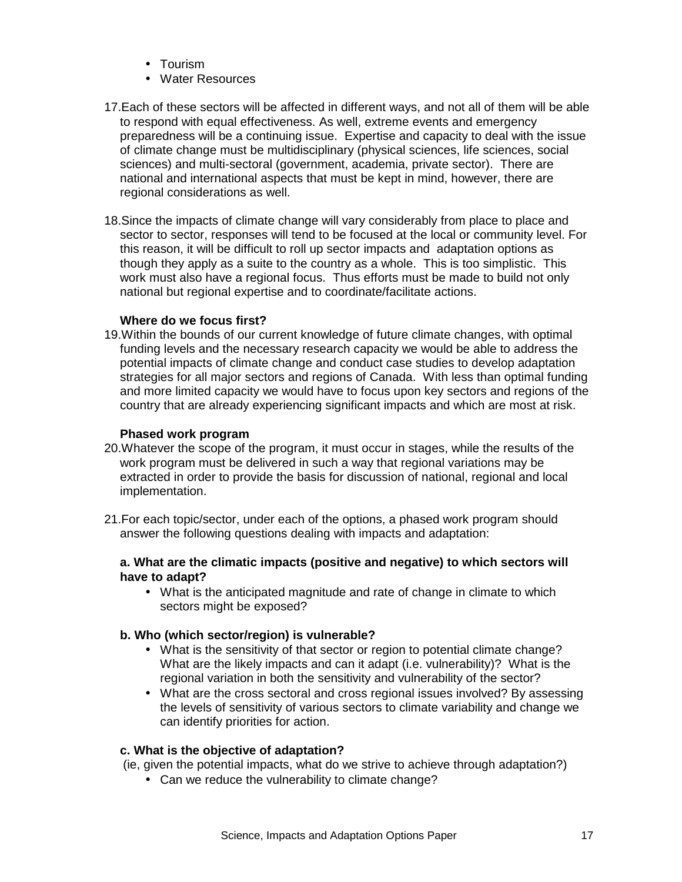- Tourism
- Water Resources

17. Each of these sectors will be affected in different ways, and not all of them will be able to respond with equal effectiveness. As well, extreme events and emergency preparedness will be a continuing issue. Expertise and capacity to deal with the issue of climate change must be multidisciplinary (physical sciences, life sciences, social sciences) and multi-sectoral (government, academia, private sector). There are national and international aspects that must be kept in mind, however, there are regional considerations as well.

18. Since the impacts of climate change will vary considerably from place to place and sector to sector, responses will tend to be focused at the local or community level. For this reason, it will be difficult to roll up sector impacts and adaptation options as though they apply as a suite to the country as a whole. This is too simplistic. This work must also have a regional focus. Thus efforts must be made to build not only national but regional expertise and to coordinate/facilitate actions.

**Where do we focus first?**

19. Within the bounds of our current knowledge of future climate changes, with optimal funding levels and the necessary research capacity we would be able to address the potential impacts of climate change and conduct case studies to develop adaptation strategies for all major sectors and regions of Canada. With less than optimal funding and more limited capacity we would have to focus upon key sectors and regions of the country that are already experiencing significant impacts and which are most at risk.

**Phased work program**

20. Whatever the scope of the program, it must occur in stages, while the results of the work program must be delivered in such a way that regional variations may be extracted in order to provide the basis for discussion of national, regional and local implementation.

21. For each topic/sector, under each of the options, a phased work program should answer the following questions dealing with impacts and adaptation:

**a. What are the climatic impacts (positive and negative) to which sectors will have to adapt?**

- What is the anticipated magnitude and rate of change in climate to which sectors might be exposed?

**b. Who (which sector/region) is vulnerable?**

- What is the sensitivity of that sector or region to potential climate change? What are the likely impacts and can it adapt (i.e. vulnerability)? What is the regional variation in both the sensitivity and vulnerability of the sector?
- What are the cross sectoral and cross regional issues involved? By assessing the levels of sensitivity of various sectors to climate variability and change we can identify priorities for action.

**c. What is the objective of adaptation?**

(ie, given the potential impacts, what do we strive to achieve through adaptation?)

- Can we reduce the vulnerability to climate change?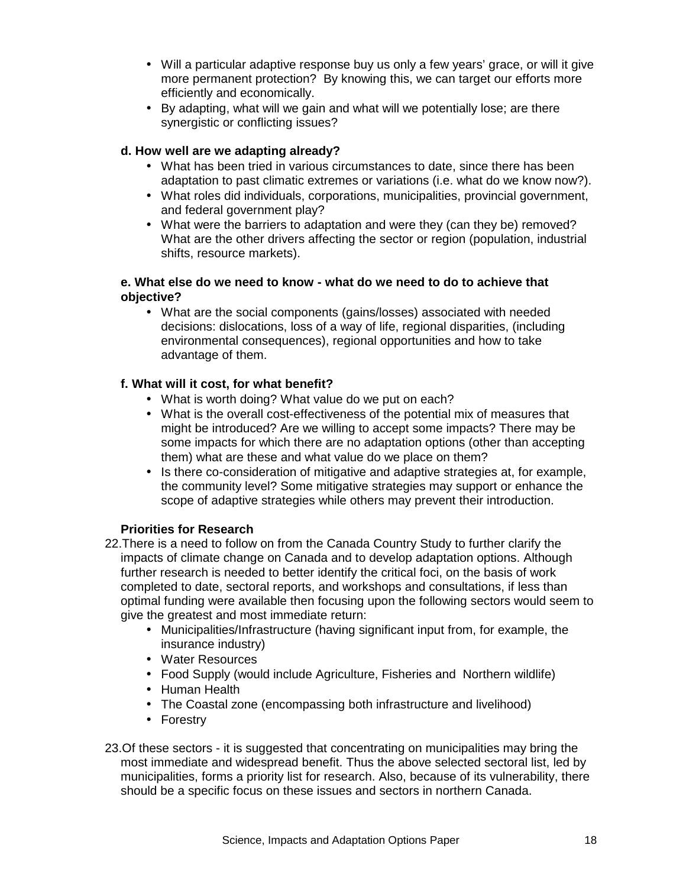- Will a particular adaptive response buy us only a few years' grace, or will it give more permanent protection? By knowing this, we can target our efforts more efficiently and economically.
- By adapting, what will we gain and what will we potentially lose; are there synergistic or conflicting issues?

**d. How well are we adapting already?**

- What has been tried in various circumstances to date, since there has been adaptation to past climatic extremes or variations (i.e. what do we know now?).
- What roles did individuals, corporations, municipalities, provincial government, and federal government play?
- What were the barriers to adaptation and were they (can they be) removed? What are the other drivers affecting the sector or region (population, industrial shifts, resource markets).

**e. What else do we need to know - what do we need to do to achieve that objective?**

- What are the social components (gains/losses) associated with needed decisions: dislocations, loss of a way of life, regional disparities, (including environmental consequences), regional opportunities and how to take advantage of them.

**f. What will it cost, for what benefit?**

- What is worth doing? What value do we put on each?
- What is the overall cost-effectiveness of the potential mix of measures that might be introduced? Are we willing to accept some impacts? There may be some impacts for which there are no adaptation options (other than accepting them) what are these and what value do we place on them?
- Is there co-consideration of mitigative and adaptive strategies at, for example, the community level? Some mitigative strategies may support or enhance the scope of adaptive strategies while others may prevent their introduction.

**Priorities for Research**

22. There is a need to follow on from the Canada Country Study to further clarify the impacts of climate change on Canada and to develop adaptation options. Although further research is needed to better identify the critical foci, on the basis of work completed to date, sectoral reports, and workshops and consultations, if less than optimal funding were available then focusing upon the following sectors would seem to give the greatest and most immediate return:
    - Municipalities/Infrastructure (having significant input from, for example, the insurance industry)
    - Water Resources
    - Food Supply (would include Agriculture, Fisheries and Northern wildlife)
    - Human Health
    - The Coastal zone (encompassing both infrastructure and livelihood)
    - Forestry

23. Of these sectors - it is suggested that concentrating on municipalities may bring the most immediate and widespread benefit. Thus the above selected sectoral list, led by municipalities, forms a priority list for research. Also, because of its vulnerability, there should be a specific focus on these issues and sectors in northern Canada.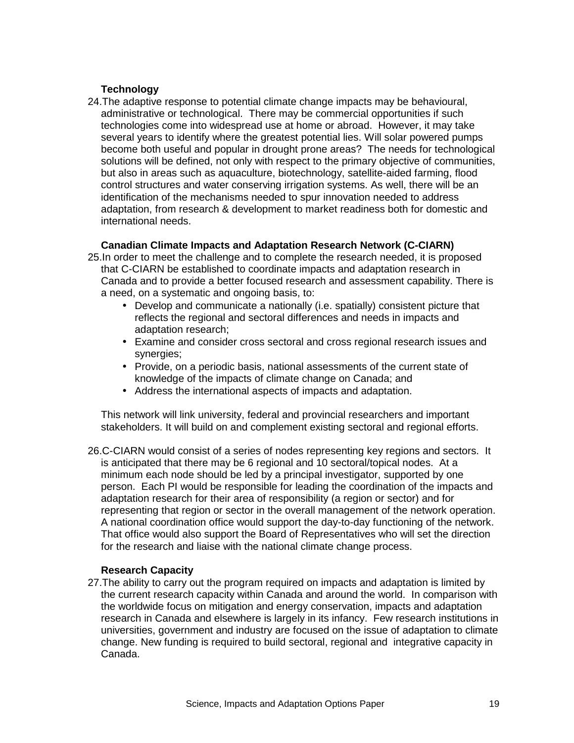**Technology**

24. The adaptive response to potential climate change impacts may be behavioural, administrative or technological. There may be commercial opportunities if such technologies come into widespread use at home or abroad. However, it may take several years to identify where the greatest potential lies. Will solar powered pumps become both useful and popular in drought prone areas? The needs for technological solutions will be defined, not only with respect to the primary objective of communities, but also in areas such as aquaculture, biotechnology, satellite-aided farming, flood control structures and water conserving irrigation systems. As well, there will be an identification of the mechanisms needed to spur innovation needed to address adaptation, from research & development to market readiness both for domestic and international needs.

**Canadian Climate Impacts and Adaptation Research Network (C-CIARN)**

25. In order to meet the challenge and to complete the research needed, it is proposed that C-CIARN be established to coordinate impacts and adaptation research in Canada and to provide a better focused research and assessment capability. There is a need, on a systematic and ongoing basis, to:
    - Develop and communicate a nationally (i.e. spatially) consistent picture that reflects the regional and sectoral differences and needs in impacts and adaptation research;
    - Examine and consider cross sectoral and cross regional research issues and synergies;
    - Provide, on a periodic basis, national assessments of the current state of knowledge of the impacts of climate change on Canada; and
    - Address the international aspects of impacts and adaptation.

    This network will link university, federal and provincial researchers and important stakeholders. It will build on and complement existing sectoral and regional efforts.

26. C-CIARN would consist of a series of nodes representing key regions and sectors. It is anticipated that there may be 6 regional and 10 sectoral/topical nodes. At a minimum each node should be led by a principal investigator, supported by one person. Each PI would be responsible for leading the coordination of the impacts and adaptation research for their area of responsibility (a region or sector) and for representing that region or sector in the overall management of the network operation. A national coordination office would support the day-to-day functioning of the network. That office would also support the Board of Representatives who will set the direction for the research and liaise with the national climate change process.

**Research Capacity**

27. The ability to carry out the program required on impacts and adaptation is limited by the current research capacity within Canada and around the world. In comparison with the worldwide focus on mitigation and energy conservation, impacts and adaptation research in Canada and elsewhere is largely in its infancy. Few research institutions in universities, government and industry are focused on the issue of adaptation to climate change. New funding is required to build sectoral, regional and integrative capacity in Canada.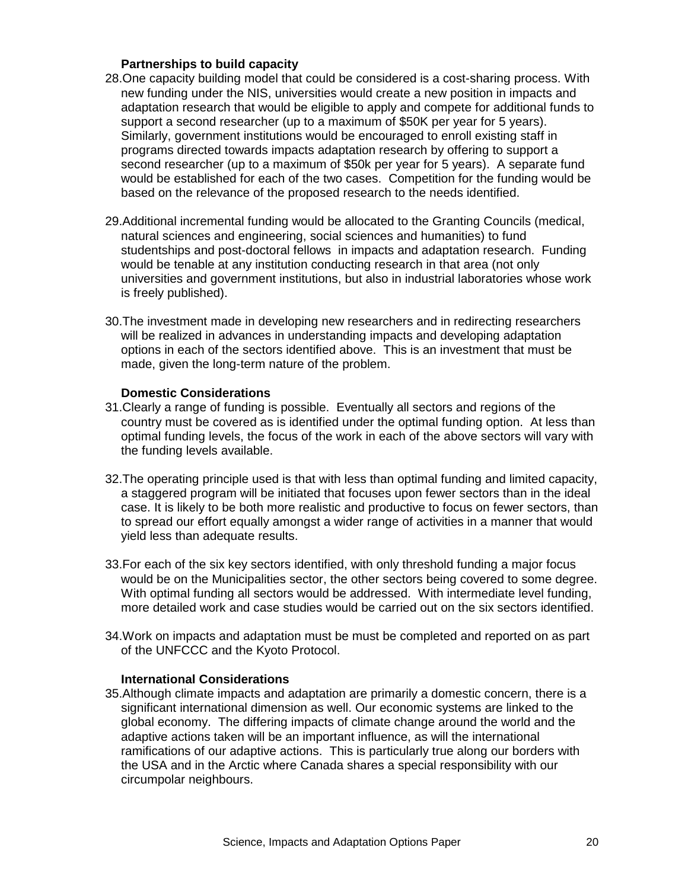**Partnerships to build capacity**

28. One capacity building model that could be considered is a cost-sharing process. With new funding under the NIS, universities would create a new position in impacts and adaptation research that would be eligible to apply and compete for additional funds to support a second researcher (up to a maximum of $50K per year for 5 years). Similarly, government institutions would be encouraged to enroll existing staff in programs directed towards impacts adaptation research by offering to support a second researcher (up to a maximum of $50k per year for 5 years). A separate fund would be established for each of the two cases. Competition for the funding would be based on the relevance of the proposed research to the needs identified.

29. Additional incremental funding would be allocated to the Granting Councils (medical, natural sciences and engineering, social sciences and humanities) to fund studentships and post-doctoral fellows in impacts and adaptation research. Funding would be tenable at any institution conducting research in that area (not only universities and government institutions, but also in industrial laboratories whose work is freely published).

30. The investment made in developing new researchers and in redirecting researchers will be realized in advances in understanding impacts and developing adaptation options in each of the sectors identified above. This is an investment that must be made, given the long-term nature of the problem.

**Domestic Considerations**

31. Clearly a range of funding is possible. Eventually all sectors and regions of the country must be covered as is identified under the optimal funding option. At less than optimal funding levels, the focus of the work in each of the above sectors will vary with the funding levels available.

32. The operating principle used is that with less than optimal funding and limited capacity, a staggered program will be initiated that focuses upon fewer sectors than in the ideal case. It is likely to be both more realistic and productive to focus on fewer sectors, than to spread our effort equally amongst a wider range of activities in a manner that would yield less than adequate results.

33. For each of the six key sectors identified, with only threshold funding a major focus would be on the Municipalities sector, the other sectors being covered to some degree. With optimal funding all sectors would be addressed. With intermediate level funding, more detailed work and case studies would be carried out on the six sectors identified.

34. Work on impacts and adaptation must be must be completed and reported on as part of the UNFCCC and the Kyoto Protocol.

**International Considerations**

35. Although climate impacts and adaptation are primarily a domestic concern, there is a significant international dimension as well. Our economic systems are linked to the global economy. The differing impacts of climate change around the world and the adaptive actions taken will be an important influence, as will the international ramifications of our adaptive actions. This is particularly true along our borders with the USA and in the Arctic where Canada shares a special responsibility with our circumpolar neighbours.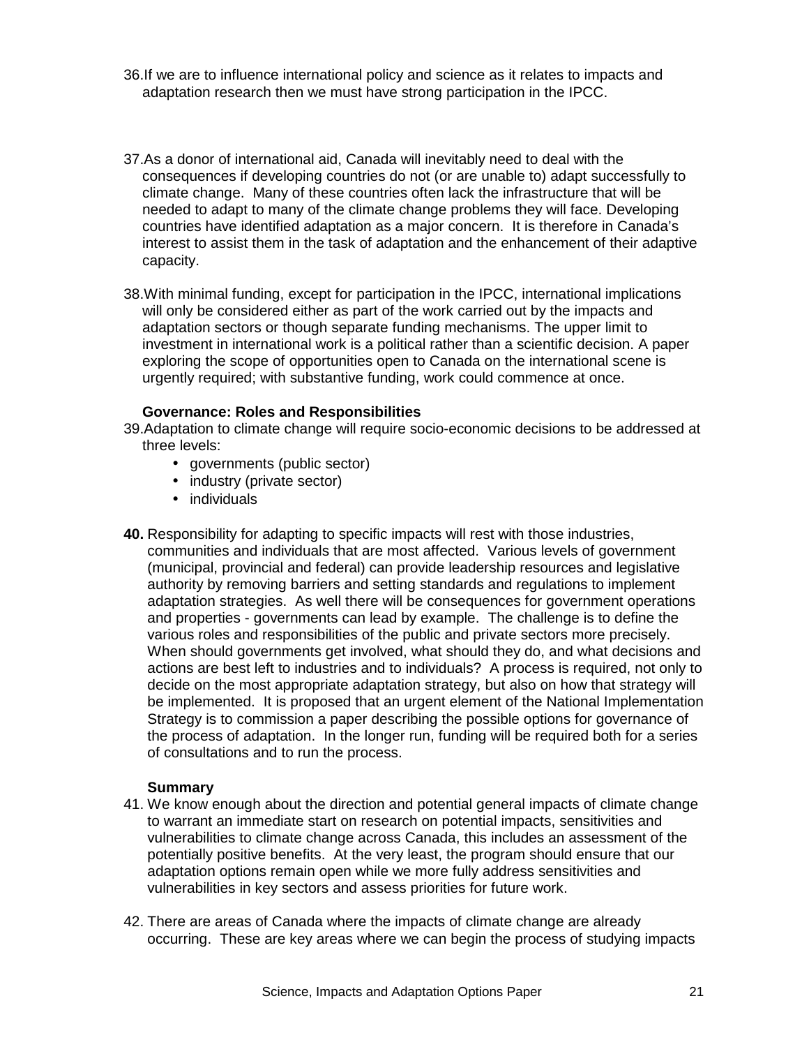36. If we are to influence international policy and science as it relates to impacts and adaptation research then we must have strong participation in the IPCC.

37. As a donor of international aid, Canada will inevitably need to deal with the consequences if developing countries do not (or are unable to) adapt successfully to climate change. Many of these countries often lack the infrastructure that will be needed to adapt to many of the climate change problems they will face. Developing countries have identified adaptation as a major concern. It is therefore in Canada's interest to assist them in the task of adaptation and the enhancement of their adaptive capacity.

38. With minimal funding, except for participation in the IPCC, international implications will only be considered either as part of the work carried out by the impacts and adaptation sectors or though separate funding mechanisms. The upper limit to investment in international work is a political rather than a scientific decision. A paper exploring the scope of opportunities open to Canada on the international scene is urgently required; with substantive funding, work could commence at once.

**Governance: Roles and Responsibilities**

39. Adaptation to climate change will require socio-economic decisions to be addressed at three levels:
    - governments (public sector)
    - industry (private sector)
    - individuals

**40.** Responsibility for adapting to specific impacts will rest with those industries, communities and individuals that are most affected. Various levels of government (municipal, provincial and federal) can provide leadership resources and legislative authority by removing barriers and setting standards and regulations to implement adaptation strategies. As well there will be consequences for government operations and properties - governments can lead by example. The challenge is to define the various roles and responsibilities of the public and private sectors more precisely. When should governments get involved, what should they do, and what decisions and actions are best left to industries and to individuals? A process is required, not only to decide on the most appropriate adaptation strategy, but also on how that strategy will be implemented. It is proposed that an urgent element of the National Implementation Strategy is to commission a paper describing the possible options for governance of the process of adaptation. In the longer run, funding will be required both for a series of consultations and to run the process.

**Summary**

41. We know enough about the direction and potential general impacts of climate change to warrant an immediate start on research on potential impacts, sensitivities and vulnerabilities to climate change across Canada, this includes an assessment of the potentially positive benefits. At the very least, the program should ensure that our adaptation options remain open while we more fully address sensitivities and vulnerabilities in key sectors and assess priorities for future work.

42. There are areas of Canada where the impacts of climate change are already occurring. These are key areas where we can begin the process of studying impacts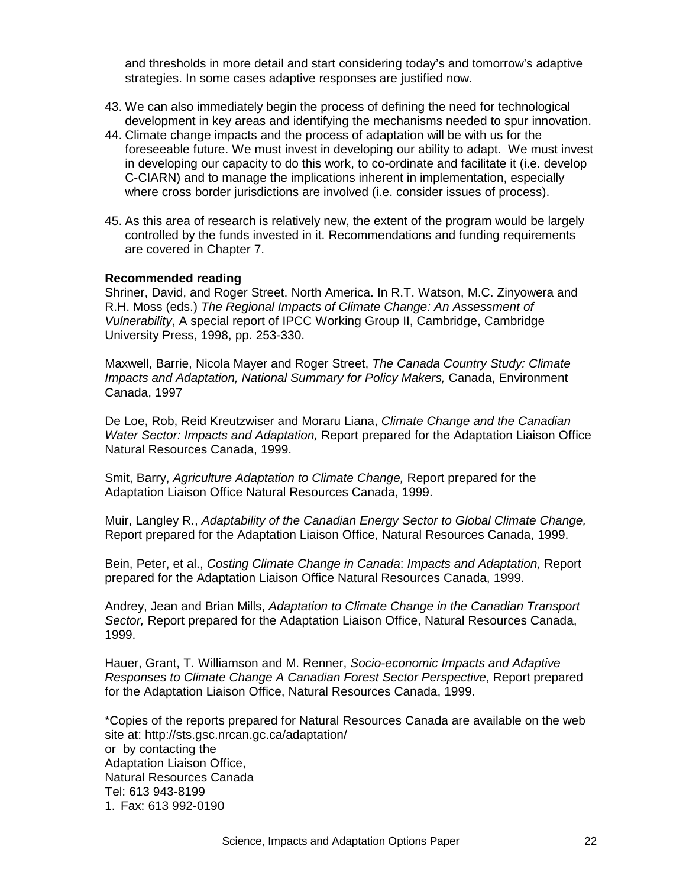and thresholds in more detail and start considering today's and tomorrow's adaptive strategies. In some cases adaptive responses are justified now.

43. We can also immediately begin the process of defining the need for technological development in key areas and identifying the mechanisms needed to spur innovation.
44. Climate change impacts and the process of adaptation will be with us for the foreseeable future. We must invest in developing our ability to adapt. We must invest in developing our capacity to do this work, to co-ordinate and facilitate it (i.e. develop C-CIARN) and to manage the implications inherent in implementation, especially where cross border jurisdictions are involved (i.e. consider issues of process).

45. As this area of research is relatively new, the extent of the program would be largely controlled by the funds invested in it. Recommendations and funding requirements are covered in Chapter 7.

**Recommended reading**

Shriner, David, and Roger Street. North America. In R.T. Watson, M.C. Zinyowera and R.H. Moss (eds.) *The Regional Impacts of Climate Change: An Assessment of Vulnerability*, A special report of IPCC Working Group II, Cambridge, Cambridge University Press, 1998, pp. 253-330.

Maxwell, Barrie, Nicola Mayer and Roger Street, *The Canada Country Study: Climate Impacts and Adaptation, National Summary for Policy Makers,* Canada, Environment Canada, 1997

De Loe, Rob, Reid Kreutzwiser and Moraru Liana, *Climate Change and the Canadian Water Sector: Impacts and Adaptation,* Report prepared for the Adaptation Liaison Office Natural Resources Canada, 1999.

Smit, Barry, *Agriculture Adaptation to Climate Change,* Report prepared for the Adaptation Liaison Office Natural Resources Canada, 1999.

Muir, Langley R., *Adaptability of the Canadian Energy Sector to Global Climate Change,* Report prepared for the Adaptation Liaison Office, Natural Resources Canada, 1999.

Bein, Peter, et al., *Costing Climate Change in Canada*: *Impacts and Adaptation,* Report prepared for the Adaptation Liaison Office Natural Resources Canada, 1999.

Andrey, Jean and Brian Mills, *Adaptation to Climate Change in the Canadian Transport Sector,* Report prepared for the Adaptation Liaison Office, Natural Resources Canada, 1999.

Hauer, Grant, T. Williamson and M. Renner, *Socio-economic Impacts and Adaptive Responses to Climate Change A Canadian Forest Sector Perspective*, Report prepared for the Adaptation Liaison Office, Natural Resources Canada, 1999.

*Copies of the reports prepared for Natural Resources Canada are available on the web site at: http://sts.gsc.nrcan.gc.ca/adaptation/
or by contacting the
Adaptation Liaison Office,
Natural Resources Canada
Tel: 613 943-8199
1. Fax: 613 992-0190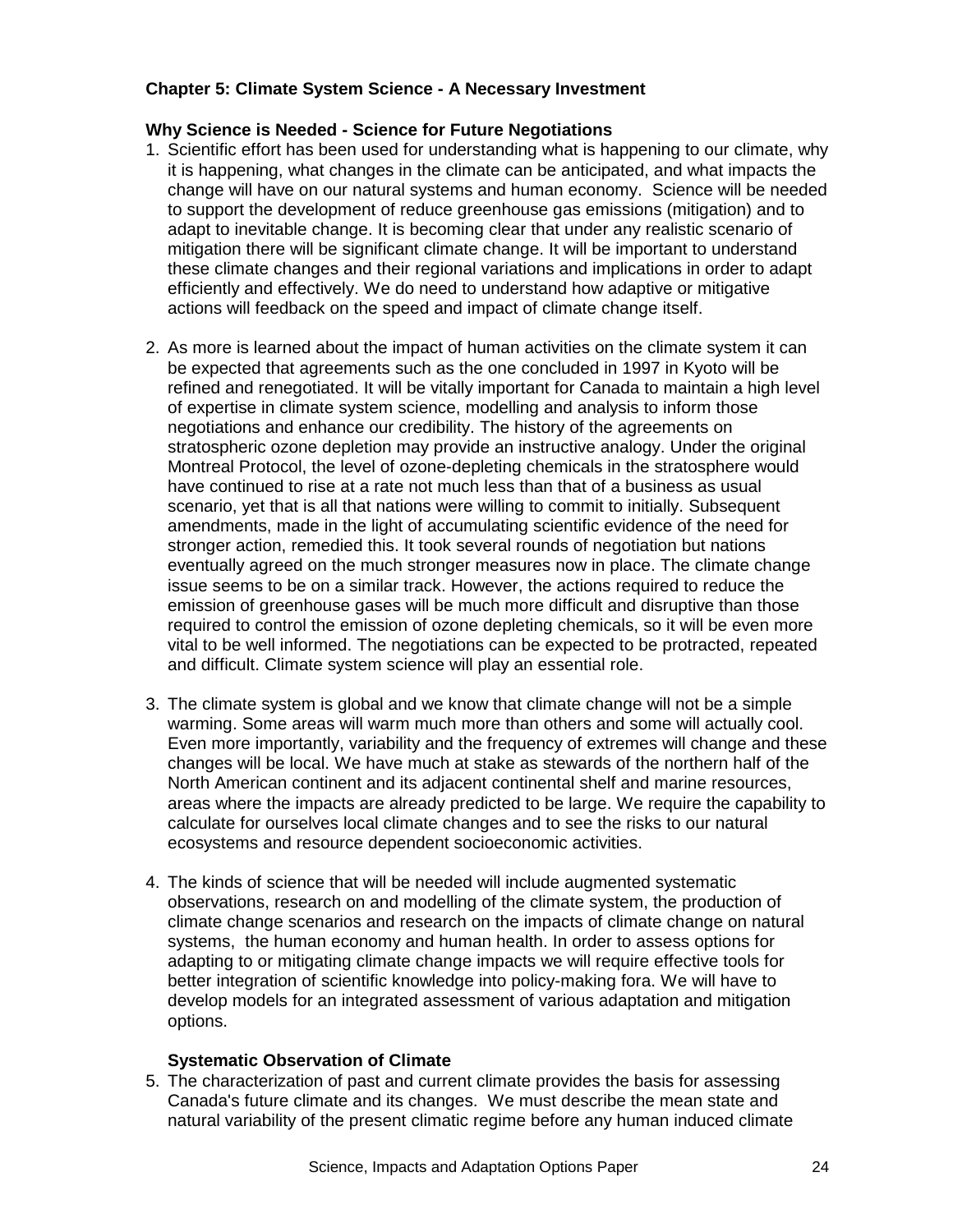## Chapter 5: Climate System Science - A Necessary Investment

### Why Science is Needed - Science for Future Negotiations

1. Scientific effort has been used for understanding what is happening to our climate, why it is happening, what changes in the climate can be anticipated, and what impacts the change will have on our natural systems and human economy. Science will be needed to support the development of reduce greenhouse gas emissions (mitigation) and to adapt to inevitable change. It is becoming clear that under any realistic scenario of mitigation there will be significant climate change. It will be important to understand these climate changes and their regional variations and implications in order to adapt efficiently and effectively. We do need to understand how adaptive or mitigative actions will feedback on the speed and impact of climate change itself.

2. As more is learned about the impact of human activities on the climate system it can be expected that agreements such as the one concluded in 1997 in Kyoto will be refined and renegotiated. It will be vitally important for Canada to maintain a high level of expertise in climate system science, modelling and analysis to inform those negotiations and enhance our credibility. The history of the agreements on stratospheric ozone depletion may provide an instructive analogy. Under the original Montreal Protocol, the level of ozone-depleting chemicals in the stratosphere would have continued to rise at a rate not much less than that of a business as usual scenario, yet that is all that nations were willing to commit to initially. Subsequent amendments, made in the light of accumulating scientific evidence of the need for stronger action, remedied this. It took several rounds of negotiation but nations eventually agreed on the much stronger measures now in place. The climate change issue seems to be on a similar track. However, the actions required to reduce the emission of greenhouse gases will be much more difficult and disruptive than those required to control the emission of ozone depleting chemicals, so it will be even more vital to be well informed. The negotiations can be expected to be protracted, repeated and difficult. Climate system science will play an essential role.

3. The climate system is global and we know that climate change will not be a simple warming. Some areas will warm much more than others and some will actually cool. Even more importantly, variability and the frequency of extremes will change and these changes will be local. We have much at stake as stewards of the northern half of the North American continent and its adjacent continental shelf and marine resources, areas where the impacts are already predicted to be large. We require the capability to calculate for ourselves local climate changes and to see the risks to our natural ecosystems and resource dependent socioeconomic activities.

4. The kinds of science that will be needed will include augmented systematic observations, research on and modelling of the climate system, the production of climate change scenarios and research on the impacts of climate change on natural systems, the human economy and human health. In order to assess options for adapting to or mitigating climate change impacts we will require effective tools for better integration of scientific knowledge into policy-making fora. We will have to develop models for an integrated assessment of various adaptation and mitigation options.

### Systematic Observation of Climate

5. The characterization of past and current climate provides the basis for assessing Canada's future climate and its changes. We must describe the mean state and natural variability of the present climatic regime before any human induced climate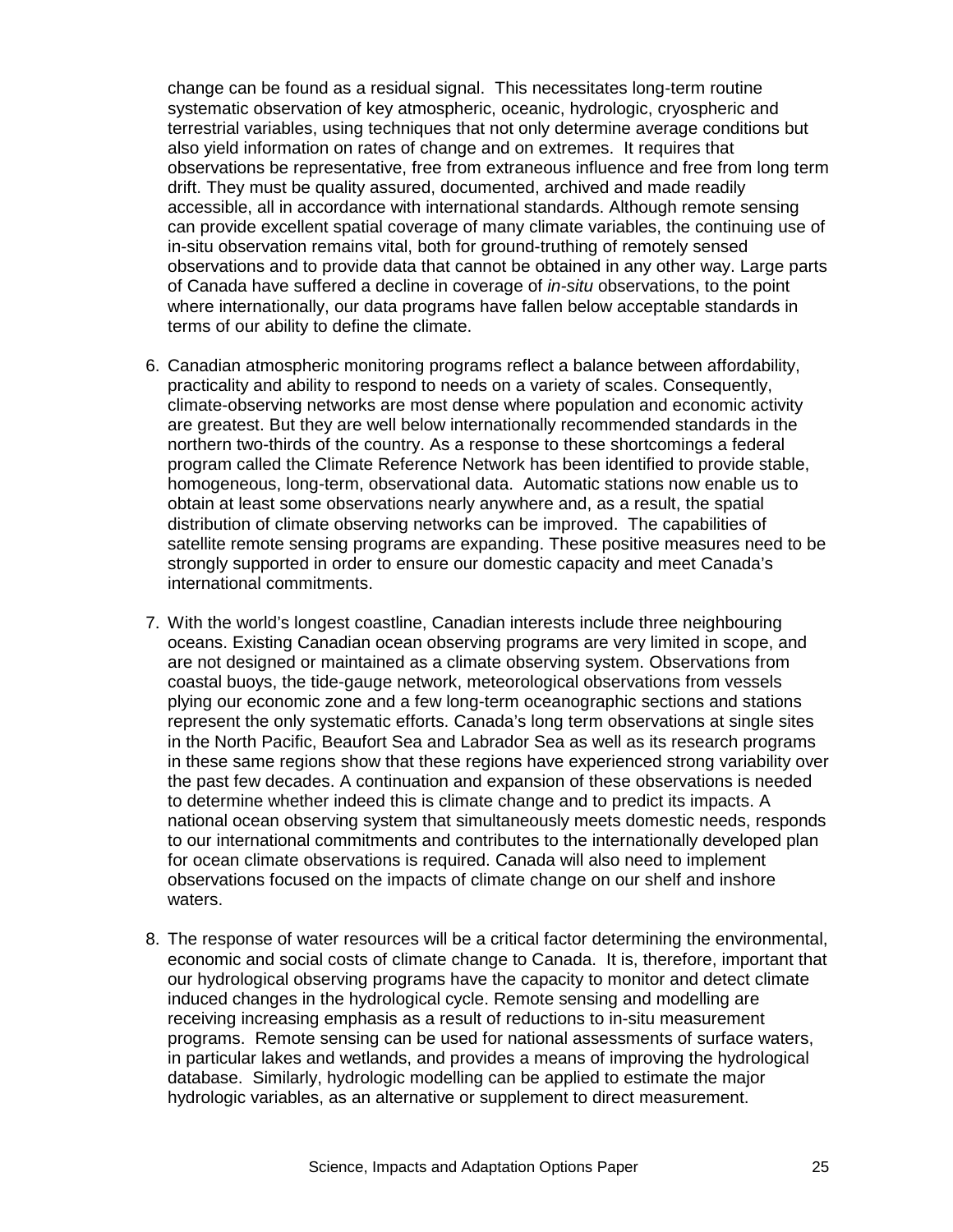change can be found as a residual signal. This necessitates long-term routine systematic observation of key atmospheric, oceanic, hydrologic, cryospheric and terrestrial variables, using techniques that not only determine average conditions but also yield information on rates of change and on extremes. It requires that observations be representative, free from extraneous influence and free from long term drift. They must be quality assured, documented, archived and made readily accessible, all in accordance with international standards. Although remote sensing can provide excellent spatial coverage of many climate variables, the continuing use of in-situ observation remains vital, both for ground-truthing of remotely sensed observations and to provide data that cannot be obtained in any other way. Large parts of Canada have suffered a decline in coverage of *in-situ* observations, to the point where internationally, our data programs have fallen below acceptable standards in terms of our ability to define the climate.

6. Canadian atmospheric monitoring programs reflect a balance between affordability, practicality and ability to respond to needs on a variety of scales. Consequently, climate-observing networks are most dense where population and economic activity are greatest. But they are well below internationally recommended standards in the northern two-thirds of the country. As a response to these shortcomings a federal program called the Climate Reference Network has been identified to provide stable, homogeneous, long-term, observational data. Automatic stations now enable us to obtain at least some observations nearly anywhere and, as a result, the spatial distribution of climate observing networks can be improved. The capabilities of satellite remote sensing programs are expanding. These positive measures need to be strongly supported in order to ensure our domestic capacity and meet Canada's international commitments.

7. With the world's longest coastline, Canadian interests include three neighbouring oceans. Existing Canadian ocean observing programs are very limited in scope, and are not designed or maintained as a climate observing system. Observations from coastal buoys, the tide-gauge network, meteorological observations from vessels plying our economic zone and a few long-term oceanographic sections and stations represent the only systematic efforts. Canada's long term observations at single sites in the North Pacific, Beaufort Sea and Labrador Sea as well as its research programs in these same regions show that these regions have experienced strong variability over the past few decades. A continuation and expansion of these observations is needed to determine whether indeed this is climate change and to predict its impacts. A national ocean observing system that simultaneously meets domestic needs, responds to our international commitments and contributes to the internationally developed plan for ocean climate observations is required. Canada will also need to implement observations focused on the impacts of climate change on our shelf and inshore waters.

8. The response of water resources will be a critical factor determining the environmental, economic and social costs of climate change to Canada. It is, therefore, important that our hydrological observing programs have the capacity to monitor and detect climate induced changes in the hydrological cycle. Remote sensing and modelling are receiving increasing emphasis as a result of reductions to in-situ measurement programs. Remote sensing can be used for national assessments of surface waters, in particular lakes and wetlands, and provides a means of improving the hydrological database. Similarly, hydrologic modelling can be applied to estimate the major hydrologic variables, as an alternative or supplement to direct measurement.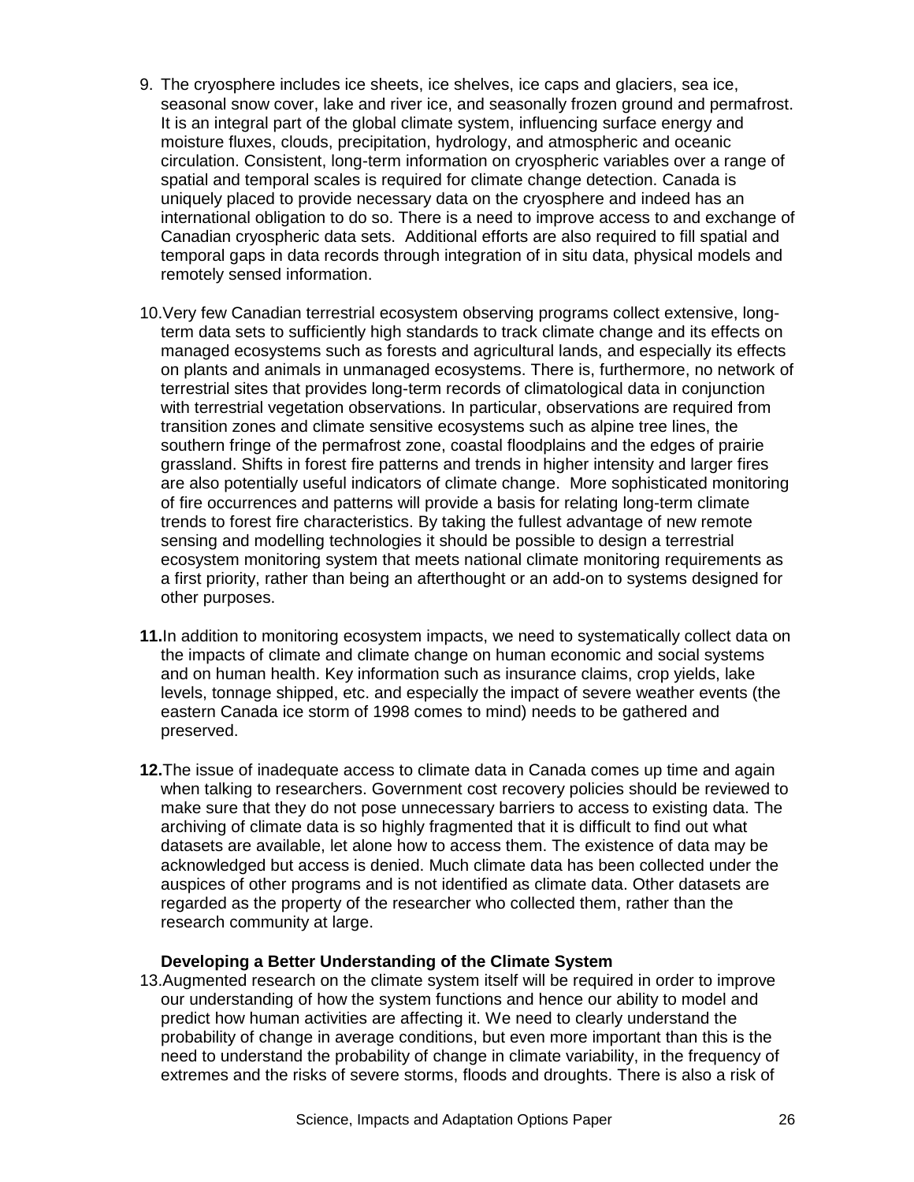9. The cryosphere includes ice sheets, ice shelves, ice caps and glaciers, sea ice, seasonal snow cover, lake and river ice, and seasonally frozen ground and permafrost. It is an integral part of the global climate system, influencing surface energy and moisture fluxes, clouds, precipitation, hydrology, and atmospheric and oceanic circulation. Consistent, long-term information on cryospheric variables over a range of spatial and temporal scales is required for climate change detection. Canada is uniquely placed to provide necessary data on the cryosphere and indeed has an international obligation to do so. There is a need to improve access to and exchange of Canadian cryospheric data sets. Additional efforts are also required to fill spatial and temporal gaps in data records through integration of in situ data, physical models and remotely sensed information.

10. Very few Canadian terrestrial ecosystem observing programs collect extensive, long-term data sets to sufficiently high standards to track climate change and its effects on managed ecosystems such as forests and agricultural lands, and especially its effects on plants and animals in unmanaged ecosystems. There is, furthermore, no network of terrestrial sites that provides long-term records of climatological data in conjunction with terrestrial vegetation observations. In particular, observations are required from transition zones and climate sensitive ecosystems such as alpine tree lines, the southern fringe of the permafrost zone, coastal floodplains and the edges of prairie grassland. Shifts in forest fire patterns and trends in higher intensity and larger fires are also potentially useful indicators of climate change. More sophisticated monitoring of fire occurrences and patterns will provide a basis for relating long-term climate trends to forest fire characteristics. By taking the fullest advantage of new remote sensing and modelling technologies it should be possible to design a terrestrial ecosystem monitoring system that meets national climate monitoring requirements as a first priority, rather than being an afterthought or an add-on to systems designed for other purposes.

**11.** In addition to monitoring ecosystem impacts, we need to systematically collect data on the impacts of climate and climate change on human economic and social systems and on human health. Key information such as insurance claims, crop yields, lake levels, tonnage shipped, etc. and especially the impact of severe weather events (the eastern Canada ice storm of 1998 comes to mind) needs to be gathered and preserved.

**12.** The issue of inadequate access to climate data in Canada comes up time and again when talking to researchers. Government cost recovery policies should be reviewed to make sure that they do not pose unnecessary barriers to access to existing data. The archiving of climate data is so highly fragmented that it is difficult to find out what datasets are available, let alone how to access them. The existence of data may be acknowledged but access is denied. Much climate data has been collected under the auspices of other programs and is not identified as climate data. Other datasets are regarded as the property of the researcher who collected them, rather than the research community at large.

**Developing a Better Understanding of the Climate System**

13. Augmented research on the climate system itself will be required in order to improve our understanding of how the system functions and hence our ability to model and predict how human activities are affecting it. We need to clearly understand the probability of change in average conditions, but even more important than this is the need to understand the probability of change in climate variability, in the frequency of extremes and the risks of severe storms, floods and droughts. There is also a risk of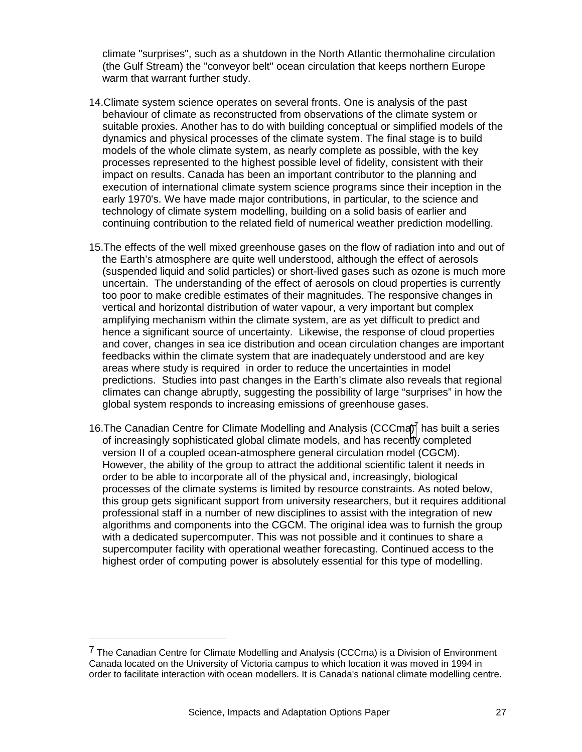climate "surprises", such as a shutdown in the North Atlantic thermohaline circulation (the Gulf Stream) the "conveyor belt" ocean circulation that keeps northern Europe warm that warrant further study.

14. Climate system science operates on several fronts. One is analysis of the past behaviour of climate as reconstructed from observations of the climate system or suitable proxies. Another has to do with building conceptual or simplified models of the dynamics and physical processes of the climate system. The final stage is to build models of the whole climate system, as nearly complete as possible, with the key processes represented to the highest possible level of fidelity, consistent with their impact on results. Canada has been an important contributor to the planning and execution of international climate system science programs since their inception in the early 1970's. We have made major contributions, in particular, to the science and technology of climate system modelling, building on a solid basis of earlier and continuing contribution to the related field of numerical weather prediction modelling.

15. The effects of the well mixed greenhouse gases on the flow of radiation into and out of the Earth's atmosphere are quite well understood, although the effect of aerosols (suspended liquid and solid particles) or short-lived gases such as ozone is much more uncertain. The understanding of the effect of aerosols on cloud properties is currently too poor to make credible estimates of their magnitudes. The responsive changes in vertical and horizontal distribution of water vapour, a very important but complex amplifying mechanism within the climate system, are as yet difficult to predict and hence a significant source of uncertainty. Likewise, the response of cloud properties and cover, changes in sea ice distribution and ocean circulation changes are important feedbacks within the climate system that are inadequately understood and are key areas where study is required in order to reduce the uncertainties in model predictions. Studies into past changes in the Earth's climate also reveals that regional climates can change abruptly, suggesting the possibility of large "surprises" in how the global system responds to increasing emissions of greenhouse gases.

16. The Canadian Centre for Climate Modelling and Analysis (CCCma)[7] has built a series of increasingly sophisticated global climate models, and has recently completed version II of a coupled ocean-atmosphere general circulation model (CGCM). However, the ability of the group to attract the additional scientific talent it needs in order to be able to incorporate all of the physical and, increasingly, biological processes of the climate systems is limited by resource constraints. As noted below, this group gets significant support from university researchers, but it requires additional professional staff in a number of new disciplines to assist with the integration of new algorithms and components into the CGCM. The original idea was to furnish the group with a dedicated supercomputer. This was not possible and it continues to share a supercomputer facility with operational weather forecasting. Continued access to the highest order of computing power is absolutely essential for this type of modelling.

---

[7] The Canadian Centre for Climate Modelling and Analysis (CCCma) is a Division of Environment Canada located on the University of Victoria campus to which location it was moved in 1994 in order to facilitate interaction with ocean modellers. It is Canada's national climate modelling centre.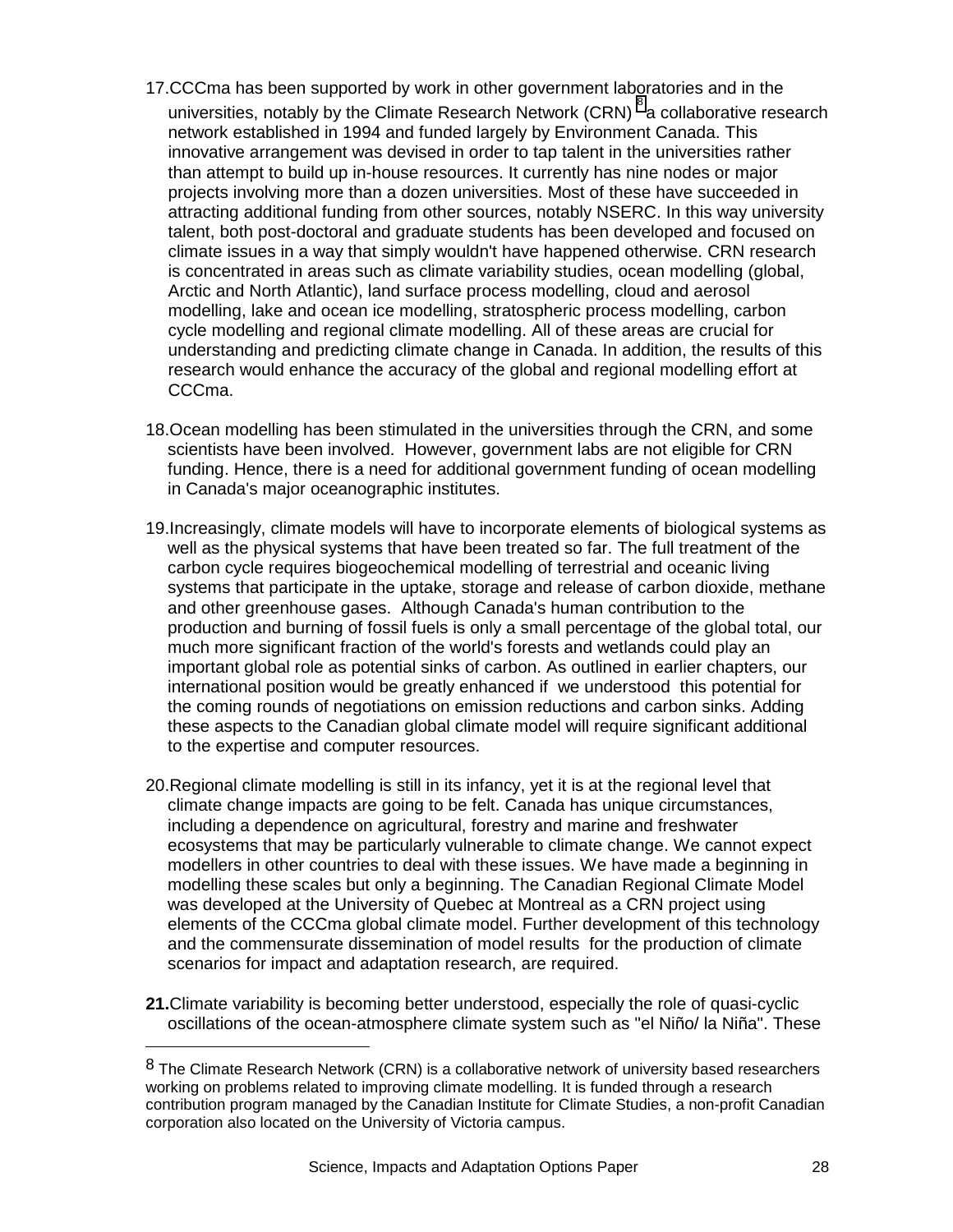17. CCCma has been supported by work in other government laboratories and in the universities, notably by the Climate Research Network (CRN) [8] a collaborative research network established in 1994 and funded largely by Environment Canada. This innovative arrangement was devised in order to tap talent in the universities rather than attempt to build up in-house resources. It currently has nine nodes or major projects involving more than a dozen universities. Most of these have succeeded in attracting additional funding from other sources, notably NSERC. In this way university talent, both post-doctoral and graduate students has been developed and focused on climate issues in a way that simply wouldn't have happened otherwise. CRN research is concentrated in areas such as climate variability studies, ocean modelling (global, Arctic and North Atlantic), land surface process modelling, cloud and aerosol modelling, lake and ocean ice modelling, stratospheric process modelling, carbon cycle modelling and regional climate modelling. All of these areas are crucial for understanding and predicting climate change in Canada. In addition, the results of this research would enhance the accuracy of the global and regional modelling effort at CCCma.

18. Ocean modelling has been stimulated in the universities through the CRN, and some scientists have been involved. However, government labs are not eligible for CRN funding. Hence, there is a need for additional government funding of ocean modelling in Canada's major oceanographic institutes.

19. Increasingly, climate models will have to incorporate elements of biological systems as well as the physical systems that have been treated so far. The full treatment of the carbon cycle requires biogeochemical modelling of terrestrial and oceanic living systems that participate in the uptake, storage and release of carbon dioxide, methane and other greenhouse gases. Although Canada's human contribution to the production and burning of fossil fuels is only a small percentage of the global total, our much more significant fraction of the world's forests and wetlands could play an important global role as potential sinks of carbon. As outlined in earlier chapters, our international position would be greatly enhanced if we understood this potential for the coming rounds of negotiations on emission reductions and carbon sinks. Adding these aspects to the Canadian global climate model will require significant additional to the expertise and computer resources.

20. Regional climate modelling is still in its infancy, yet it is at the regional level that climate change impacts are going to be felt. Canada has unique circumstances, including a dependence on agricultural, forestry and marine and freshwater ecosystems that may be particularly vulnerable to climate change. We cannot expect modellers in other countries to deal with these issues. We have made a beginning in modelling these scales but only a beginning. The Canadian Regional Climate Model was developed at the University of Quebec at Montreal as a CRN project using elements of the CCCma global climate model. Further development of this technology and the commensurate dissemination of model results for the production of climate scenarios for impact and adaptation research, are required.

**21.** Climate variability is becoming better understood, especially the role of quasi-cyclic oscillations of the ocean-atmosphere climate system such as "el Niño/ la Niña". These

---

[8] The Climate Research Network (CRN) is a collaborative network of university based researchers working on problems related to improving climate modelling. It is funded through a research contribution program managed by the Canadian Institute for Climate Studies, a non-profit Canadian corporation also located on the University of Victoria campus.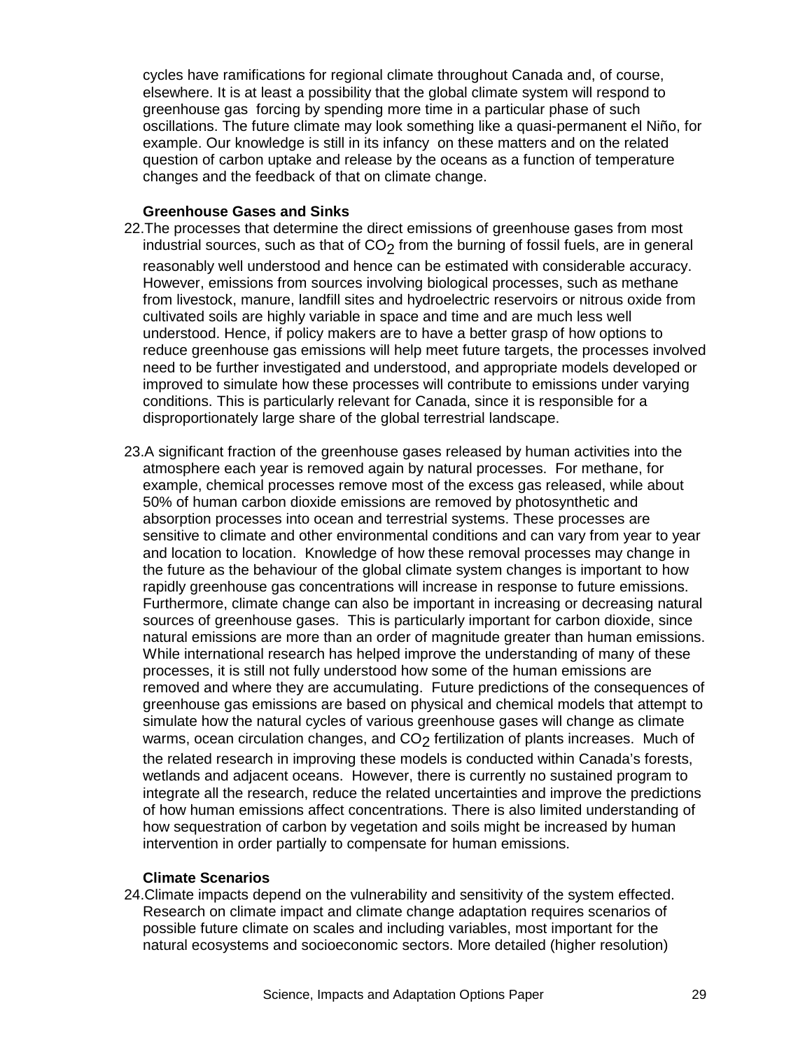cycles have ramifications for regional climate throughout Canada and, of course, elsewhere. It is at least a possibility that the global climate system will respond to greenhouse gas forcing by spending more time in a particular phase of such oscillations. The future climate may look something like a quasi-permanent el Niño, for example. Our knowledge is still in its infancy on these matters and on the related question of carbon uptake and release by the oceans as a function of temperature changes and the feedback of that on climate change.

**Greenhouse Gases and Sinks**

22. The processes that determine the direct emissions of greenhouse gases from most industrial sources, such as that of $CO_2$ from the burning of fossil fuels, are in general reasonably well understood and hence can be estimated with considerable accuracy. However, emissions from sources involving biological processes, such as methane from livestock, manure, landfill sites and hydroelectric reservoirs or nitrous oxide from cultivated soils are highly variable in space and time and are much less well understood. Hence, if policy makers are to have a better grasp of how options to reduce greenhouse gas emissions will help meet future targets, the processes involved need to be further investigated and understood, and appropriate models developed or improved to simulate how these processes will contribute to emissions under varying conditions. This is particularly relevant for Canada, since it is responsible for a disproportionately large share of the global terrestrial landscape.

23. A significant fraction of the greenhouse gases released by human activities into the atmosphere each year is removed again by natural processes. For methane, for example, chemical processes remove most of the excess gas released, while about 50% of human carbon dioxide emissions are removed by photosynthetic and absorption processes into ocean and terrestrial systems. These processes are sensitive to climate and other environmental conditions and can vary from year to year and location to location. Knowledge of how these removal processes may change in the future as the behaviour of the global climate system changes is important to how rapidly greenhouse gas concentrations will increase in response to future emissions. Furthermore, climate change can also be important in increasing or decreasing natural sources of greenhouse gases. This is particularly important for carbon dioxide, since natural emissions are more than an order of magnitude greater than human emissions. While international research has helped improve the understanding of many of these processes, it is still not fully understood how some of the human emissions are removed and where they are accumulating. Future predictions of the consequences of greenhouse gas emissions are based on physical and chemical models that attempt to simulate how the natural cycles of various greenhouse gases will change as climate warms, ocean circulation changes, and $CO_2$ fertilization of plants increases. Much of the related research in improving these models is conducted within Canada's forests, wetlands and adjacent oceans. However, there is currently no sustained program to integrate all the research, reduce the related uncertainties and improve the predictions of how human emissions affect concentrations. There is also limited understanding of how sequestration of carbon by vegetation and soils might be increased by human intervention in order partially to compensate for human emissions.

**Climate Scenarios**

24. Climate impacts depend on the vulnerability and sensitivity of the system effected. Research on climate impact and climate change adaptation requires scenarios of possible future climate on scales and including variables, most important for the natural ecosystems and socioeconomic sectors. More detailed (higher resolution)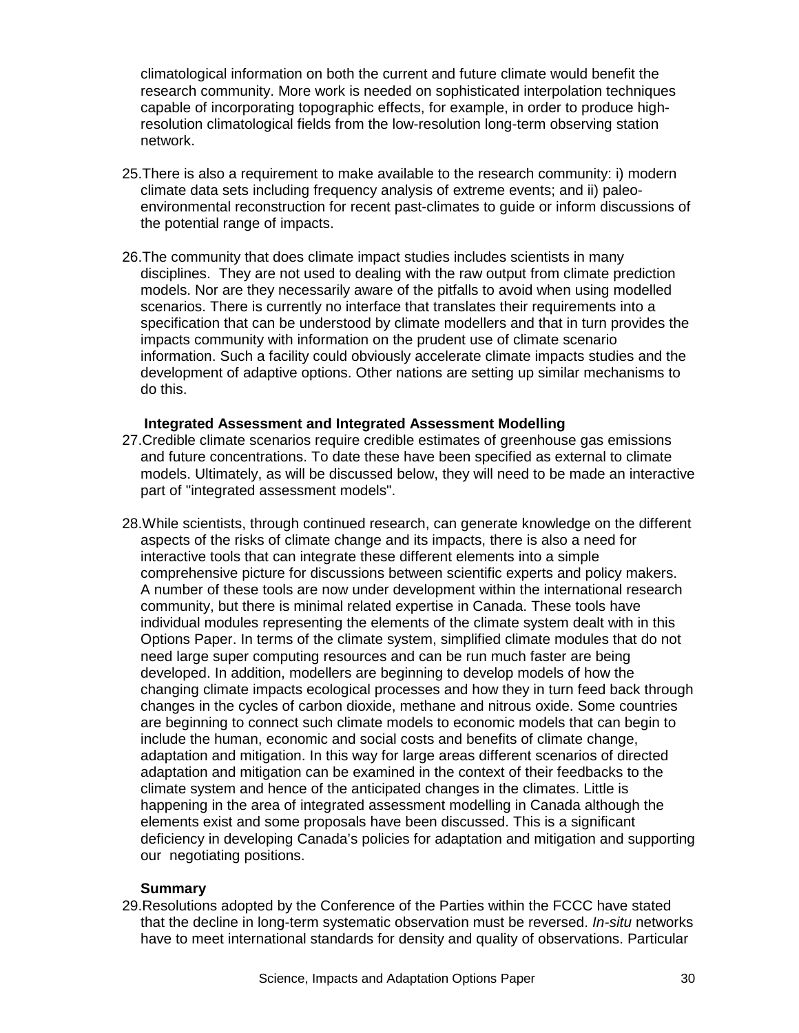climatological information on both the current and future climate would benefit the research community. More work is needed on sophisticated interpolation techniques capable of incorporating topographic effects, for example, in order to produce high-resolution climatological fields from the low-resolution long-term observing station network.

25. There is also a requirement to make available to the research community: i) modern climate data sets including frequency analysis of extreme events; and ii) paleo-environmental reconstruction for recent past-climates to guide or inform discussions of the potential range of impacts.

26. The community that does climate impact studies includes scientists in many disciplines. They are not used to dealing with the raw output from climate prediction models. Nor are they necessarily aware of the pitfalls to avoid when using modelled scenarios. There is currently no interface that translates their requirements into a specification that can be understood by climate modellers and that in turn provides the impacts community with information on the prudent use of climate scenario information. Such a facility could obviously accelerate climate impacts studies and the development of adaptive options. Other nations are setting up similar mechanisms to do this.

**Integrated Assessment and Integrated Assessment Modelling**

27. Credible climate scenarios require credible estimates of greenhouse gas emissions and future concentrations. To date these have been specified as external to climate models. Ultimately, as will be discussed below, they will need to be made an interactive part of "integrated assessment models".

28. While scientists, through continued research, can generate knowledge on the different aspects of the risks of climate change and its impacts, there is also a need for interactive tools that can integrate these different elements into a simple comprehensive picture for discussions between scientific experts and policy makers. A number of these tools are now under development within the international research community, but there is minimal related expertise in Canada. These tools have individual modules representing the elements of the climate system dealt with in this Options Paper. In terms of the climate system, simplified climate modules that do not need large super computing resources and can be run much faster are being developed. In addition, modellers are beginning to develop models of how the changing climate impacts ecological processes and how they in turn feed back through changes in the cycles of carbon dioxide, methane and nitrous oxide. Some countries are beginning to connect such climate models to economic models that can begin to include the human, economic and social costs and benefits of climate change, adaptation and mitigation. In this way for large areas different scenarios of directed adaptation and mitigation can be examined in the context of their feedbacks to the climate system and hence of the anticipated changes in the climates. Little is happening in the area of integrated assessment modelling in Canada although the elements exist and some proposals have been discussed. This is a significant deficiency in developing Canada's policies for adaptation and mitigation and supporting our negotiating positions.

**Summary**

29. Resolutions adopted by the Conference of the Parties within the FCCC have stated that the decline in long-term systematic observation must be reversed. *In-situ* networks have to meet international standards for density and quality of observations. Particular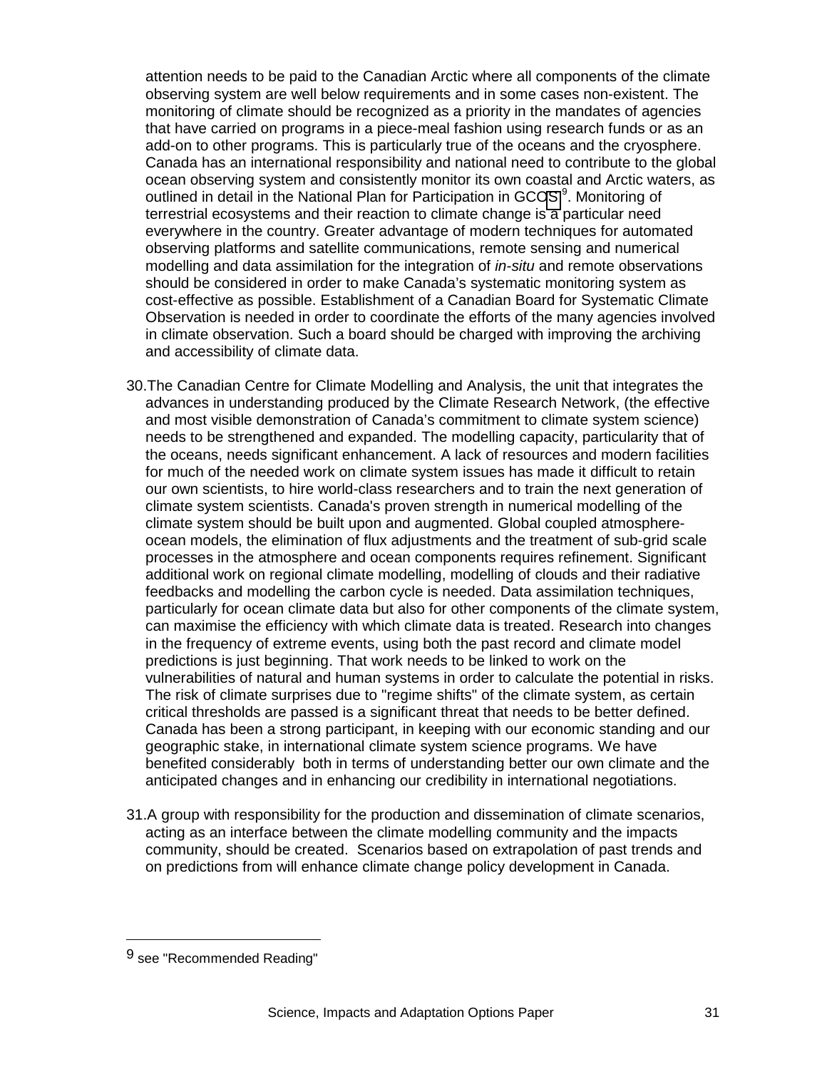attention needs to be paid to the Canadian Arctic where all components of the climate observing system are well below requirements and in some cases non-existent. The monitoring of climate should be recognized as a priority in the mandates of agencies that have carried on programs in a piece-meal fashion using research funds or as an add-on to other programs. This is particularly true of the oceans and the cryosphere. Canada has an international responsibility and national need to contribute to the global ocean observing system and consistently monitor its own coastal and Arctic waters, as outlined in detail in the National Plan for Participation in GCOS[9]. Monitoring of terrestrial ecosystems and their reaction to climate change is a particular need everywhere in the country. Greater advantage of modern techniques for automated observing platforms and satellite communications, remote sensing and numerical modelling and data assimilation for the integration of *in-situ* and remote observations should be considered in order to make Canada's systematic monitoring system as cost-effective as possible. Establishment of a Canadian Board for Systematic Climate Observation is needed in order to coordinate the efforts of the many agencies involved in climate observation. Such a board should be charged with improving the archiving and accessibility of climate data.

30. The Canadian Centre for Climate Modelling and Analysis, the unit that integrates the advances in understanding produced by the Climate Research Network, (the effective and most visible demonstration of Canada's commitment to climate system science) needs to be strengthened and expanded. The modelling capacity, particularity that of the oceans, needs significant enhancement. A lack of resources and modern facilities for much of the needed work on climate system issues has made it difficult to retain our own scientists, to hire world-class researchers and to train the next generation of climate system scientists. Canada's proven strength in numerical modelling of the climate system should be built upon and augmented. Global coupled atmosphere-ocean models, the elimination of flux adjustments and the treatment of sub-grid scale processes in the atmosphere and ocean components requires refinement. Significant additional work on regional climate modelling, modelling of clouds and their radiative feedbacks and modelling the carbon cycle is needed. Data assimilation techniques, particularly for ocean climate data but also for other components of the climate system, can maximise the efficiency with which climate data is treated. Research into changes in the frequency of extreme events, using both the past record and climate model predictions is just beginning. That work needs to be linked to work on the vulnerabilities of natural and human systems in order to calculate the potential in risks. The risk of climate surprises due to "regime shifts" of the climate system, as certain critical thresholds are passed is a significant threat that needs to be better defined. Canada has been a strong participant, in keeping with our economic standing and our geographic stake, in international climate system science programs. We have benefited considerably both in terms of understanding better our own climate and the anticipated changes and in enhancing our credibility in international negotiations.

31. A group with responsibility for the production and dissemination of climate scenarios, acting as an interface between the climate modelling community and the impacts community, should be created. Scenarios based on extrapolation of past trends and on predictions from will enhance climate change policy development in Canada.

---

[9] see "Recommended Reading"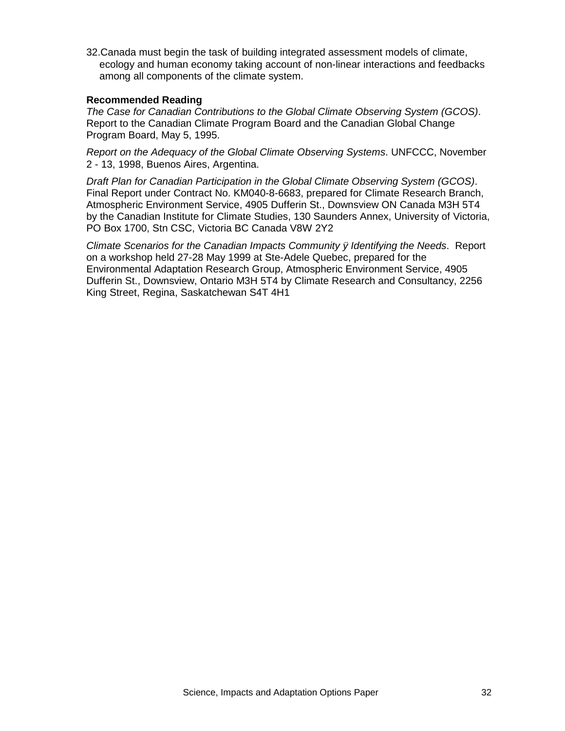32. Canada must begin the task of building integrated assessment models of climate, ecology and human economy taking account of non-linear interactions and feedbacks among all components of the climate system.

**Recommended Reading**

*The Case for Canadian Contributions to the Global Climate Observing System (GCOS)*. Report to the Canadian Climate Program Board and the Canadian Global Change Program Board, May 5, 1995.

*Report on the Adequacy of the Global Climate Observing Systems*. UNFCCC, November 2 - 13, 1998, Buenos Aires, Argentina.

*Draft Plan for Canadian Participation in the Global Climate Observing System (GCOS)*. Final Report under Contract No. KM040-8-6683, prepared for Climate Research Branch, Atmospheric Environment Service, 4905 Dufferin St., Downsview ON Canada M3H 5T4 by the Canadian Institute for Climate Studies, 130 Saunders Annex, University of Victoria, PO Box 1700, Stn CSC, Victoria BC Canada V8W 2Y2

*Climate Scenarios for the Canadian Impacts Community ÿ Identifying the Needs*. Report on a workshop held 27-28 May 1999 at Ste-Adele Quebec, prepared for the Environmental Adaptation Research Group, Atmospheric Environment Service, 4905 Dufferin St., Downsview, Ontario M3H 5T4 by Climate Research and Consultancy, 2256 King Street, Regina, Saskatchewan S4T 4H1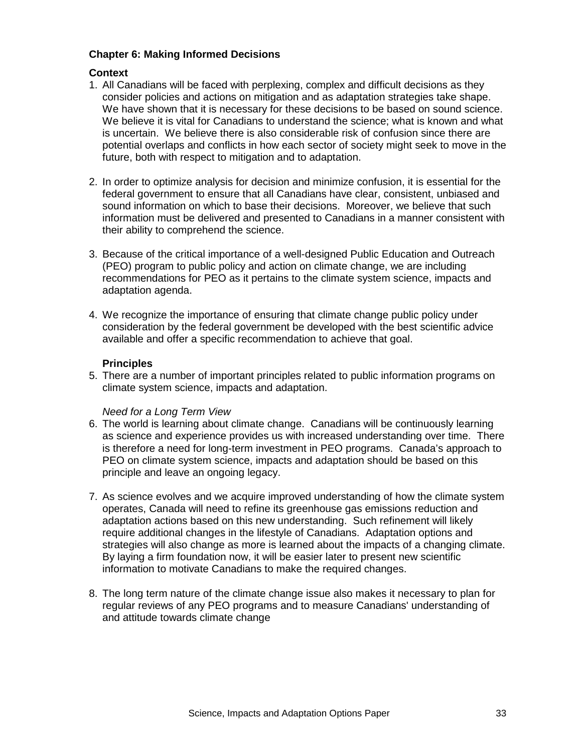## Chapter 6: Making Informed Decisions

### Context

1. All Canadians will be faced with perplexing, complex and difficult decisions as they consider policies and actions on mitigation and as adaptation strategies take shape. We have shown that it is necessary for these decisions to be based on sound science. We believe it is vital for Canadians to understand the science; what is known and what is uncertain. We believe there is also considerable risk of confusion since there are potential overlaps and conflicts in how each sector of society might seek to move in the future, both with respect to mitigation and to adaptation.

2. In order to optimize analysis for decision and minimize confusion, it is essential for the federal government to ensure that all Canadians have clear, consistent, unbiased and sound information on which to base their decisions. Moreover, we believe that such information must be delivered and presented to Canadians in a manner consistent with their ability to comprehend the science.

3. Because of the critical importance of a well-designed Public Education and Outreach (PEO) program to public policy and action on climate change, we are including recommendations for PEO as it pertains to the climate system science, impacts and adaptation agenda.

4. We recognize the importance of ensuring that climate change public policy under consideration by the federal government be developed with the best scientific advice available and offer a specific recommendation to achieve that goal.

### Principles

5. There are a number of important principles related to public information programs on climate system science, impacts and adaptation.

*Need for a Long Term View*

6. The world is learning about climate change. Canadians will be continuously learning as science and experience provides us with increased understanding over time. There is therefore a need for long-term investment in PEO programs. Canada's approach to PEO on climate system science, impacts and adaptation should be based on this principle and leave an ongoing legacy.

7. As science evolves and we acquire improved understanding of how the climate system operates, Canada will need to refine its greenhouse gas emissions reduction and adaptation actions based on this new understanding. Such refinement will likely require additional changes in the lifestyle of Canadians. Adaptation options and strategies will also change as more is learned about the impacts of a changing climate. By laying a firm foundation now, it will be easier later to present new scientific information to motivate Canadians to make the required changes.

8. The long term nature of the climate change issue also makes it necessary to plan for regular reviews of any PEO programs and to measure Canadians' understanding of and attitude towards climate change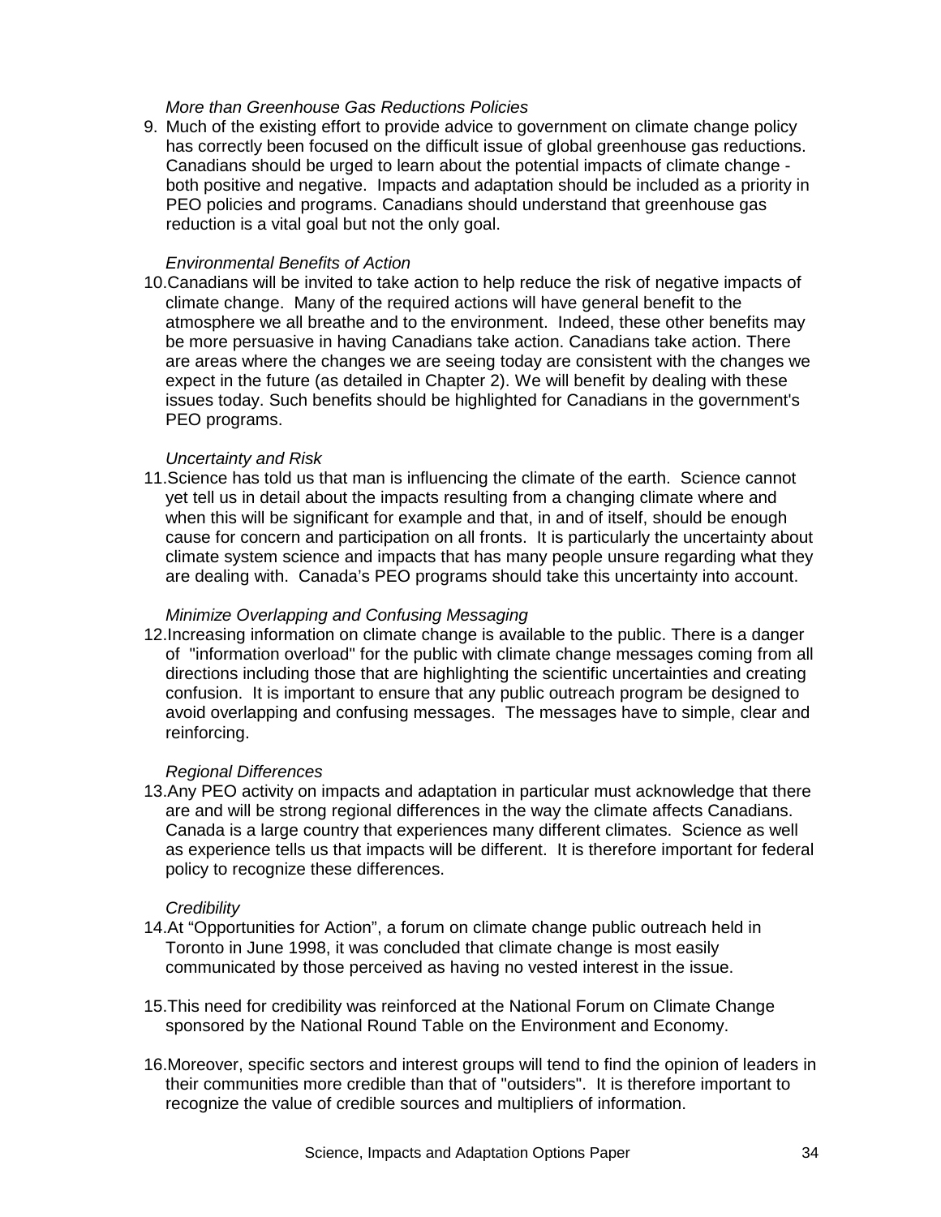*More than Greenhouse Gas Reductions Policies*

9. Much of the existing effort to provide advice to government on climate change policy has correctly been focused on the difficult issue of global greenhouse gas reductions. Canadians should be urged to learn about the potential impacts of climate change - both positive and negative. Impacts and adaptation should be included as a priority in PEO policies and programs. Canadians should understand that greenhouse gas reduction is a vital goal but not the only goal.

*Environmental Benefits of Action*

10. Canadians will be invited to take action to help reduce the risk of negative impacts of climate change. Many of the required actions will have general benefit to the atmosphere we all breathe and to the environment. Indeed, these other benefits may be more persuasive in having Canadians take action. Canadians take action. There are areas where the changes we are seeing today are consistent with the changes we expect in the future (as detailed in Chapter 2). We will benefit by dealing with these issues today. Such benefits should be highlighted for Canadians in the government's PEO programs.

*Uncertainty and Risk*

11. Science has told us that man is influencing the climate of the earth. Science cannot yet tell us in detail about the impacts resulting from a changing climate where and when this will be significant for example and that, in and of itself, should be enough cause for concern and participation on all fronts. It is particularly the uncertainty about climate system science and impacts that has many people unsure regarding what they are dealing with. Canada's PEO programs should take this uncertainty into account.

*Minimize Overlapping and Confusing Messaging*

12. Increasing information on climate change is available to the public. There is a danger of "information overload" for the public with climate change messages coming from all directions including those that are highlighting the scientific uncertainties and creating confusion. It is important to ensure that any public outreach program be designed to avoid overlapping and confusing messages. The messages have to simple, clear and reinforcing.

*Regional Differences*

13. Any PEO activity on impacts and adaptation in particular must acknowledge that there are and will be strong regional differences in the way the climate affects Canadians. Canada is a large country that experiences many different climates. Science as well as experience tells us that impacts will be different. It is therefore important for federal policy to recognize these differences.

*Credibility*

14. At "Opportunities for Action", a forum on climate change public outreach held in Toronto in June 1998, it was concluded that climate change is most easily communicated by those perceived as having no vested interest in the issue.

15. This need for credibility was reinforced at the National Forum on Climate Change sponsored by the National Round Table on the Environment and Economy.

16. Moreover, specific sectors and interest groups will tend to find the opinion of leaders in their communities more credible than that of "outsiders". It is therefore important to recognize the value of credible sources and multipliers of information.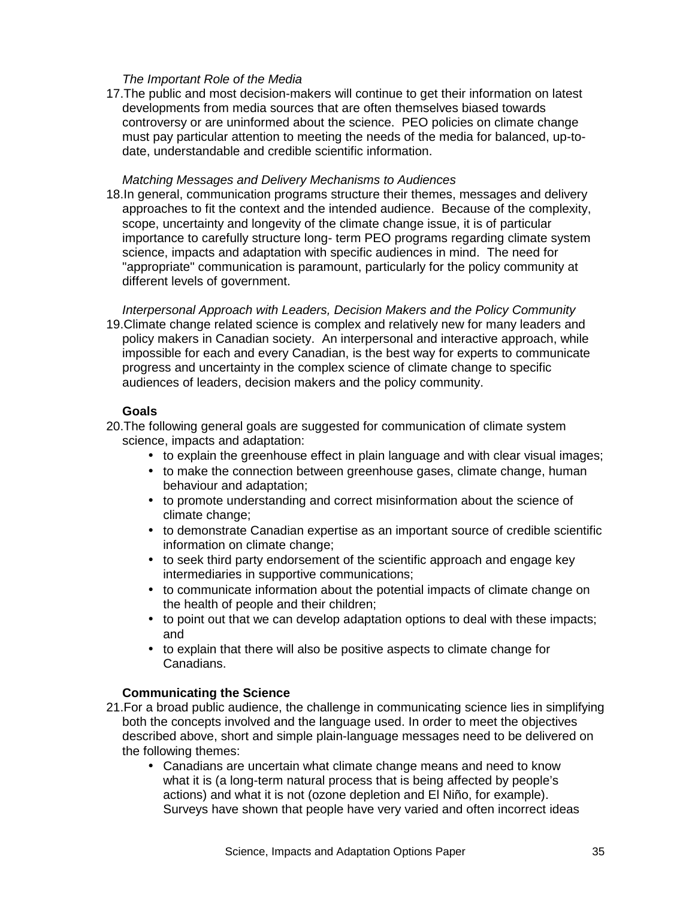*The Important Role of the Media*

17. The public and most decision-makers will continue to get their information on latest developments from media sources that are often themselves biased towards controversy or are uninformed about the science. PEO policies on climate change must pay particular attention to meeting the needs of the media for balanced, up-to-date, understandable and credible scientific information.

*Matching Messages and Delivery Mechanisms to Audiences*

18. In general, communication programs structure their themes, messages and delivery approaches to fit the context and the intended audience. Because of the complexity, scope, uncertainty and longevity of the climate change issue, it is of particular importance to carefully structure long- term PEO programs regarding climate system science, impacts and adaptation with specific audiences in mind. The need for "appropriate" communication is paramount, particularly for the policy community at different levels of government.

*Interpersonal Approach with Leaders, Decision Makers and the Policy Community*

19. Climate change related science is complex and relatively new for many leaders and policy makers in Canadian society. An interpersonal and interactive approach, while impossible for each and every Canadian, is the best way for experts to communicate progress and uncertainty in the complex science of climate change to specific audiences of leaders, decision makers and the policy community.

**Goals**

20. The following general goals are suggested for communication of climate system science, impacts and adaptation:
    - to explain the greenhouse effect in plain language and with clear visual images;
    - to make the connection between greenhouse gases, climate change, human behaviour and adaptation;
    - to promote understanding and correct misinformation about the science of climate change;
    - to demonstrate Canadian expertise as an important source of credible scientific information on climate change;
    - to seek third party endorsement of the scientific approach and engage key intermediaries in supportive communications;
    - to communicate information about the potential impacts of climate change on the health of people and their children;
    - to point out that we can develop adaptation options to deal with these impacts; and
    - to explain that there will also be positive aspects to climate change for Canadians.

**Communicating the Science**

21. For a broad public audience, the challenge in communicating science lies in simplifying both the concepts involved and the language used. In order to meet the objectives described above, short and simple plain-language messages need to be delivered on the following themes:
    - Canadians are uncertain what climate change means and need to know what it is (a long-term natural process that is being affected by people's actions) and what it is not (ozone depletion and El Niño, for example). Surveys have shown that people have very varied and often incorrect ideas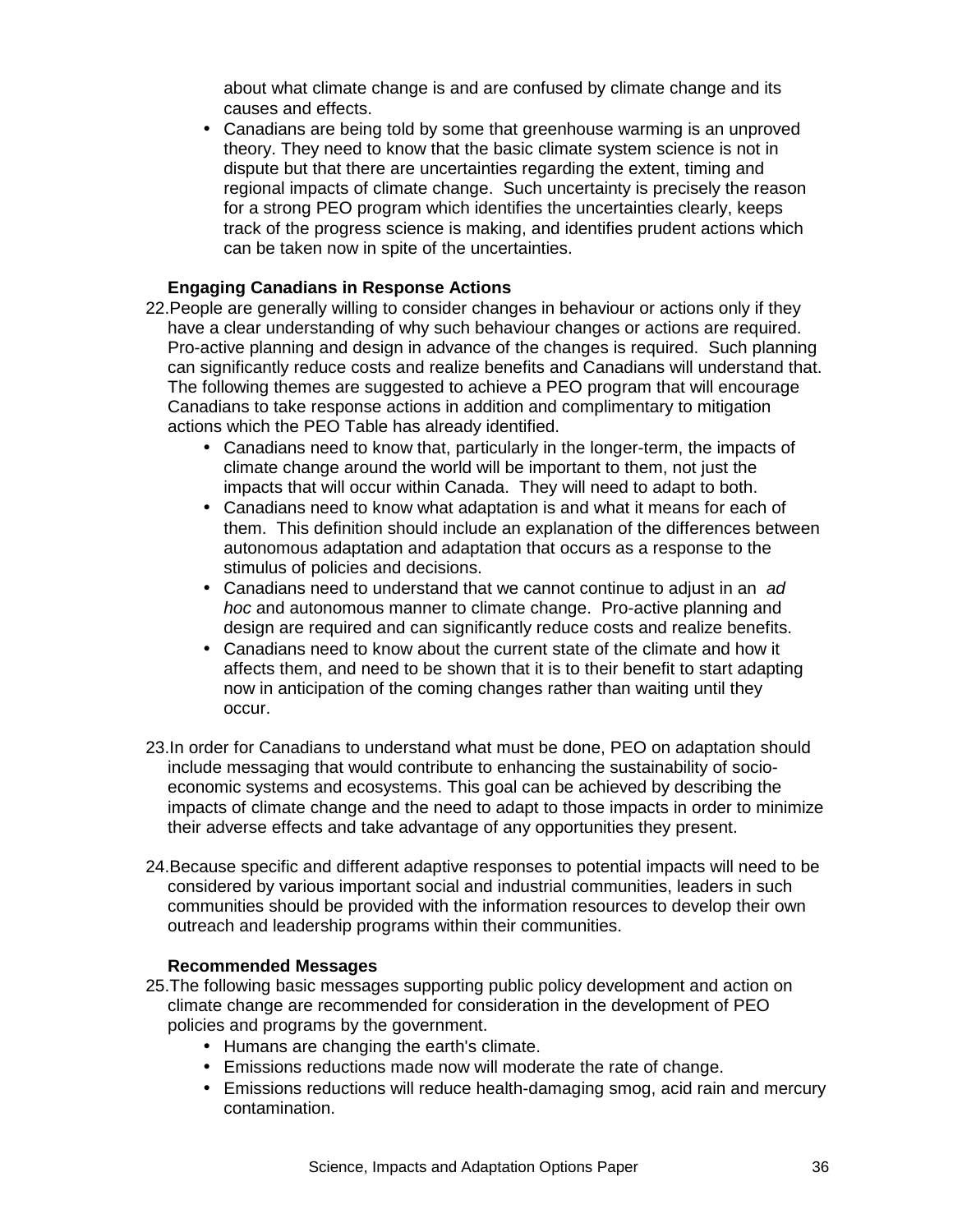about what climate change is and are confused by climate change and its causes and effects.

- Canadians are being told by some that greenhouse warming is an unproved theory. They need to know that the basic climate system science is not in dispute but that there are uncertainties regarding the extent, timing and regional impacts of climate change. Such uncertainty is precisely the reason for a strong PEO program which identifies the uncertainties clearly, keeps track of the progress science is making, and identifies prudent actions which can be taken now in spite of the uncertainties.

**Engaging Canadians in Response Actions**

22. People are generally willing to consider changes in behaviour or actions only if they have a clear understanding of why such behaviour changes or actions are required. Pro-active planning and design in advance of the changes is required. Such planning can significantly reduce costs and realize benefits and Canadians will understand that. The following themes are suggested to achieve a PEO program that will encourage Canadians to take response actions in addition and complimentary to mitigation actions which the PEO Table has already identified.
    - Canadians need to know that, particularly in the longer-term, the impacts of climate change around the world will be important to them, not just the impacts that will occur within Canada. They will need to adapt to both.
    - Canadians need to know what adaptation is and what it means for each of them. This definition should include an explanation of the differences between autonomous adaptation and adaptation that occurs as a response to the stimulus of policies and decisions.
    - Canadians need to understand that we cannot continue to adjust in an *ad hoc* and autonomous manner to climate change. Pro-active planning and design are required and can significantly reduce costs and realize benefits.
    - Canadians need to know about the current state of the climate and how it affects them, and need to be shown that it is to their benefit to start adapting now in anticipation of the coming changes rather than waiting until they occur.

23. In order for Canadians to understand what must be done, PEO on adaptation should include messaging that would contribute to enhancing the sustainability of socio-economic systems and ecosystems. This goal can be achieved by describing the impacts of climate change and the need to adapt to those impacts in order to minimize their adverse effects and take advantage of any opportunities they present.

24. Because specific and different adaptive responses to potential impacts will need to be considered by various important social and industrial communities, leaders in such communities should be provided with the information resources to develop their own outreach and leadership programs within their communities.

**Recommended Messages**

25. The following basic messages supporting public policy development and action on climate change are recommended for consideration in the development of PEO policies and programs by the government.
    - Humans are changing the earth's climate.
    - Emissions reductions made now will moderate the rate of change.
    - Emissions reductions will reduce health-damaging smog, acid rain and mercury contamination.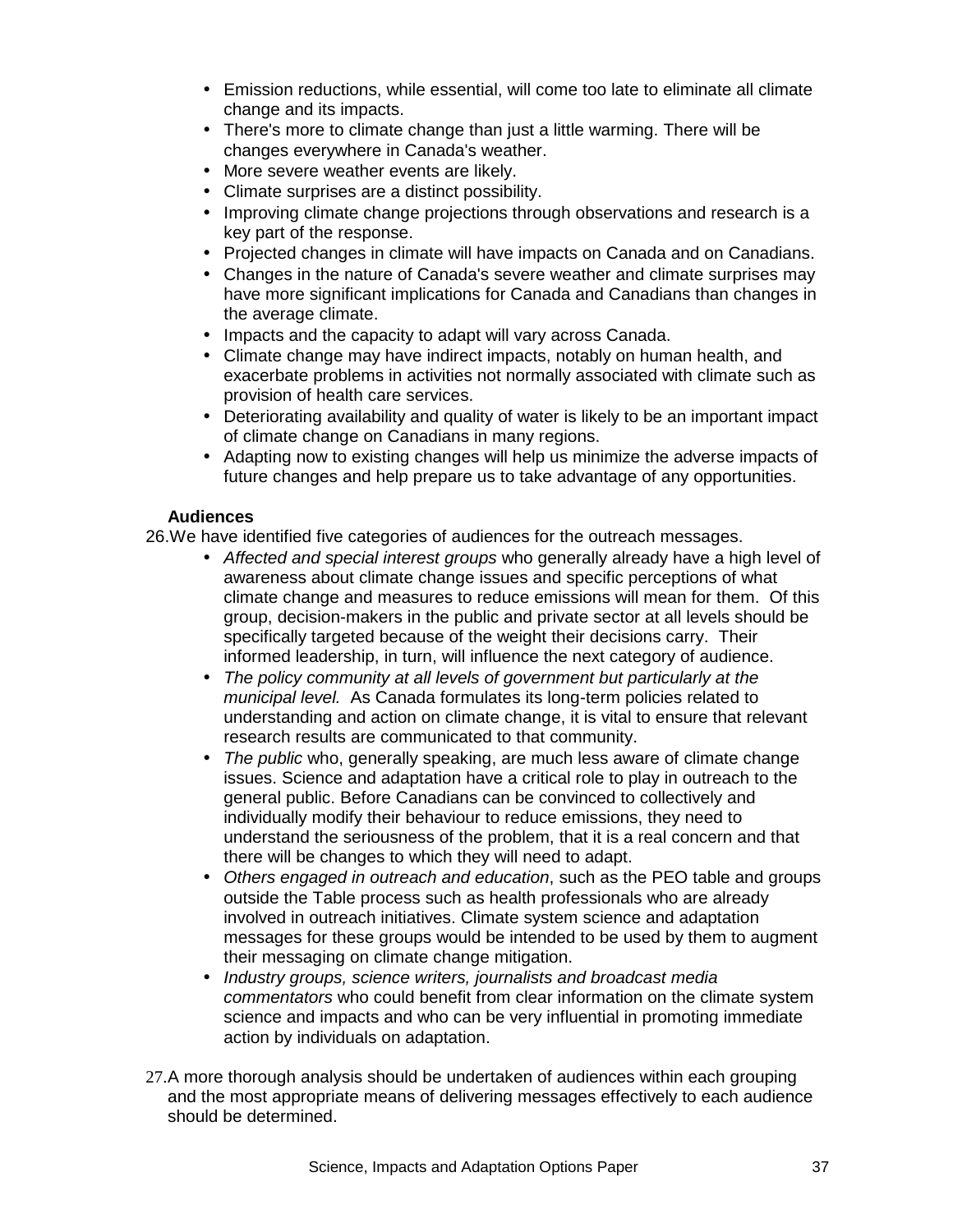- Emission reductions, while essential, will come too late to eliminate all climate change and its impacts.
- There's more to climate change than just a little warming. There will be changes everywhere in Canada's weather.
- More severe weather events are likely.
- Climate surprises are a distinct possibility.
- Improving climate change projections through observations and research is a key part of the response.
- Projected changes in climate will have impacts on Canada and on Canadians.
- Changes in the nature of Canada's severe weather and climate surprises may have more significant implications for Canada and Canadians than changes in the average climate.
- Impacts and the capacity to adapt will vary across Canada.
- Climate change may have indirect impacts, notably on human health, and exacerbate problems in activities not normally associated with climate such as provision of health care services.
- Deteriorating availability and quality of water is likely to be an important impact of climate change on Canadians in many regions.
- Adapting now to existing changes will help us minimize the adverse impacts of future changes and help prepare us to take advantage of any opportunities.

**Audiences**

26. We have identified five categories of audiences for the outreach messages.
    - *Affected and special interest groups* who generally already have a high level of awareness about climate change issues and specific perceptions of what climate change and measures to reduce emissions will mean for them. Of this group, decision-makers in the public and private sector at all levels should be specifically targeted because of the weight their decisions carry. Their informed leadership, in turn, will influence the next category of audience.
    - *The policy community at all levels of government but particularly at the municipal level.* As Canada formulates its long-term policies related to understanding and action on climate change, it is vital to ensure that relevant research results are communicated to that community.
    - *The public* who, generally speaking, are much less aware of climate change issues. Science and adaptation have a critical role to play in outreach to the general public. Before Canadians can be convinced to collectively and individually modify their behaviour to reduce emissions, they need to understand the seriousness of the problem, that it is a real concern and that there will be changes to which they will need to adapt.
    - *Others engaged in outreach and education*, such as the PEO table and groups outside the Table process such as health professionals who are already involved in outreach initiatives. Climate system science and adaptation messages for these groups would be intended to be used by them to augment their messaging on climate change mitigation.
    - *Industry groups, science writers, journalists and broadcast media commentators* who could benefit from clear information on the climate system science and impacts and who can be very influential in promoting immediate action by individuals on adaptation.

27. A more thorough analysis should be undertaken of audiences within each grouping and the most appropriate means of delivering messages effectively to each audience should be determined.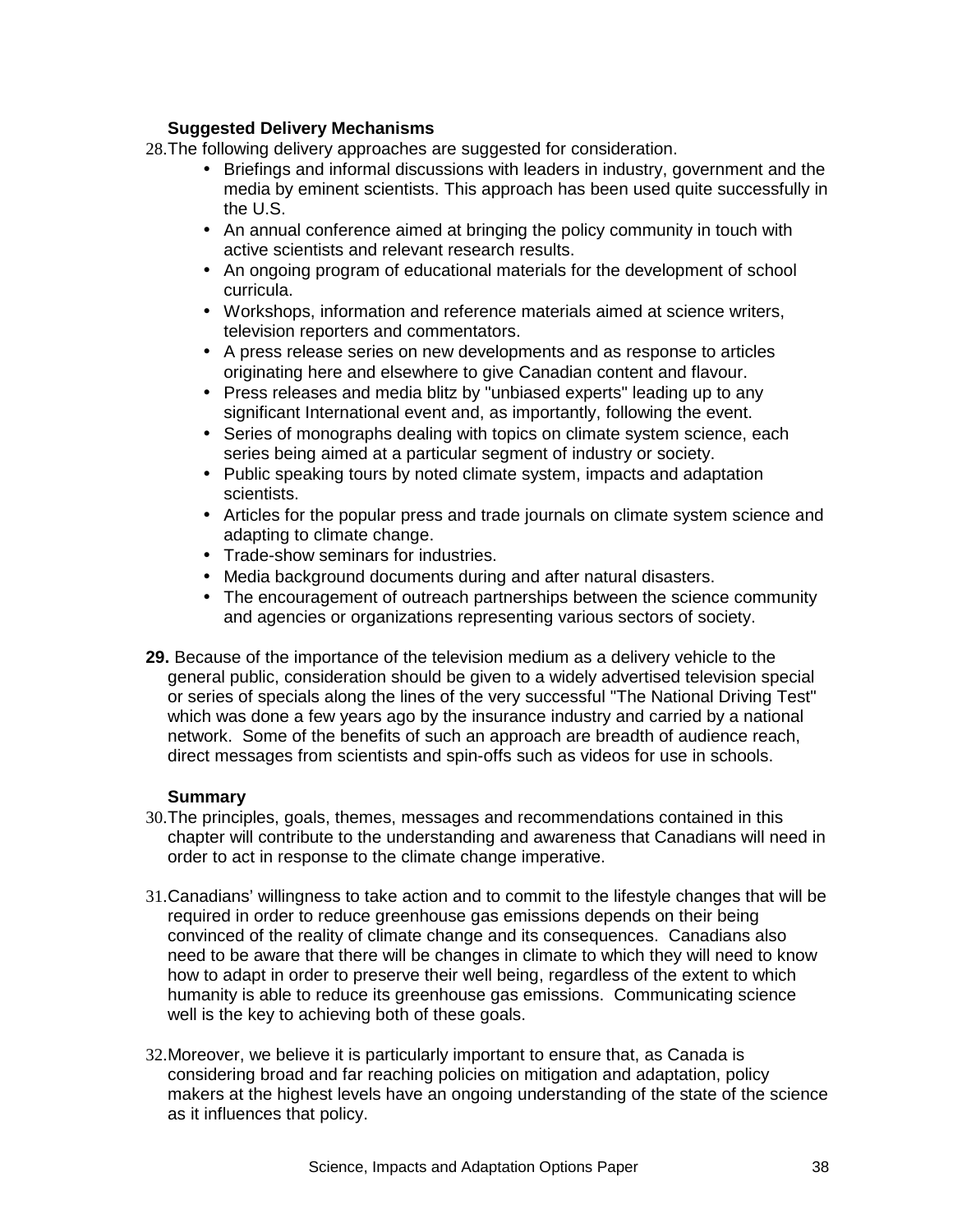**Suggested Delivery Mechanisms**

28. The following delivery approaches are suggested for consideration.

- Briefings and informal discussions with leaders in industry, government and the media by eminent scientists. This approach has been used quite successfully in the U.S.
- An annual conference aimed at bringing the policy community in touch with active scientists and relevant research results.
- An ongoing program of educational materials for the development of school curricula.
- Workshops, information and reference materials aimed at science writers, television reporters and commentators.
- A press release series on new developments and as response to articles originating here and elsewhere to give Canadian content and flavour.
- Press releases and media blitz by "unbiased experts" leading up to any significant International event and, as importantly, following the event.
- Series of monographs dealing with topics on climate system science, each series being aimed at a particular segment of industry or society.
- Public speaking tours by noted climate system, impacts and adaptation scientists.
- Articles for the popular press and trade journals on climate system science and adapting to climate change.
- Trade-show seminars for industries.
- Media background documents during and after natural disasters.
- The encouragement of outreach partnerships between the science community and agencies or organizations representing various sectors of society.

**29.** Because of the importance of the television medium as a delivery vehicle to the general public, consideration should be given to a widely advertised television special or series of specials along the lines of the very successful "The National Driving Test" which was done a few years ago by the insurance industry and carried by a national network. Some of the benefits of such an approach are breadth of audience reach, direct messages from scientists and spin-offs such as videos for use in schools.

**Summary**

30. The principles, goals, themes, messages and recommendations contained in this chapter will contribute to the understanding and awareness that Canadians will need in order to act in response to the climate change imperative.

31. Canadians' willingness to take action and to commit to the lifestyle changes that will be required in order to reduce greenhouse gas emissions depends on their being convinced of the reality of climate change and its consequences. Canadians also need to be aware that there will be changes in climate to which they will need to know how to adapt in order to preserve their well being, regardless of the extent to which humanity is able to reduce its greenhouse gas emissions. Communicating science well is the key to achieving both of these goals.

32. Moreover, we believe it is particularly important to ensure that, as Canada is considering broad and far reaching policies on mitigation and adaptation, policy makers at the highest levels have an ongoing understanding of the state of the science as it influences that policy.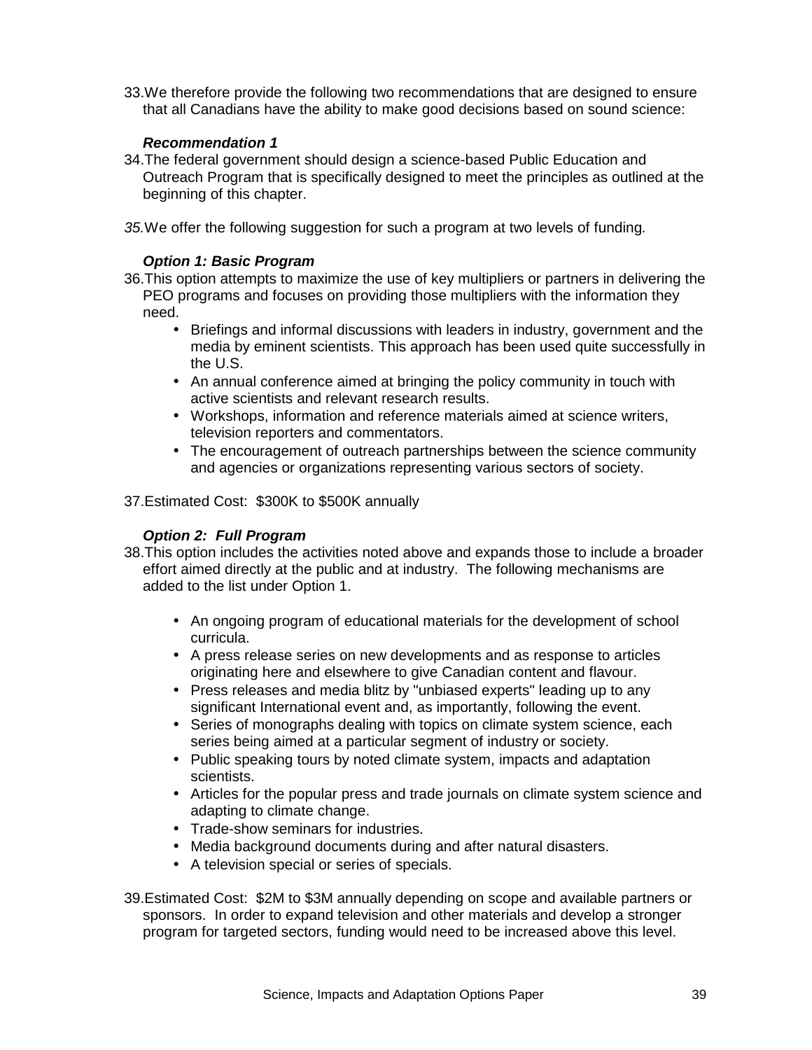33. We therefore provide the following two recommendations that are designed to ensure that all Canadians have the ability to make good decisions based on sound science:

***Recommendation 1***

34. The federal government should design a science-based Public Education and Outreach Program that is specifically designed to meet the principles as outlined at the beginning of this chapter.

*35.* We offer the following suggestion for such a program at two levels of funding*.*

***Option 1: Basic Program***

36. This option attempts to maximize the use of key multipliers or partners in delivering the PEO programs and focuses on providing those multipliers with the information they need.
    - Briefings and informal discussions with leaders in industry, government and the media by eminent scientists. This approach has been used quite successfully in the U.S.
    - An annual conference aimed at bringing the policy community in touch with active scientists and relevant research results.
    - Workshops, information and reference materials aimed at science writers, television reporters and commentators.
    - The encouragement of outreach partnerships between the science community and agencies or organizations representing various sectors of society.

37. Estimated Cost: $300K to $500K annually

***Option 2: Full Program***

38. This option includes the activities noted above and expands those to include a broader effort aimed directly at the public and at industry. The following mechanisms are added to the list under Option 1.
    - An ongoing program of educational materials for the development of school curricula.
    - A press release series on new developments and as response to articles originating here and elsewhere to give Canadian content and flavour.
    - Press releases and media blitz by "unbiased experts" leading up to any significant International event and, as importantly, following the event.
    - Series of monographs dealing with topics on climate system science, each series being aimed at a particular segment of industry or society.
    - Public speaking tours by noted climate system, impacts and adaptation scientists.
    - Articles for the popular press and trade journals on climate system science and adapting to climate change.
    - Trade-show seminars for industries.
    - Media background documents during and after natural disasters.
    - A television special or series of specials.

39. Estimated Cost: $2M to $3M annually depending on scope and available partners or sponsors. In order to expand television and other materials and develop a stronger program for targeted sectors, funding would need to be increased above this level.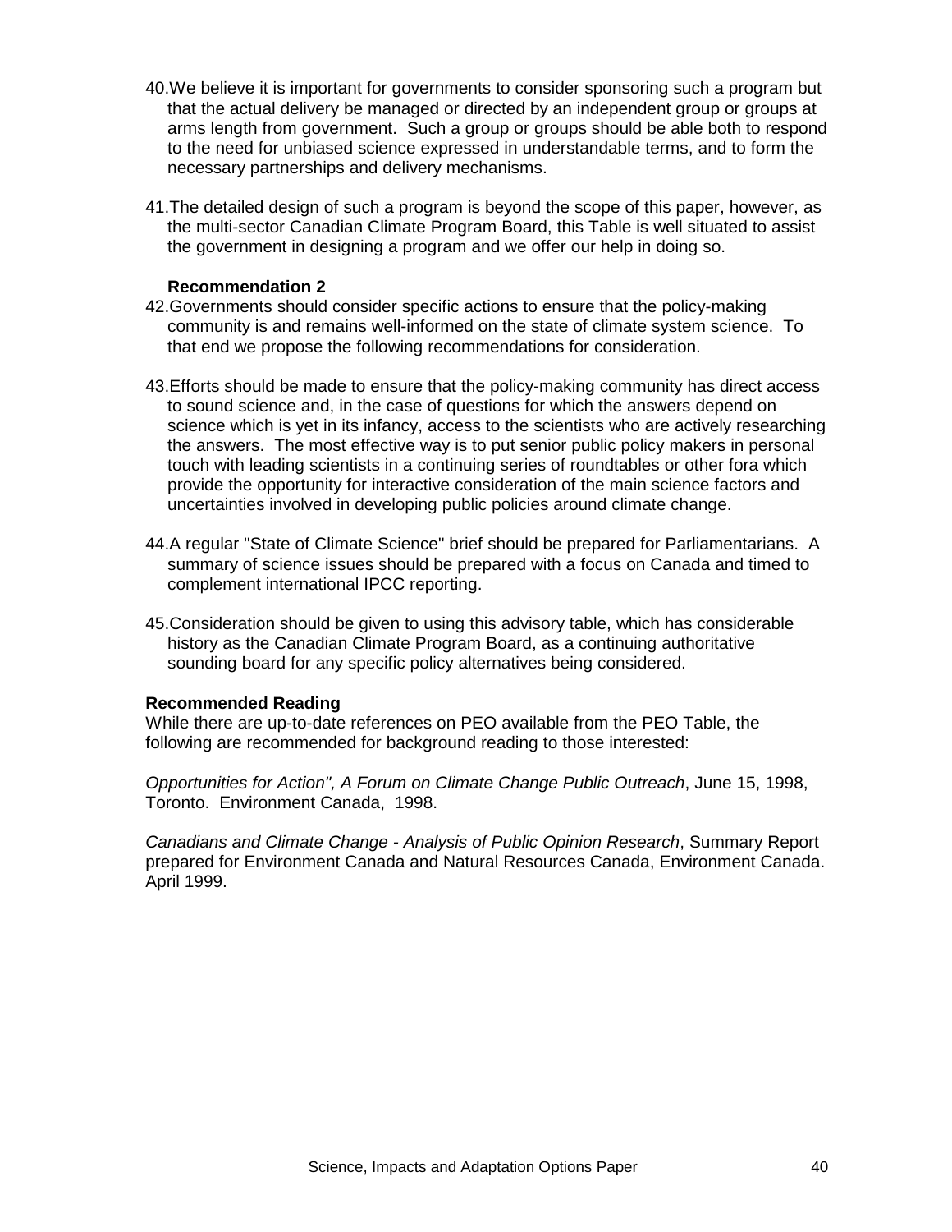40. We believe it is important for governments to consider sponsoring such a program but that the actual delivery be managed or directed by an independent group or groups at arms length from government. Such a group or groups should be able both to respond to the need for unbiased science expressed in understandable terms, and to form the necessary partnerships and delivery mechanisms.

41. The detailed design of such a program is beyond the scope of this paper, however, as the multi-sector Canadian Climate Program Board, this Table is well situated to assist the government in designing a program and we offer our help in doing so.

**Recommendation 2**

42. Governments should consider specific actions to ensure that the policy-making community is and remains well-informed on the state of climate system science. To that end we propose the following recommendations for consideration.

43. Efforts should be made to ensure that the policy-making community has direct access to sound science and, in the case of questions for which the answers depend on science which is yet in its infancy, access to the scientists who are actively researching the answers. The most effective way is to put senior public policy makers in personal touch with leading scientists in a continuing series of roundtables or other fora which provide the opportunity for interactive consideration of the main science factors and uncertainties involved in developing public policies around climate change.

44. A regular "State of Climate Science" brief should be prepared for Parliamentarians. A summary of science issues should be prepared with a focus on Canada and timed to complement international IPCC reporting.

45. Consideration should be given to using this advisory table, which has considerable history as the Canadian Climate Program Board, as a continuing authoritative sounding board for any specific policy alternatives being considered.

**Recommended Reading**

While there are up-to-date references on PEO available from the PEO Table, the following are recommended for background reading to those interested:

*Opportunities for Action", A Forum on Climate Change Public Outreach*, June 15, 1998, Toronto. Environment Canada, 1998.

*Canadians and Climate Change - Analysis of Public Opinion Research*, Summary Report prepared for Environment Canada and Natural Resources Canada, Environment Canada. April 1999.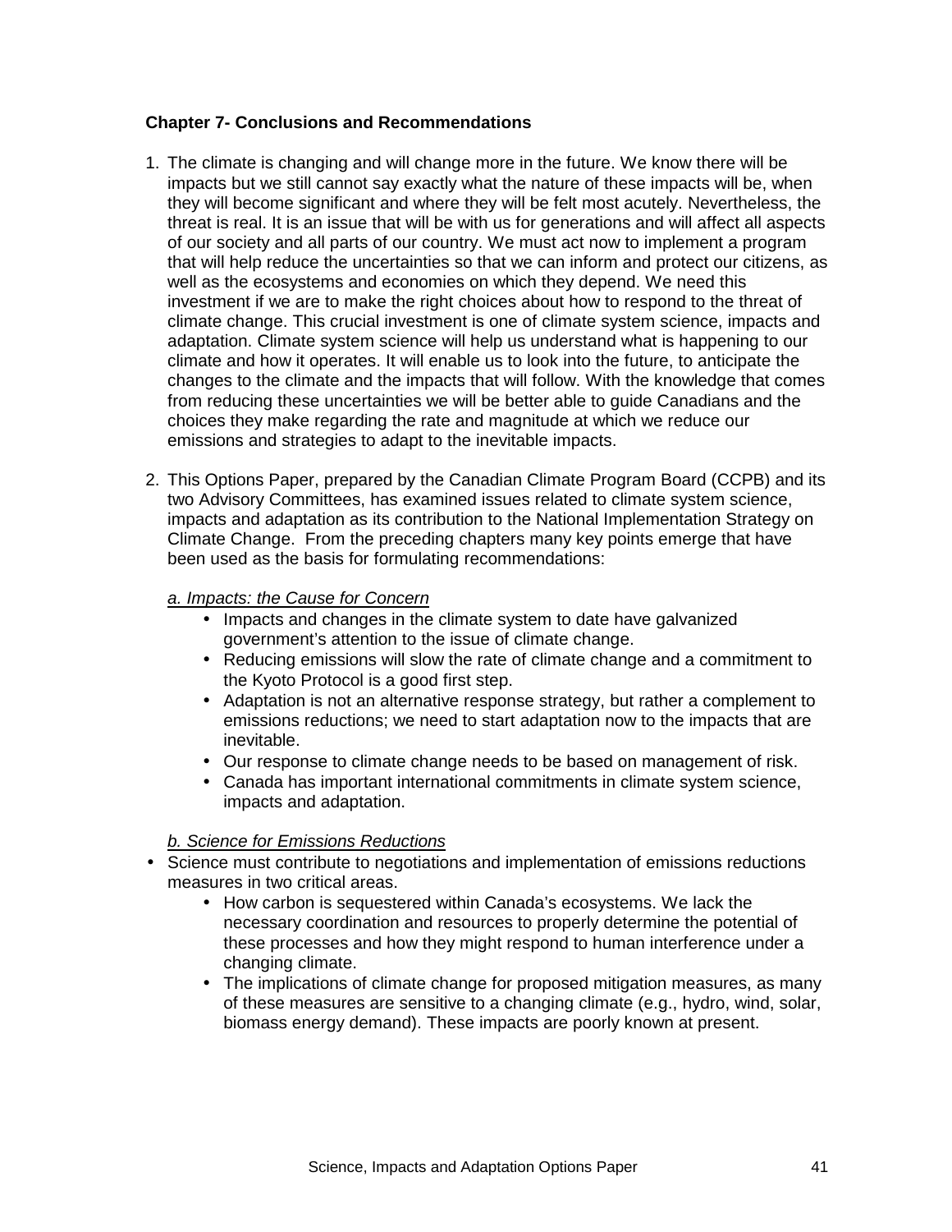## Chapter 7- Conclusions and Recommendations

1. The climate is changing and will change more in the future. We know there will be impacts but we still cannot say exactly what the nature of these impacts will be, when they will become significant and where they will be felt most acutely. Nevertheless, the threat is real. It is an issue that will be with us for generations and will affect all aspects of our society and all parts of our country. We must act now to implement a program that will help reduce the uncertainties so that we can inform and protect our citizens, as well as the ecosystems and economies on which they depend. We need this investment if we are to make the right choices about how to respond to the threat of climate change. This crucial investment is one of climate system science, impacts and adaptation. Climate system science will help us understand what is happening to our climate and how it operates. It will enable us to look into the future, to anticipate the changes to the climate and the impacts that will follow. With the knowledge that comes from reducing these uncertainties we will be better able to guide Canadians and the choices they make regarding the rate and magnitude at which we reduce our emissions and strategies to adapt to the inevitable impacts.

2. This Options Paper, prepared by the Canadian Climate Program Board (CCPB) and its two Advisory Committees, has examined issues related to climate system science, impacts and adaptation as its contribution to the National Implementation Strategy on Climate Change. From the preceding chapters many key points emerge that have been used as the basis for formulating recommendations:

   *a. Impacts: the Cause for Concern*

   - Impacts and changes in the climate system to date have galvanized government's attention to the issue of climate change.
   - Reducing emissions will slow the rate of climate change and a commitment to the Kyoto Protocol is a good first step.
   - Adaptation is not an alternative response strategy, but rather a complement to emissions reductions; we need to start adaptation now to the impacts that are inevitable.
   - Our response to climate change needs to be based on management of risk.
   - Canada has important international commitments in climate system science, impacts and adaptation.

   *b. Science for Emissions Reductions*

- Science must contribute to negotiations and implementation of emissions reductions measures in two critical areas.
  - How carbon is sequestered within Canada's ecosystems. We lack the necessary coordination and resources to properly determine the potential of these processes and how they might respond to human interference under a changing climate.
  - The implications of climate change for proposed mitigation measures, as many of these measures are sensitive to a changing climate (e.g., hydro, wind, solar, biomass energy demand). These impacts are poorly known at present.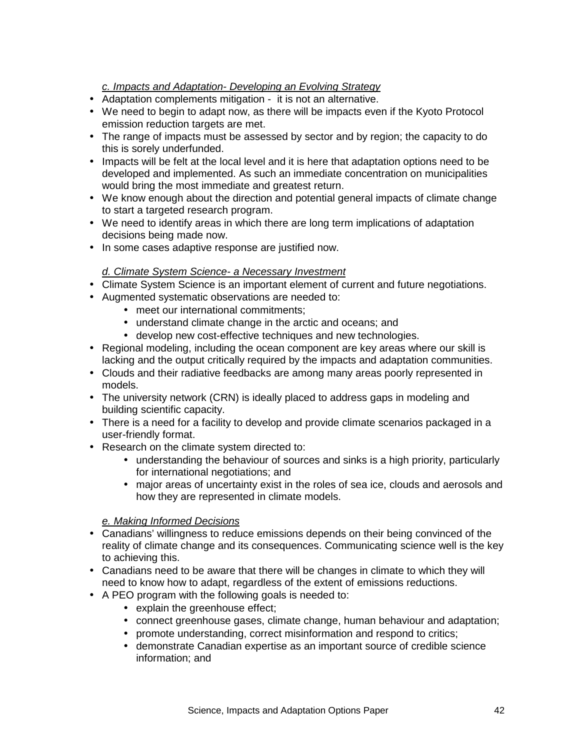*c. Impacts and Adaptation- Developing an Evolving Strategy*

- Adaptation complements mitigation - it is not an alternative.
- We need to begin to adapt now, as there will be impacts even if the Kyoto Protocol emission reduction targets are met.
- The range of impacts must be assessed by sector and by region; the capacity to do this is sorely underfunded.
- Impacts will be felt at the local level and it is here that adaptation options need to be developed and implemented. As such an immediate concentration on municipalities would bring the most immediate and greatest return.
- We know enough about the direction and potential general impacts of climate change to start a targeted research program.
- We need to identify areas in which there are long term implications of adaptation decisions being made now.
- In some cases adaptive response are justified now.

*d. Climate System Science- a Necessary Investment*

- Climate System Science is an important element of current and future negotiations.
- Augmented systematic observations are needed to:
    - meet our international commitments;
    - understand climate change in the arctic and oceans; and
    - develop new cost-effective techniques and new technologies.
- Regional modeling, including the ocean component are key areas where our skill is lacking and the output critically required by the impacts and adaptation communities.
- Clouds and their radiative feedbacks are among many areas poorly represented in models.
- The university network (CRN) is ideally placed to address gaps in modeling and building scientific capacity.
- There is a need for a facility to develop and provide climate scenarios packaged in a user-friendly format.
- Research on the climate system directed to:
    - understanding the behaviour of sources and sinks is a high priority, particularly for international negotiations; and
    - major areas of uncertainty exist in the roles of sea ice, clouds and aerosols and how they are represented in climate models.

*e. Making Informed Decisions*

- Canadians' willingness to reduce emissions depends on their being convinced of the reality of climate change and its consequences. Communicating science well is the key to achieving this.
- Canadians need to be aware that there will be changes in climate to which they will need to know how to adapt, regardless of the extent of emissions reductions.
- A PEO program with the following goals is needed to:
    - explain the greenhouse effect;
    - connect greenhouse gases, climate change, human behaviour and adaptation;
    - promote understanding, correct misinformation and respond to critics;
    - demonstrate Canadian expertise as an important source of credible science information; and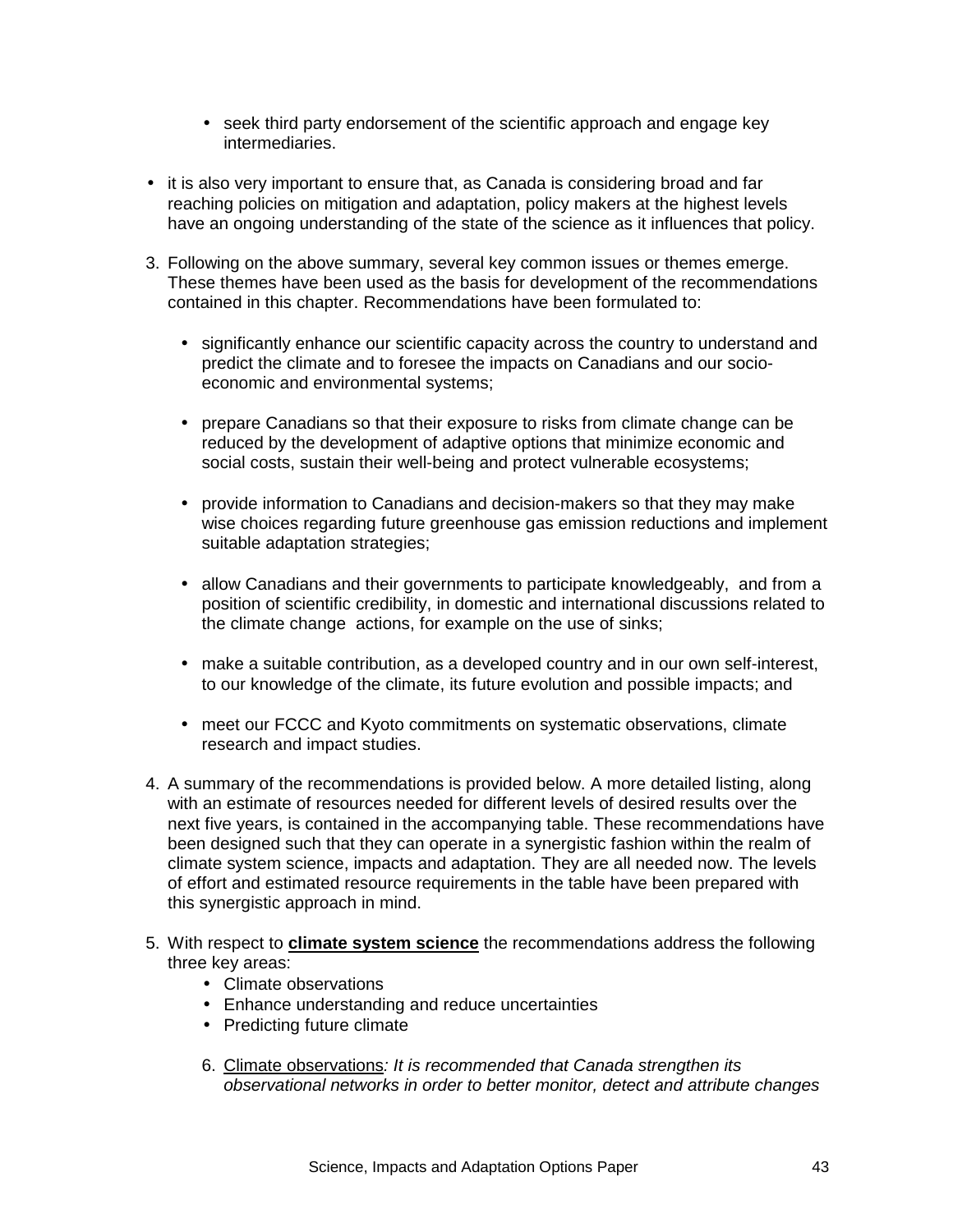- seek third party endorsement of the scientific approach and engage key intermediaries.

- it is also very important to ensure that, as Canada is considering broad and far reaching policies on mitigation and adaptation, policy makers at the highest levels have an ongoing understanding of the state of the science as it influences that policy.

3. Following on the above summary, several key common issues or themes emerge. These themes have been used as the basis for development of the recommendations contained in this chapter. Recommendations have been formulated to:

    - significantly enhance our scientific capacity across the country to understand and predict the climate and to foresee the impacts on Canadians and our socio-economic and environmental systems;

    - prepare Canadians so that their exposure to risks from climate change can be reduced by the development of adaptive options that minimize economic and social costs, sustain their well-being and protect vulnerable ecosystems;

    - provide information to Canadians and decision-makers so that they may make wise choices regarding future greenhouse gas emission reductions and implement suitable adaptation strategies;

    - allow Canadians and their governments to participate knowledgeably, and from a position of scientific credibility, in domestic and international discussions related to the climate change actions, for example on the use of sinks;

    - make a suitable contribution, as a developed country and in our own self-interest, to our knowledge of the climate, its future evolution and possible impacts; and

    - meet our FCCC and Kyoto commitments on systematic observations, climate research and impact studies.

4. A summary of the recommendations is provided below. A more detailed listing, along with an estimate of resources needed for different levels of desired results over the next five years, is contained in the accompanying table. These recommendations have been designed such that they can operate in a synergistic fashion within the realm of climate system science, impacts and adaptation. They are all needed now. The levels of effort and estimated resource requirements in the table have been prepared with this synergistic approach in mind.

5. With respect to **climate system science** the recommendations address the following three key areas:
    - Climate observations
    - Enhance understanding and reduce uncertainties
    - Predicting future climate

    6. Climate observations*: It is recommended that Canada strengthen its observational networks in order to better monitor, detect and attribute changes*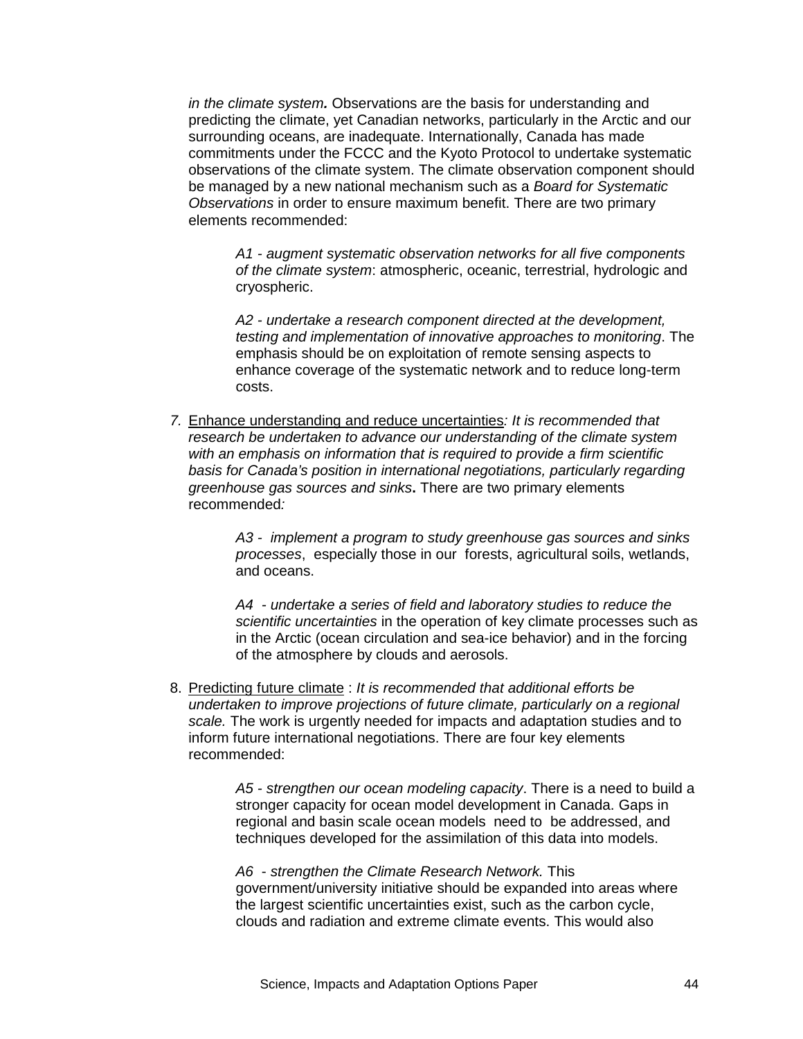*in the climate system.* Observations are the basis for understanding and predicting the climate, yet Canadian networks, particularly in the Arctic and our surrounding oceans, are inadequate. Internationally, Canada has made commitments under the FCCC and the Kyoto Protocol to undertake systematic observations of the climate system. The climate observation component should be managed by a new national mechanism such as a *Board for Systematic Observations* in order to ensure maximum benefit. There are two primary elements recommended:

> *A1 - augment systematic observation networks for all five components of the climate system*: atmospheric, oceanic, terrestrial, hydrologic and cryospheric.
>
> *A2 - undertake a research component directed at the development, testing and implementation of innovative approaches to monitoring*. The emphasis should be on exploitation of remote sensing aspects to enhance coverage of the systematic network and to reduce long-term costs.

7. Enhance understanding and reduce uncertainties*: It is recommended that research be undertaken to advance our understanding of the climate system with an emphasis on information that is required to provide a firm scientific basis for Canada's position in international negotiations, particularly regarding greenhouse gas sources and sinks***.** There are two primary elements recommended*:*

> *A3 - implement a program to study greenhouse gas sources and sinks processes*, especially those in our forests, agricultural soils, wetlands, and oceans.
>
> *A4 - undertake a series of field and laboratory studies to reduce the scientific uncertainties* in the operation of key climate processes such as in the Arctic (ocean circulation and sea-ice behavior) and in the forcing of the atmosphere by clouds and aerosols.

8. Predicting future climate : *It is recommended that additional efforts be undertaken to improve projections of future climate, particularly on a regional scale.* The work is urgently needed for impacts and adaptation studies and to inform future international negotiations. There are four key elements recommended:

> *A5 - strengthen our ocean modeling capacity*. There is a need to build a stronger capacity for ocean model development in Canada. Gaps in regional and basin scale ocean models need to be addressed, and techniques developed for the assimilation of this data into models.
>
> *A6 - strengthen the Climate Research Network.* This government/university initiative should be expanded into areas where the largest scientific uncertainties exist, such as the carbon cycle, clouds and radiation and extreme climate events. This would also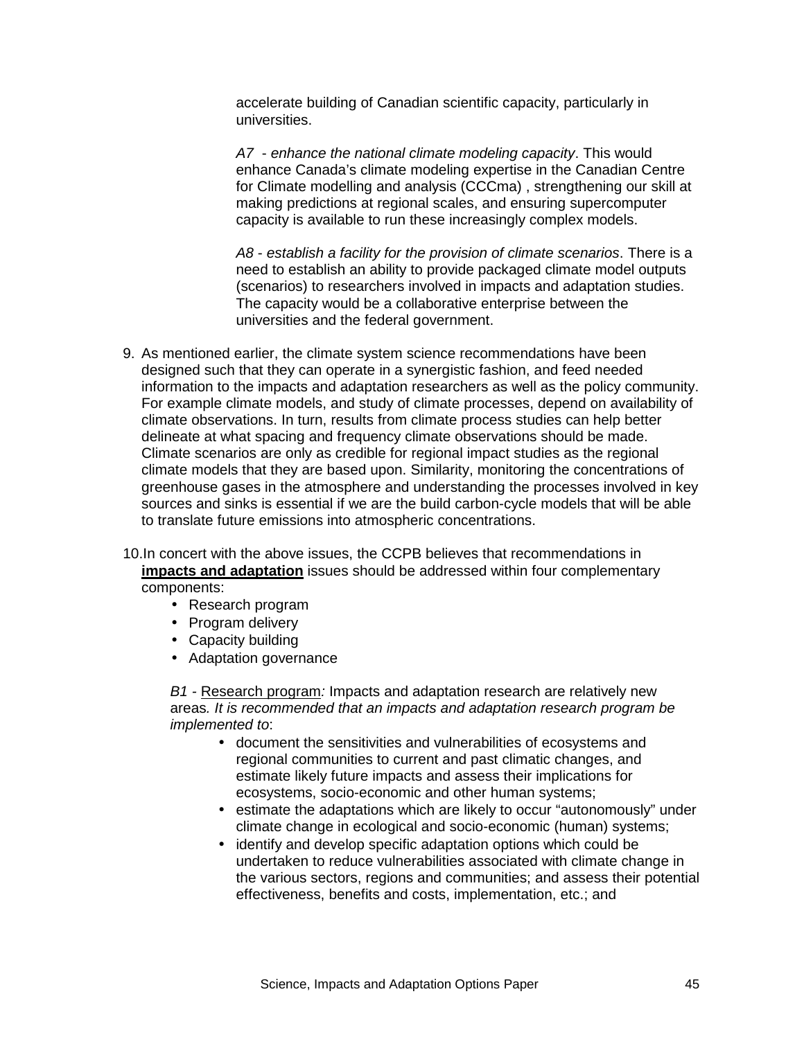accelerate building of Canadian scientific capacity, particularly in universities.

*A7 - enhance the national climate modeling capacity*. This would enhance Canada's climate modeling expertise in the Canadian Centre for Climate modelling and analysis (CCCma) , strengthening our skill at making predictions at regional scales, and ensuring supercomputer capacity is available to run these increasingly complex models.

*A8 - establish a facility for the provision of climate scenarios*. There is a need to establish an ability to provide packaged climate model outputs (scenarios) to researchers involved in impacts and adaptation studies. The capacity would be a collaborative enterprise between the universities and the federal government.

9. As mentioned earlier, the climate system science recommendations have been designed such that they can operate in a synergistic fashion, and feed needed information to the impacts and adaptation researchers as well as the policy community. For example climate models, and study of climate processes, depend on availability of climate observations. In turn, results from climate process studies can help better delineate at what spacing and frequency climate observations should be made. Climate scenarios are only as credible for regional impact studies as the regional climate models that they are based upon. Similarity, monitoring the concentrations of greenhouse gases in the atmosphere and understanding the processes involved in key sources and sinks is essential if we are the build carbon-cycle models that will be able to translate future emissions into atmospheric concentrations.

10. In concert with the above issues, the CCPB believes that recommendations in **impacts and adaptation** issues should be addressed within four complementary components:
    - Research program
    - Program delivery
    - Capacity building
    - Adaptation governance

    *B1* - Research program*:* Impacts and adaptation research are relatively new areas*. It is recommended that an impacts and adaptation research program be implemented to*:
    - document the sensitivities and vulnerabilities of ecosystems and regional communities to current and past climatic changes, and estimate likely future impacts and assess their implications for ecosystems, socio-economic and other human systems;
    - estimate the adaptations which are likely to occur "autonomously" under climate change in ecological and socio-economic (human) systems;
    - identify and develop specific adaptation options which could be undertaken to reduce vulnerabilities associated with climate change in the various sectors, regions and communities; and assess their potential effectiveness, benefits and costs, implementation, etc.; and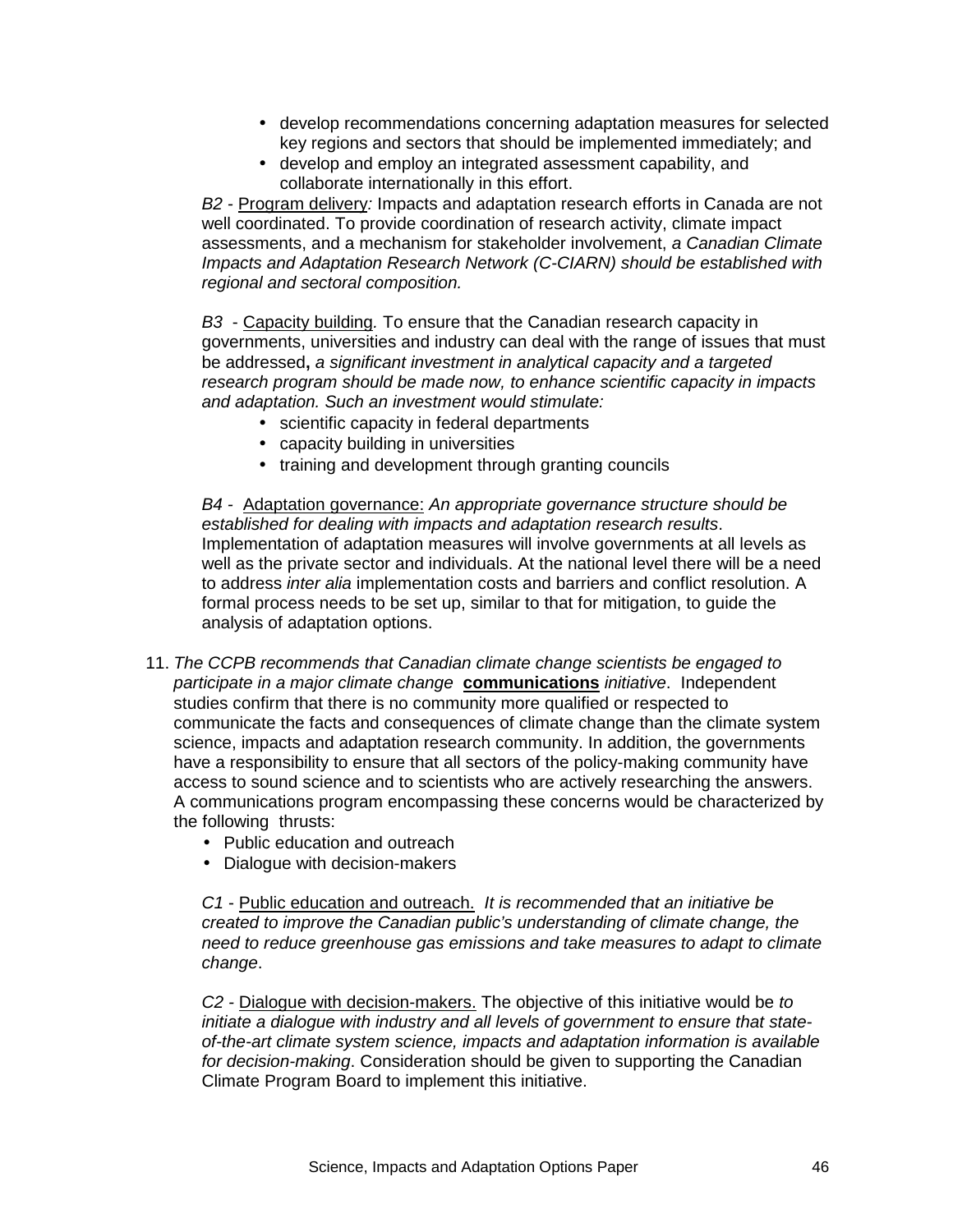- develop recommendations concerning adaptation measures for selected key regions and sectors that should be implemented immediately; and
- develop and employ an integrated assessment capability, and collaborate internationally in this effort.

*B2* - Program delivery*:* Impacts and adaptation research efforts in Canada are not well coordinated. To provide coordination of research activity, climate impact assessments, and a mechanism for stakeholder involvement, *a Canadian Climate Impacts and Adaptation Research Network (C-CIARN) should be established with regional and sectoral composition.*

*B3* - Capacity building*.* To ensure that the Canadian research capacity in governments, universities and industry can deal with the range of issues that must be addressed**,** *a significant investment in analytical capacity and a targeted research program should be made now, to enhance scientific capacity in impacts and adaptation. Such an investment would stimulate:*

- scientific capacity in federal departments
- capacity building in universities
- training and development through granting councils

*B4* - Adaptation governance: *An appropriate governance structure should be established for dealing with impacts and adaptation research results*. Implementation of adaptation measures will involve governments at all levels as well as the private sector and individuals. At the national level there will be a need to address *inter alia* implementation costs and barriers and conflict resolution. A formal process needs to be set up, similar to that for mitigation, to guide the analysis of adaptation options.

11. *The CCPB recommends that Canadian climate change scientists be engaged to participate in a major climate change* **communications** *initiative*. Independent studies confirm that there is no community more qualified or respected to communicate the facts and consequences of climate change than the climate system science, impacts and adaptation research community. In addition, the governments have a responsibility to ensure that all sectors of the policy-making community have access to sound science and to scientists who are actively researching the answers. A communications program encompassing these concerns would be characterized by the following thrusts:
    - Public education and outreach
    - Dialogue with decision-makers

    *C1* - Public education and outreach. *It is recommended that an initiative be created to improve the Canadian public's understanding of climate change, the need to reduce greenhouse gas emissions and take measures to adapt to climate change*.

    *C2* - Dialogue with decision-makers. The objective of this initiative would be *to initiate a dialogue with industry and all levels of government to ensure that state-of-the-art climate system science, impacts and adaptation information is available for decision-making*. Consideration should be given to supporting the Canadian Climate Program Board to implement this initiative.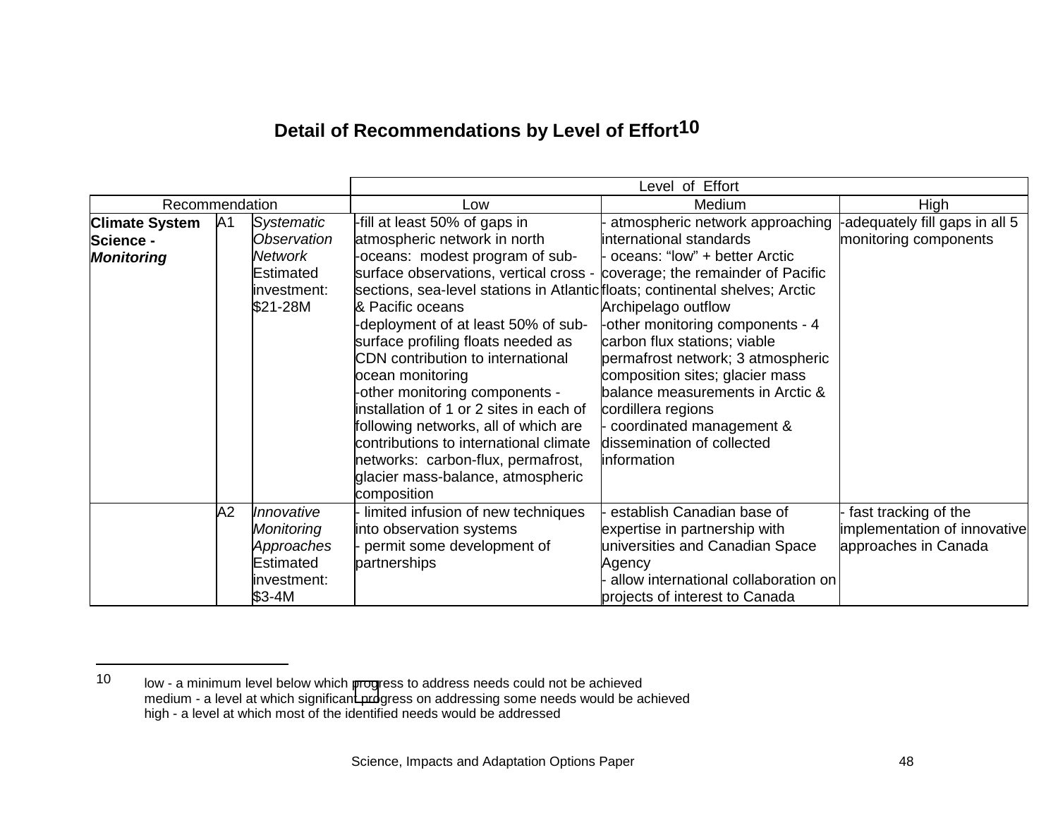## Detail of Recommendations by Level of Effort[10]

| Recommendation | | | Level of Effort | | |
|---|---|---|---|---|---|
| | | | Low | Medium | High |
| **Climate System Science - *Monitoring*** | A1 | *Systematic Observation Network* Estimated investment: $21-28M | -fill at least 50% of gaps in atmospheric network in north<br>-oceans: modest program of sub-surface observations, vertical cross - sections, sea-level stations in Atlantic & Pacific oceans<br>-deployment of at least 50% of sub-surface profiling floats needed as CDN contribution to international ocean monitoring<br>-other monitoring components - installation of 1 or 2 sites in each of following networks, all of which are contributions to international climate networks: carbon-flux, permafrost, glacier mass-balance, atmospheric composition | - atmospheric network approaching international standards<br>- oceans: "low" + better Arctic coverage; the remainder of Pacific floats; continental shelves; Arctic Archipelago outflow<br>-other monitoring components - 4 carbon flux stations; viable permafrost network; 3 atmospheric composition sites; glacier mass balance measurements in Arctic & cordillera regions<br>- coordinated management & dissemination of collected information | -adequately fill gaps in all 5 monitoring components |
| | A2 | *Innovative Monitoring Approaches* Estimated investment: $3-4M | - limited infusion of new techniques into observation systems<br>- permit some development of partnerships | - establish Canadian base of expertise in partnership with universities and Canadian Space Agency<br>- allow international collaboration on projects of interest to Canada | - fast tracking of the implementation of innovative approaches in Canada |

---

[10] low - a minimum level below which progress to address needs could not be achieved
medium - a level at which significant progress on addressing some needs would be achieved
high - a level at which most of the identified needs would be addressed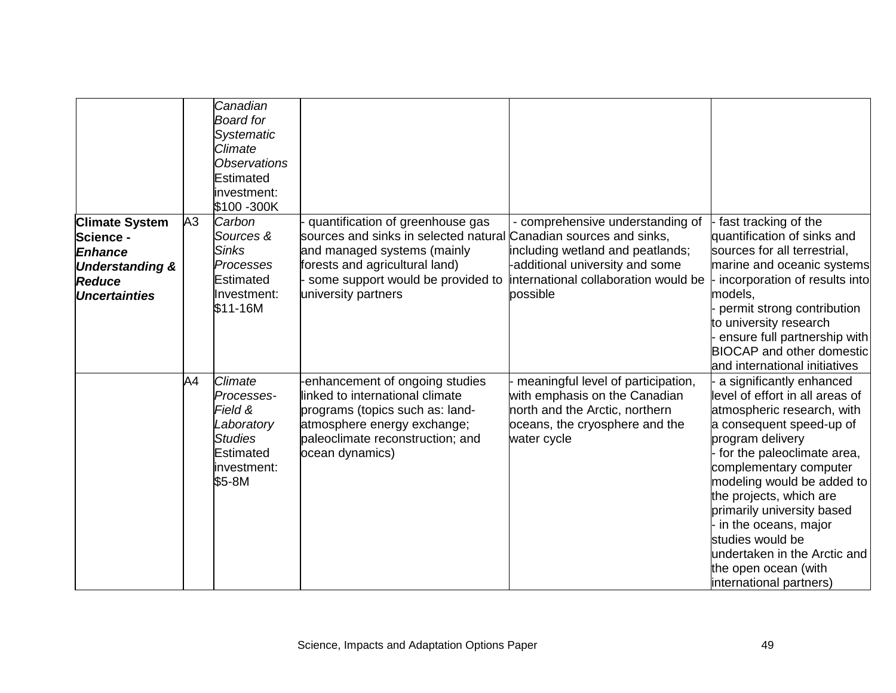| | | | | | |
|---|---|---|---|---|---|
| | | *Canadian Board for Systematic Climate Observations* Estimated investment: $100 -300K | | | |
| **Climate System Science -** ***Enhance Understanding & Reduce Uncertainties*** | A3 | *Carbon Sources & Sinks Processes* Estimated Investment: $11-16M | - quantification of greenhouse gas sources and sinks in selected natural and managed systems (mainly forests and agricultural land)<br>- some support would be provided to university partners | - comprehensive understanding of Canadian sources and sinks, including wetland and peatlands;<br>-additional university and some international collaboration would be possible | - fast tracking of the quantification of sinks and sources for all terrestrial, marine and oceanic systems<br>- incorporation of results into models,<br>- permit strong contribution to university research<br>- ensure full partnership with BIOCAP and other domestic and international initiatives |
| | A4 | *Climate Processes- Field & Laboratory Studies* Estimated investment: $5-8M | -enhancement of ongoing studies linked to international climate programs (topics such as: land-atmosphere energy exchange; paleoclimate reconstruction; and ocean dynamics) | - meaningful level of participation, with emphasis on the Canadian north and the Arctic, northern oceans, the cryosphere and the water cycle | - a significantly enhanced level of effort in all areas of atmospheric research, with a consequent speed-up of program delivery<br>- for the paleoclimate area, complementary computer modeling would be added to the projects, which are primarily university based<br>- in the oceans, major studies would be undertaken in the Arctic and the open ocean (with international partners) |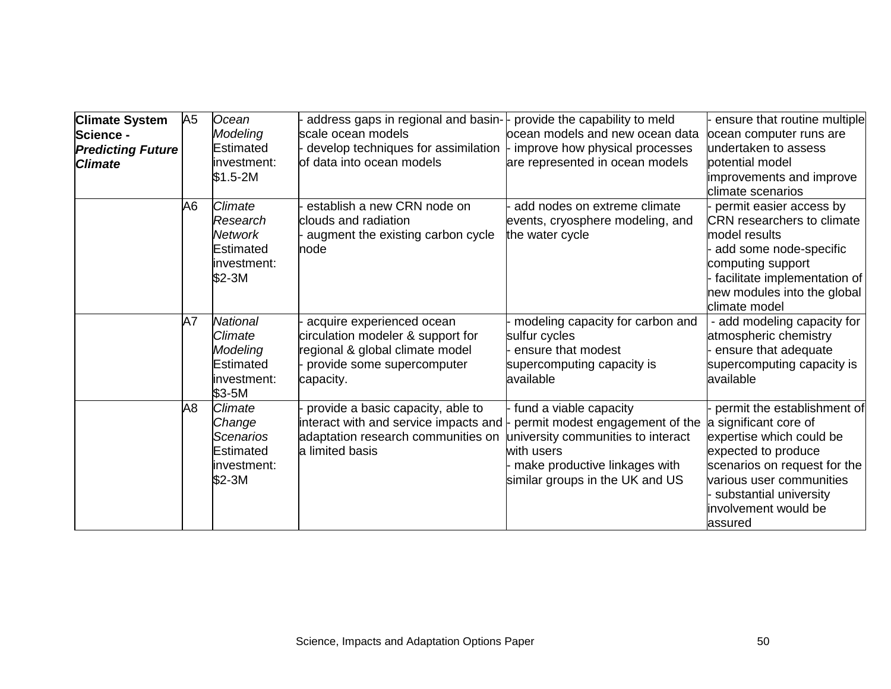| **Climate System Science - *Predicting Future Climate*** | A5 | *Ocean Modeling* Estimated investment: $1.5-2M | - address gaps in regional and basin-scale ocean models<br>- develop techniques for assimilation of data into ocean models | - provide the capability to meld ocean models and new ocean data<br>- improve how physical processes are represented in ocean models | - ensure that routine multiple ocean computer runs are undertaken to assess potential model improvements and improve climate scenarios |
|---|---|---|---|---|---|
| | A6 | *Climate Research Network* Estimated investment: $2-3M | - establish a new CRN node on clouds and radiation<br>- augment the existing carbon cycle node | - add nodes on extreme climate events, cryosphere modeling, and the water cycle | - permit easier access by CRN researchers to climate model results<br>- add some node-specific computing support<br>- facilitate implementation of new modules into the global climate model |
| | A7 | *National Climate Modeling* Estimated investment: $3-5M | - acquire experienced ocean circulation modeler & support for regional & global climate model<br>- provide some supercomputer capacity. | - modeling capacity for carbon and sulfur cycles<br>- ensure that modest supercomputing capacity is available | - add modeling capacity for atmospheric chemistry<br>- ensure that adequate supercomputing capacity is available |
| | A8 | *Climate Change Scenarios* Estimated investment: $2-3M | - provide a basic capacity, able to interact with and service impacts and adaptation research communities on a limited basis | - fund a viable capacity<br>- permit modest engagement of the university communities to interact with users<br>- make productive linkages with similar groups in the UK and US | - permit the establishment of a significant core of expertise which could be expected to produce scenarios on request for the various user communities<br>- substantial university involvement would be assured |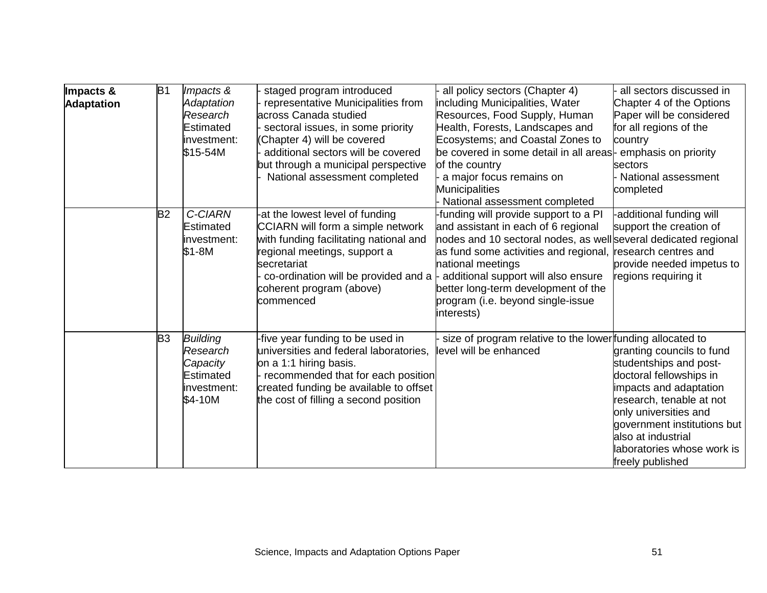| | | | | | |
|---|---|---|---|---|---|
| **Impacts & Adaptation** | B1 | *Impacts & Adaptation Research* Estimated investment: $15-54M | - staged program introduced<br>- representative Municipalities from across Canada studied<br>- sectoral issues, in some priority (Chapter 4) will be covered<br>- additional sectors will be covered but through a municipal perspective<br>- National assessment completed | - all policy sectors (Chapter 4) including Municipalities, Water Resources, Food Supply, Human Health, Forests, Landscapes and Ecosystems; and Coastal Zones to be covered in some detail in all areas of the country<br>- a major focus remains on Municipalities<br>- National assessment completed | - all sectors discussed in Chapter 4 of the Options Paper will be considered for all regions of the country<br>- emphasis on priority sectors<br>- National assessment completed |
| | B2 | *C-CIARN* Estimated investment: $1-8M | -at the lowest level of funding CCIARN will form a simple network with funding facilitating national and regional meetings, support a secretariat<br>- co-ordination will be provided and a coherent program (above) commenced | -funding will provide support to a PI and assistant in each of 6 regional nodes and 10 sectoral nodes, as well as fund some activities and regional, national meetings<br>- additional support will also ensure better long-term development of the program (i.e. beyond single-issue interests) | -additional funding will support the creation of several dedicated regional research centres and provide needed impetus to regions requiring it |
| | B3 | *Building Research Capacity* Estimated investment: $4-10M | -five year funding to be used in universities and federal laboratories, on a 1:1 hiring basis.<br>- recommended that for each position created funding be available to offset the cost of filling a second position | - size of program relative to the lower level will be enhanced | funding allocated to granting councils to fund studentships and post-doctoral fellowships in impacts and adaptation research, tenable at not only universities and government institutions but also at industrial laboratories whose work is freely published |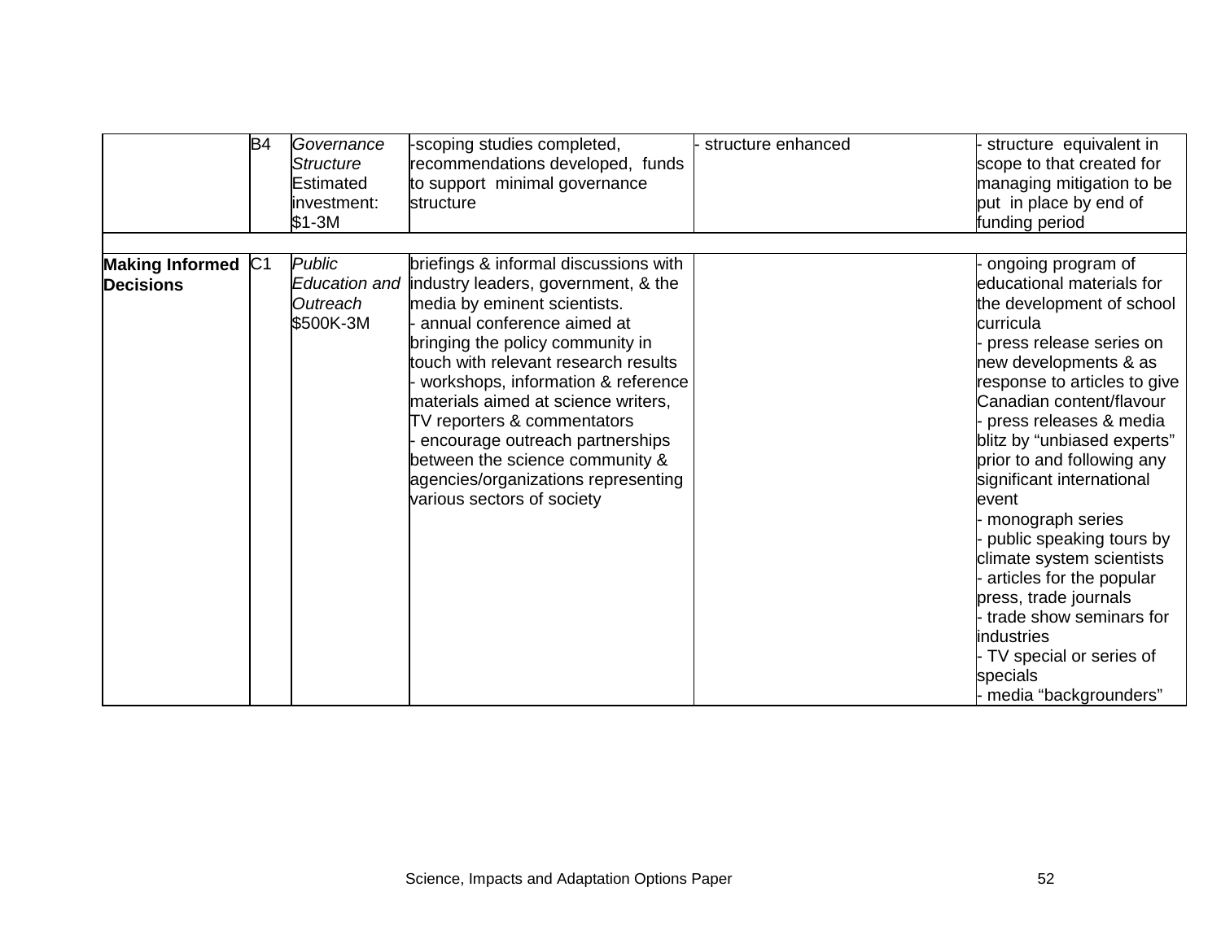| | | | | | |
|---|---|---|---|---|---|
| | B4 | *Governance Structure* Estimated investment: $1-3M | -scoping studies completed, recommendations developed, funds to support minimal governance structure | - structure enhanced | - structure equivalent in scope to that created for managing mitigation to be put in place by end of funding period |
| | | | | | |
| **Making Informed Decisions** | C1 | *Public Education and Outreach* $500K-3M | briefings & informal discussions with industry leaders, government, & the media by eminent scientists.<br>- annual conference aimed at bringing the policy community in touch with relevant research results<br>- workshops, information & reference materials aimed at science writers, TV reporters & commentators<br>- encourage outreach partnerships between the science community & agencies/organizations representing various sectors of society | | - ongoing program of educational materials for the development of school curricula<br>- press release series on new developments & as response to articles to give Canadian content/flavour<br>- press releases & media blitz by "unbiased experts" prior to and following any significant international event<br>- monograph series<br>- public speaking tours by climate system scientists<br>- articles for the popular press, trade journals<br>- trade show seminars for industries<br>- TV special or series of specials<br>- media "backgrounders" |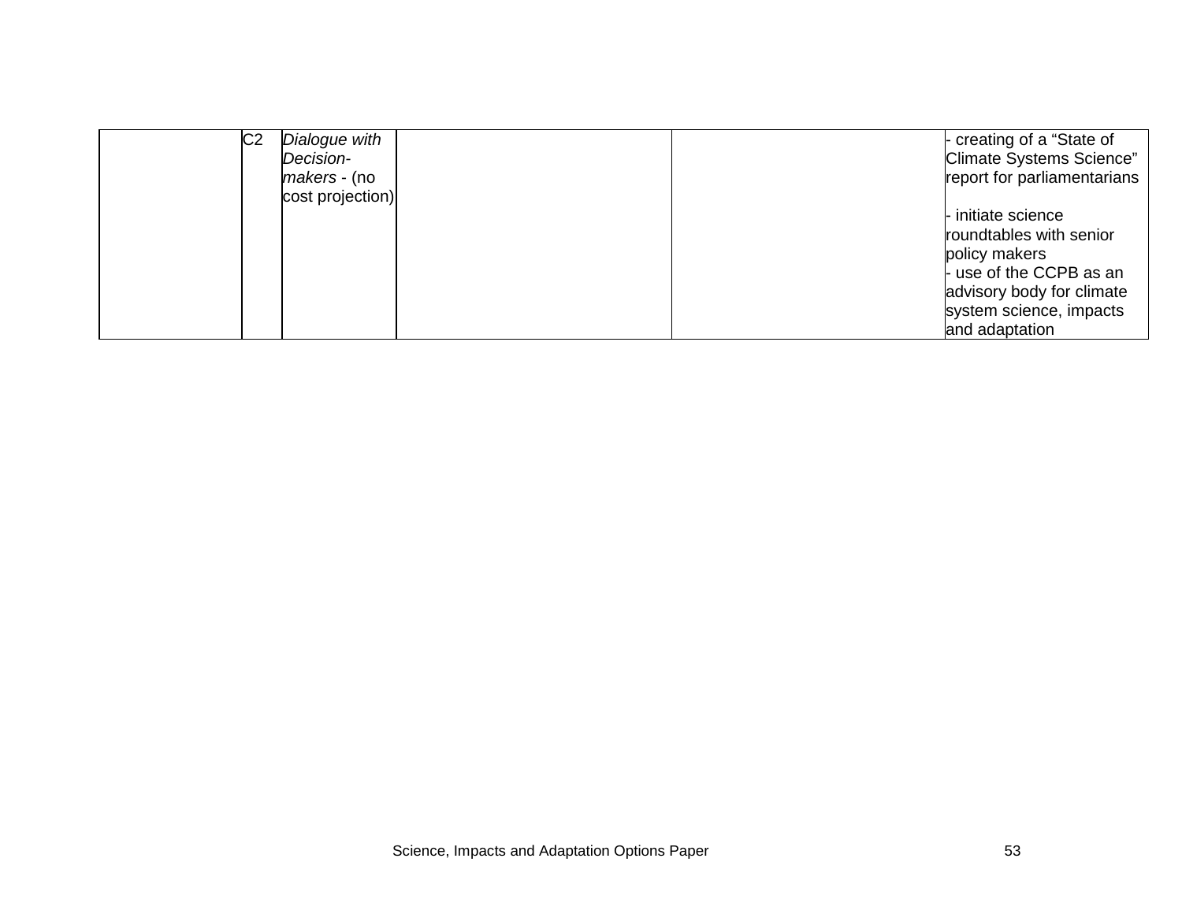| | | | | | |
|---|---|---|---|---|---|
| | C2 | *Dialogue with Decision-makers* - (no cost projection) | | | - creating of a "State of Climate Systems Science" report for parliamentarians<br><br>- initiate science roundtables with senior policy makers<br>- use of the CCPB as an advisory body for climate system science, impacts and adaptation |